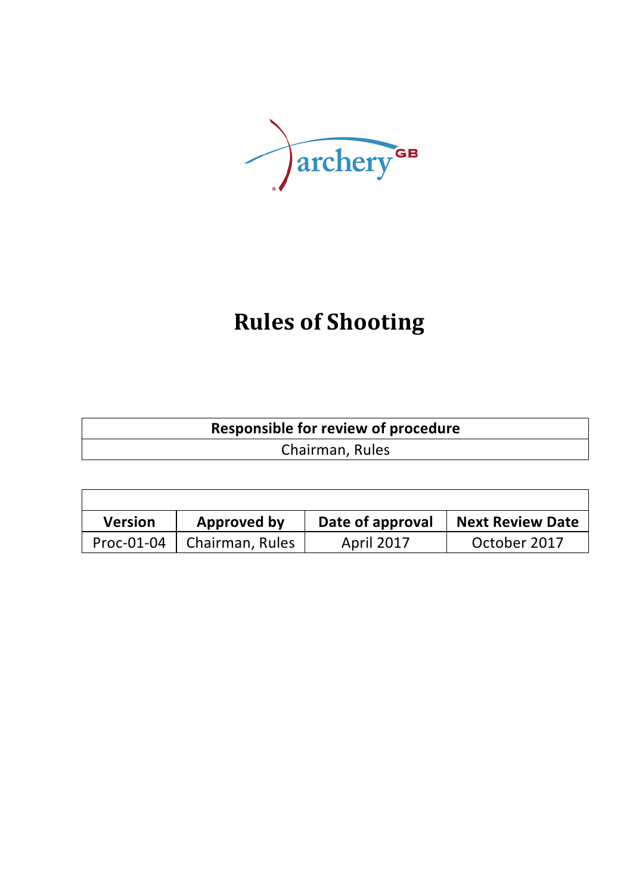archery GB

# Rules of Shooting

| Responsible for review of procedure |
| --- |
| Chairman, Rules |

| | | | |
| --- | --- | --- | --- |
| **Version** | **Approved by** | **Date of approval** | **Next Review Date** |
| Proc-01-04 | Chairman, Rules | April 2017 | October 2017 |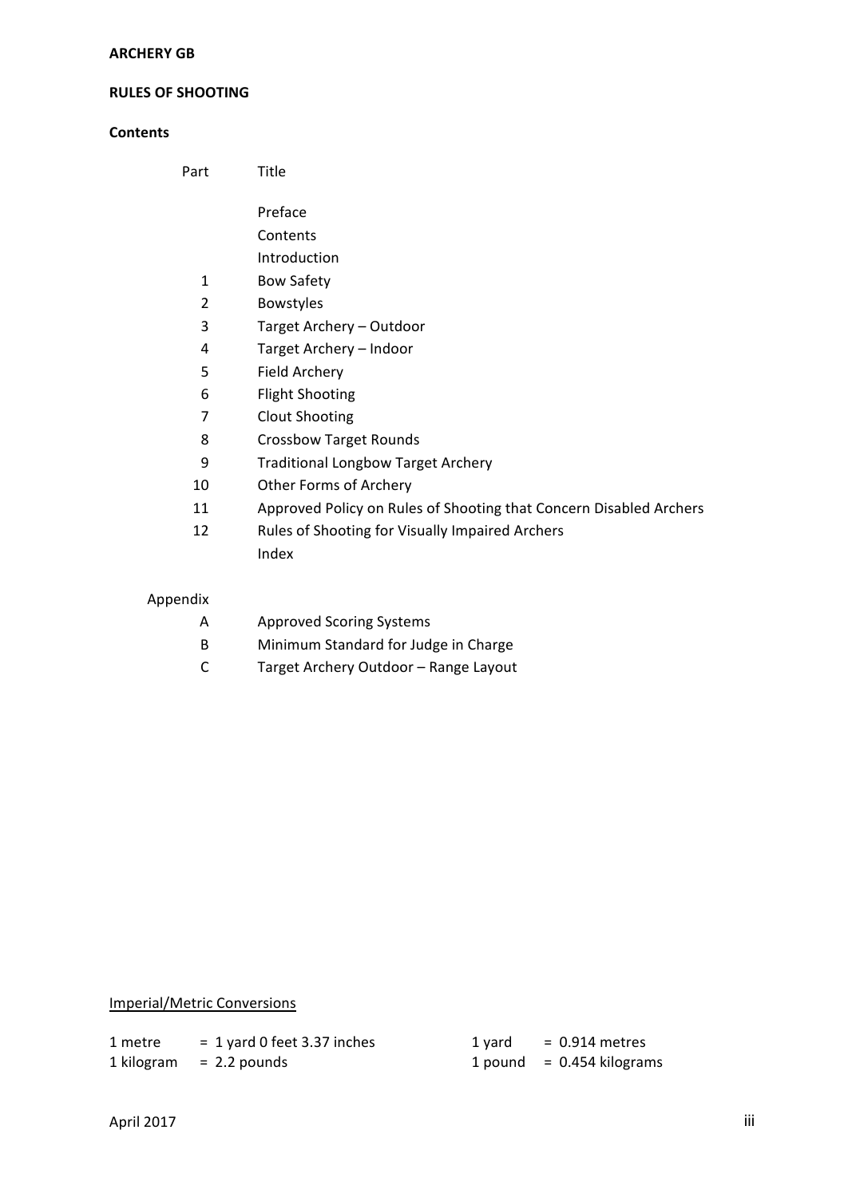**ARCHERY GB**

**RULES OF SHOOTING**

**Contents**

| Part | Title |
|---|---|
| | Preface |
| | Contents |
| | Introduction |
| 1 | Bow Safety |
| 2 | Bowstyles |
| 3 | Target Archery – Outdoor |
| 4 | Target Archery – Indoor |
| 5 | Field Archery |
| 6 | Flight Shooting |
| 7 | Clout Shooting |
| 8 | Crossbow Target Rounds |
| 9 | Traditional Longbow Target Archery |
| 10 | Other Forms of Archery |
| 11 | Approved Policy on Rules of Shooting that Concern Disabled Archers |
| 12 | Rules of Shooting for Visually Impaired Archers |
| | Index |

| Appendix | |
|---|---|
| A | Approved Scoring Systems |
| B | Minimum Standard for Judge in Charge |
| C | Target Archery Outdoor – Range Layout |

Imperial/Metric Conversions

| | | | |
|---|---|---|---|
| 1 metre | = 1 yard 0 feet 3.37 inches | 1 yard | = 0.914 metres |
| 1 kilogram | = 2.2 pounds | 1 pound | = 0.454 kilograms |

April 2017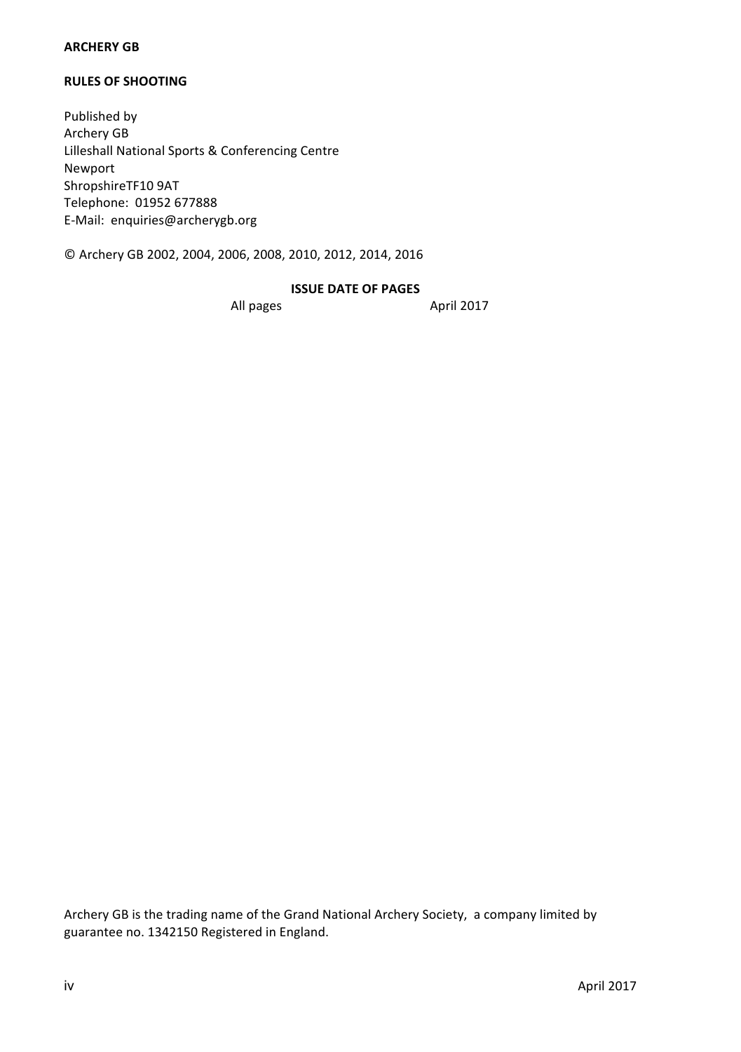**ARCHERY GB**

**RULES OF SHOOTING**

Published by
Archery GB
Lilleshall National Sports & Conferencing Centre
Newport
ShropshireTF10 9AT
Telephone: 01952 677888
E-Mail: enquiries@archerygb.org

© Archery GB 2002, 2004, 2006, 2008, 2010, 2012, 2014, 2016

**ISSUE DATE OF PAGES**

| All pages | April 2017 |
| --- | --- |

Archery GB is the trading name of the Grand National Archery Society, a company limited by guarantee no. 1342150 Registered in England.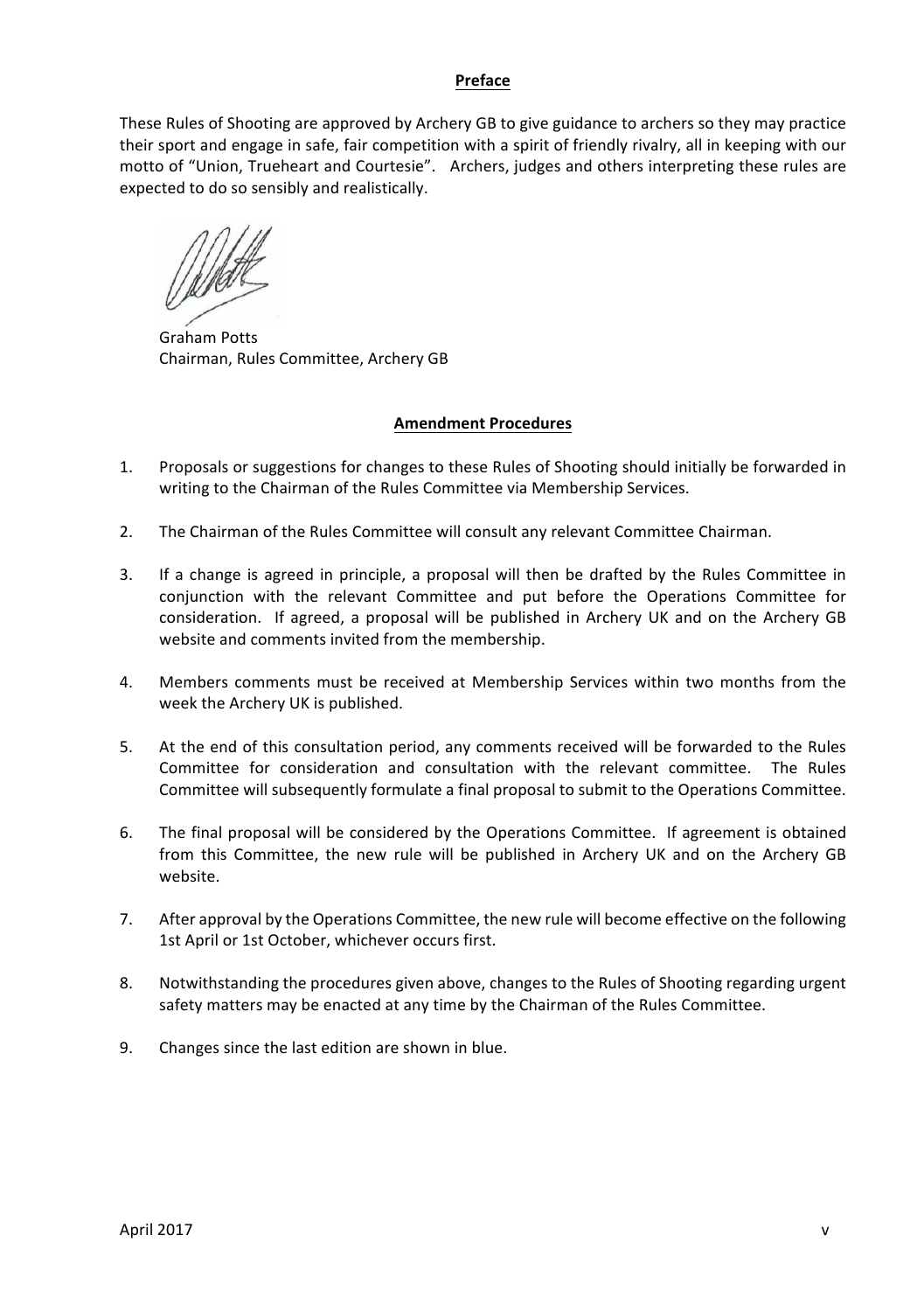## Preface

These Rules of Shooting are approved by Archery GB to give guidance to archers so they may practice their sport and engage in safe, fair competition with a spirit of friendly rivalry, all in keeping with our motto of "Union, Trueheart and Courtesie". Archers, judges and others interpreting these rules are expected to do so sensibly and realistically.

Graham Potts
Chairman, Rules Committee, Archery GB

## Amendment Procedures

1. Proposals or suggestions for changes to these Rules of Shooting should initially be forwarded in writing to the Chairman of the Rules Committee via Membership Services.

2. The Chairman of the Rules Committee will consult any relevant Committee Chairman.

3. If a change is agreed in principle, a proposal will then be drafted by the Rules Committee in conjunction with the relevant Committee and put before the Operations Committee for consideration. If agreed, a proposal will be published in Archery UK and on the Archery GB website and comments invited from the membership.

4. Members comments must be received at Membership Services within two months from the week the Archery UK is published.

5. At the end of this consultation period, any comments received will be forwarded to the Rules Committee for consideration and consultation with the relevant committee. The Rules Committee will subsequently formulate a final proposal to submit to the Operations Committee.

6. The final proposal will be considered by the Operations Committee. If agreement is obtained from this Committee, the new rule will be published in Archery UK and on the Archery GB website.

7. After approval by the Operations Committee, the new rule will become effective on the following 1st April or 1st October, whichever occurs first.

8. Notwithstanding the procedures given above, changes to the Rules of Shooting regarding urgent safety matters may be enacted at any time by the Chairman of the Rules Committee.

9. Changes since the last edition are shown in blue.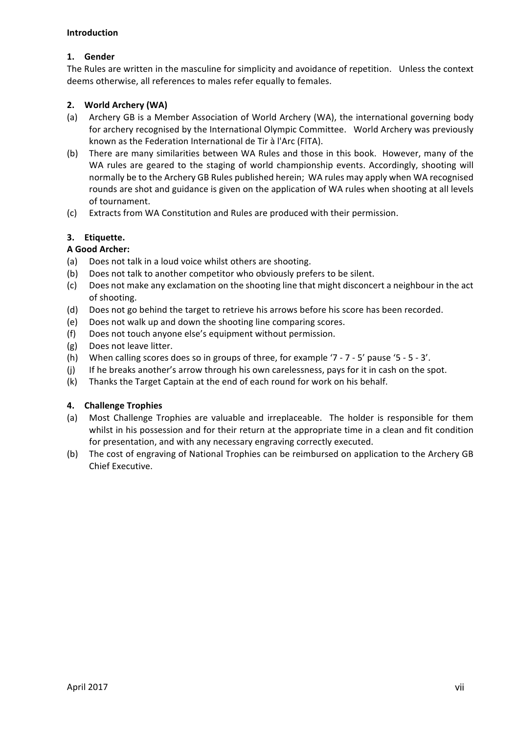**Introduction**

## 1. Gender

The Rules are written in the masculine for simplicity and avoidance of repetition. Unless the context deems otherwise, all references to males refer equally to females.

## 2. World Archery (WA)

(a) Archery GB is a Member Association of World Archery (WA), the international governing body for archery recognised by the International Olympic Committee. World Archery was previously known as the Federation International de Tir à l'Arc (FITA).

(b) There are many similarities between WA Rules and those in this book. However, many of the WA rules are geared to the staging of world championship events. Accordingly, shooting will normally be to the Archery GB Rules published herein; WA rules may apply when WA recognised rounds are shot and guidance is given on the application of WA rules when shooting at all levels of tournament.

(c) Extracts from WA Constitution and Rules are produced with their permission.

## 3. Etiquette.

**A Good Archer:**

(a) Does not talk in a loud voice whilst others are shooting.

(b) Does not talk to another competitor who obviously prefers to be silent.

(c) Does not make any exclamation on the shooting line that might disconcert a neighbour in the act of shooting.

(d) Does not go behind the target to retrieve his arrows before his score has been recorded.

(e) Does not walk up and down the shooting line comparing scores.

(f) Does not touch anyone else's equipment without permission.

(g) Does not leave litter.

(h) When calling scores does so in groups of three, for example '7 - 7 - 5' pause '5 - 5 - 3'.

(j) If he breaks another's arrow through his own carelessness, pays for it in cash on the spot.

(k) Thanks the Target Captain at the end of each round for work on his behalf.

## 4. Challenge Trophies

(a) Most Challenge Trophies are valuable and irreplaceable. The holder is responsible for them whilst in his possession and for their return at the appropriate time in a clean and fit condition for presentation, and with any necessary engraving correctly executed.

(b) The cost of engraving of National Trophies can be reimbursed on application to the Archery GB Chief Executive.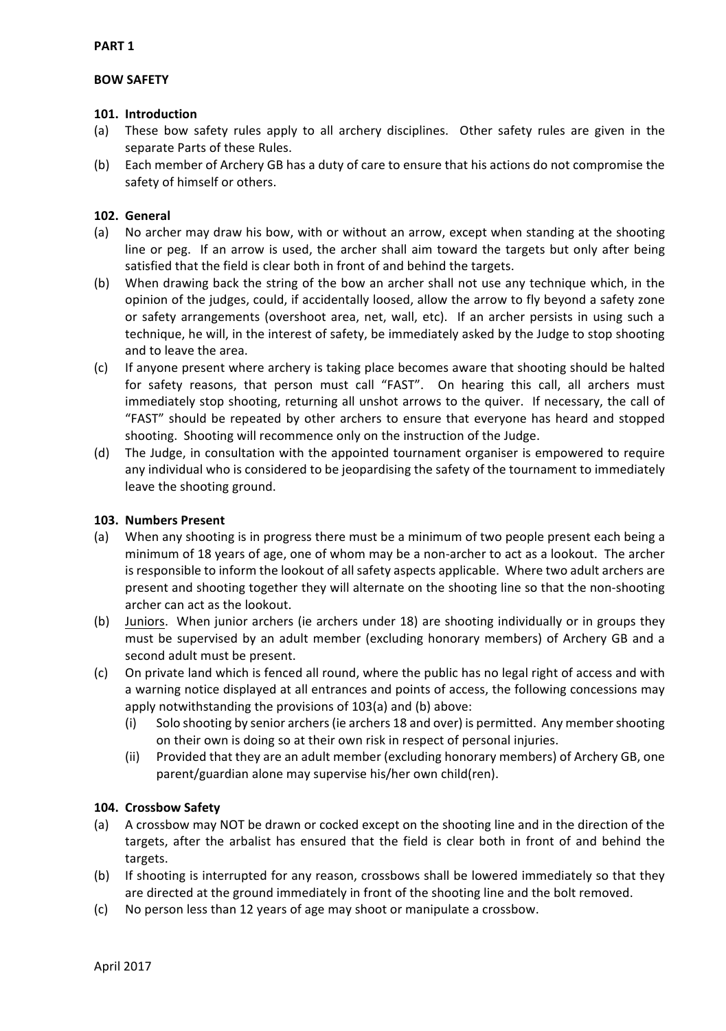**PART 1**

**BOW SAFETY**

**101. Introduction**

(a) These bow safety rules apply to all archery disciplines. Other safety rules are given in the separate Parts of these Rules.

(b) Each member of Archery GB has a duty of care to ensure that his actions do not compromise the safety of himself or others.

**102. General**

(a) No archer may draw his bow, with or without an arrow, except when standing at the shooting line or peg. If an arrow is used, the archer shall aim toward the targets but only after being satisfied that the field is clear both in front of and behind the targets.

(b) When drawing back the string of the bow an archer shall not use any technique which, in the opinion of the judges, could, if accidentally loosed, allow the arrow to fly beyond a safety zone or safety arrangements (overshoot area, net, wall, etc). If an archer persists in using such a technique, he will, in the interest of safety, be immediately asked by the Judge to stop shooting and to leave the area.

(c) If anyone present where archery is taking place becomes aware that shooting should be halted for safety reasons, that person must call "FAST". On hearing this call, all archers must immediately stop shooting, returning all unshot arrows to the quiver. If necessary, the call of "FAST" should be repeated by other archers to ensure that everyone has heard and stopped shooting. Shooting will recommence only on the instruction of the Judge.

(d) The Judge, in consultation with the appointed tournament organiser is empowered to require any individual who is considered to be jeopardising the safety of the tournament to immediately leave the shooting ground.

**103. Numbers Present**

(a) When any shooting is in progress there must be a minimum of two people present each being a minimum of 18 years of age, one of whom may be a non-archer to act as a lookout. The archer is responsible to inform the lookout of all safety aspects applicable. Where two adult archers are present and shooting together they will alternate on the shooting line so that the non-shooting archer can act as the lookout.

(b) Juniors. When junior archers (ie archers under 18) are shooting individually or in groups they must be supervised by an adult member (excluding honorary members) of Archery GB and a second adult must be present.

(c) On private land which is fenced all round, where the public has no legal right of access and with a warning notice displayed at all entrances and points of access, the following concessions may apply notwithstanding the provisions of 103(a) and (b) above:

  (i) Solo shooting by senior archers (ie archers 18 and over) is permitted. Any member shooting on their own is doing so at their own risk in respect of personal injuries.

  (ii) Provided that they are an adult member (excluding honorary members) of Archery GB, one parent/guardian alone may supervise his/her own child(ren).

**104. Crossbow Safety**

(a) A crossbow may NOT be drawn or cocked except on the shooting line and in the direction of the targets, after the arbalist has ensured that the field is clear both in front of and behind the targets.

(b) If shooting is interrupted for any reason, crossbows shall be lowered immediately so that they are directed at the ground immediately in front of the shooting line and the bolt removed.

(c) No person less than 12 years of age may shoot or manipulate a crossbow.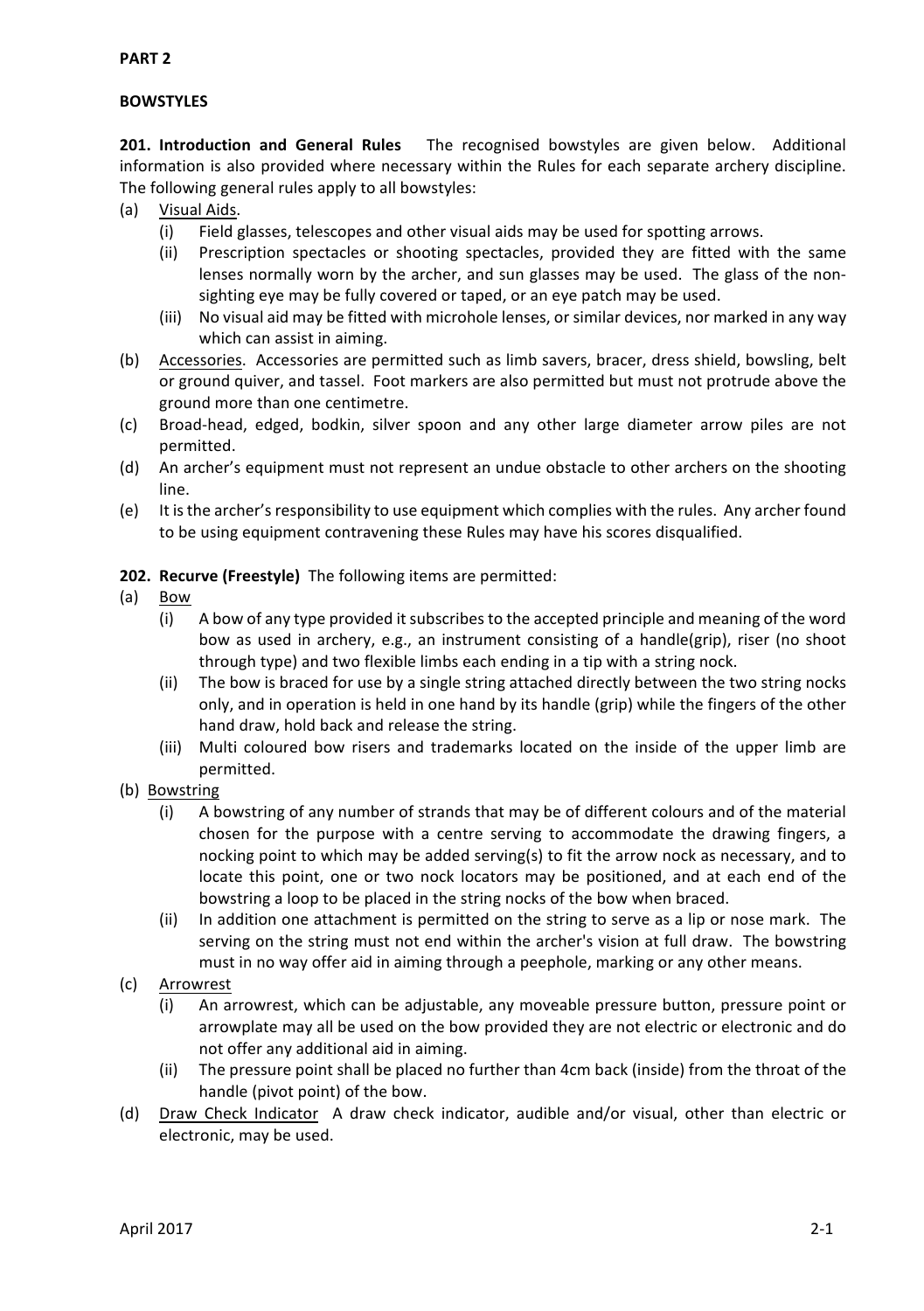**PART 2**

**BOWSTYLES**

**201. Introduction and General Rules** The recognised bowstyles are given below. Additional information is also provided where necessary within the Rules for each separate archery discipline. The following general rules apply to all bowstyles:

(a) Visual Aids.
   (i) Field glasses, telescopes and other visual aids may be used for spotting arrows.
   (ii) Prescription spectacles or shooting spectacles, provided they are fitted with the same lenses normally worn by the archer, and sun glasses may be used. The glass of the non-sighting eye may be fully covered or taped, or an eye patch may be used.
   (iii) No visual aid may be fitted with microhole lenses, or similar devices, nor marked in any way which can assist in aiming.

(b) Accessories. Accessories are permitted such as limb savers, bracer, dress shield, bowsling, belt or ground quiver, and tassel. Foot markers are also permitted but must not protrude above the ground more than one centimetre.

(c) Broad-head, edged, bodkin, silver spoon and any other large diameter arrow piles are not permitted.

(d) An archer's equipment must not represent an undue obstacle to other archers on the shooting line.

(e) It is the archer's responsibility to use equipment which complies with the rules. Any archer found to be using equipment contravening these Rules may have his scores disqualified.

**202. Recurve (Freestyle)** The following items are permitted:

(a) Bow
   (i) A bow of any type provided it subscribes to the accepted principle and meaning of the word bow as used in archery, e.g., an instrument consisting of a handle(grip), riser (no shoot through type) and two flexible limbs each ending in a tip with a string nock.
   (ii) The bow is braced for use by a single string attached directly between the two string nocks only, and in operation is held in one hand by its handle (grip) while the fingers of the other hand draw, hold back and release the string.
   (iii) Multi coloured bow risers and trademarks located on the inside of the upper limb are permitted.

(b) Bowstring
   (i) A bowstring of any number of strands that may be of different colours and of the material chosen for the purpose with a centre serving to accommodate the drawing fingers, a nocking point to which may be added serving(s) to fit the arrow nock as necessary, and to locate this point, one or two nock locators may be positioned, and at each end of the bowstring a loop to be placed in the string nocks of the bow when braced.
   (ii) In addition one attachment is permitted on the string to serve as a lip or nose mark. The serving on the string must not end within the archer's vision at full draw. The bowstring must in no way offer aid in aiming through a peephole, marking or any other means.

(c) Arrowrest
   (i) An arrowrest, which can be adjustable, any moveable pressure button, pressure point or arrowplate may all be used on the bow provided they are not electric or electronic and do not offer any additional aid in aiming.
   (ii) The pressure point shall be placed no further than 4cm back (inside) from the throat of the handle (pivot point) of the bow.

(d) Draw Check Indicator A draw check indicator, audible and/or visual, other than electric or electronic, may be used.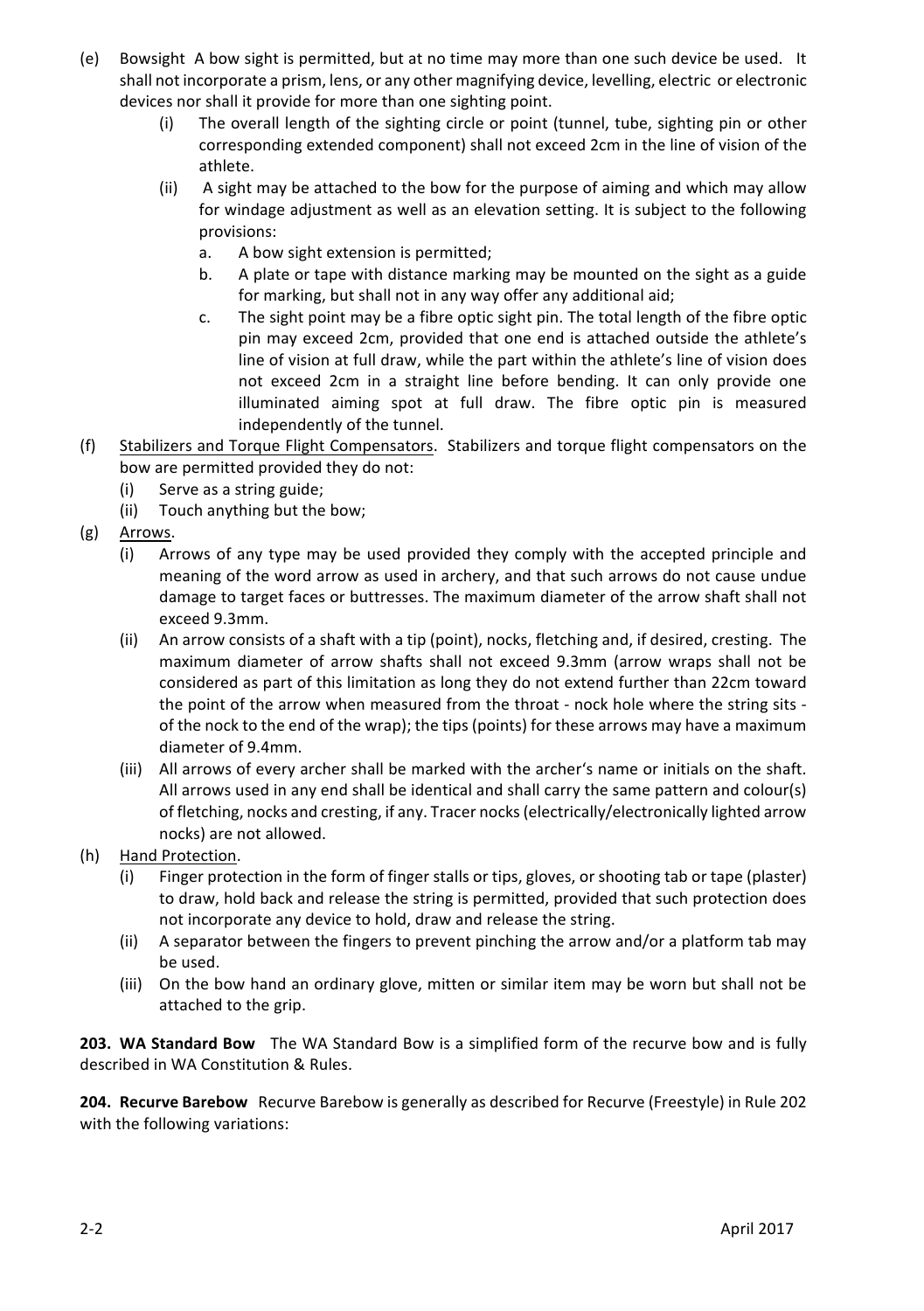(e) Bowsight A bow sight is permitted, but at no time may more than one such device be used. It shall not incorporate a prism, lens, or any other magnifying device, levelling, electric or electronic devices nor shall it provide for more than one sighting point.

   (i) The overall length of the sighting circle or point (tunnel, tube, sighting pin or other corresponding extended component) shall not exceed 2cm in the line of vision of the athlete.

   (ii) A sight may be attached to the bow for the purpose of aiming and which may allow for windage adjustment as well as an elevation setting. It is subject to the following provisions:

      a. A bow sight extension is permitted;

      b. A plate or tape with distance marking may be mounted on the sight as a guide for marking, but shall not in any way offer any additional aid;

      c. The sight point may be a fibre optic sight pin. The total length of the fibre optic pin may exceed 2cm, provided that one end is attached outside the athlete's line of vision at full draw, while the part within the athlete's line of vision does not exceed 2cm in a straight line before bending. It can only provide one illuminated aiming spot at full draw. The fibre optic pin is measured independently of the tunnel.

(f) Stabilizers and Torque Flight Compensators. Stabilizers and torque flight compensators on the bow are permitted provided they do not:

   (i) Serve as a string guide;

   (ii) Touch anything but the bow;

(g) Arrows.

   (i) Arrows of any type may be used provided they comply with the accepted principle and meaning of the word arrow as used in archery, and that such arrows do not cause undue damage to target faces or buttresses. The maximum diameter of the arrow shaft shall not exceed 9.3mm.

   (ii) An arrow consists of a shaft with a tip (point), nocks, fletching and, if desired, cresting. The maximum diameter of arrow shafts shall not exceed 9.3mm (arrow wraps shall not be considered as part of this limitation as long they do not extend further than 22cm toward the point of the arrow when measured from the throat - nock hole where the string sits - of the nock to the end of the wrap); the tips (points) for these arrows may have a maximum diameter of 9.4mm.

   (iii) All arrows of every archer shall be marked with the archer's name or initials on the shaft. All arrows used in any end shall be identical and shall carry the same pattern and colour(s) of fletching, nocks and cresting, if any. Tracer nocks (electrically/electronically lighted arrow nocks) are not allowed.

(h) Hand Protection.

   (i) Finger protection in the form of finger stalls or tips, gloves, or shooting tab or tape (plaster) to draw, hold back and release the string is permitted, provided that such protection does not incorporate any device to hold, draw and release the string.

   (ii) A separator between the fingers to prevent pinching the arrow and/or a platform tab may be used.

   (iii) On the bow hand an ordinary glove, mitten or similar item may be worn but shall not be attached to the grip.

**203. WA Standard Bow** The WA Standard Bow is a simplified form of the recurve bow and is fully described in WA Constitution & Rules.

**204. Recurve Barebow** Recurve Barebow is generally as described for Recurve (Freestyle) in Rule 202 with the following variations: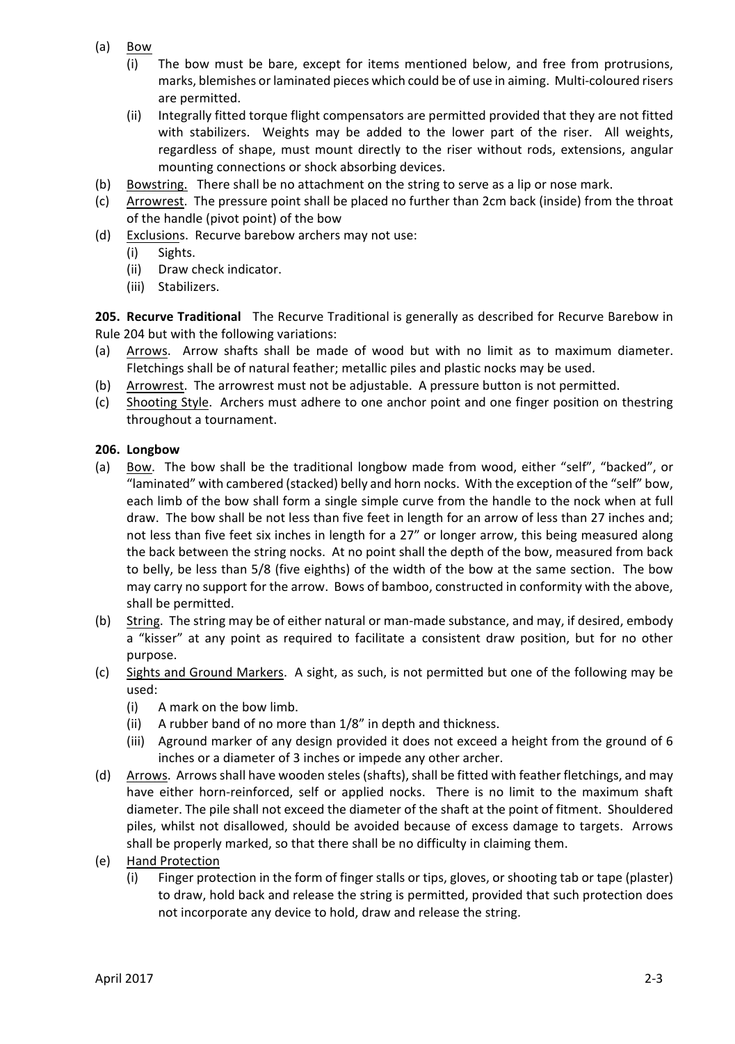(a) Bow
   (i) The bow must be bare, except for items mentioned below, and free from protrusions, marks, blemishes or laminated pieces which could be of use in aiming. Multi-coloured risers are permitted.
   (ii) Integrally fitted torque flight compensators are permitted provided that they are not fitted with stabilizers. Weights may be added to the lower part of the riser. All weights, regardless of shape, must mount directly to the riser without rods, extensions, angular mounting connections or shock absorbing devices.

(b) Bowstring. There shall be no attachment on the string to serve as a lip or nose mark.

(c) Arrowrest. The pressure point shall be placed no further than 2cm back (inside) from the throat of the handle (pivot point) of the bow

(d) Exclusions. Recurve barebow archers may not use:
   (i) Sights.
   (ii) Draw check indicator.
   (iii) Stabilizers.

**205. Recurve Traditional** The Recurve Traditional is generally as described for Recurve Barebow in Rule 204 but with the following variations:

(a) Arrows. Arrow shafts shall be made of wood but with no limit as to maximum diameter. Fletchings shall be of natural feather; metallic piles and plastic nocks may be used.

(b) Arrowrest. The arrowrest must not be adjustable. A pressure button is not permitted.

(c) Shooting Style. Archers must adhere to one anchor point and one finger position on thestring throughout a tournament.

**206. Longbow**

(a) Bow. The bow shall be the traditional longbow made from wood, either "self", "backed", or "laminated" with cambered (stacked) belly and horn nocks. With the exception of the "self" bow, each limb of the bow shall form a single simple curve from the handle to the nock when at full draw. The bow shall be not less than five feet in length for an arrow of less than 27 inches and; not less than five feet six inches in length for a 27" or longer arrow, this being measured along the back between the string nocks. At no point shall the depth of the bow, measured from back to belly, be less than 5/8 (five eighths) of the width of the bow at the same section. The bow may carry no support for the arrow. Bows of bamboo, constructed in conformity with the above, shall be permitted.

(b) String. The string may be of either natural or man-made substance, and may, if desired, embody a "kisser" at any point as required to facilitate a consistent draw position, but for no other purpose.

(c) Sights and Ground Markers. A sight, as such, is not permitted but one of the following may be used:
   (i) A mark on the bow limb.
   (ii) A rubber band of no more than 1/8" in depth and thickness.
   (iii) Aground marker of any design provided it does not exceed a height from the ground of 6 inches or a diameter of 3 inches or impede any other archer.

(d) Arrows. Arrows shall have wooden steles (shafts), shall be fitted with feather fletchings, and may have either horn-reinforced, self or applied nocks. There is no limit to the maximum shaft diameter. The pile shall not exceed the diameter of the shaft at the point of fitment. Shouldered piles, whilst not disallowed, should be avoided because of excess damage to targets. Arrows shall be properly marked, so that there shall be no difficulty in claiming them.

(e) Hand Protection
   (i) Finger protection in the form of finger stalls or tips, gloves, or shooting tab or tape (plaster) to draw, hold back and release the string is permitted, provided that such protection does not incorporate any device to hold, draw and release the string.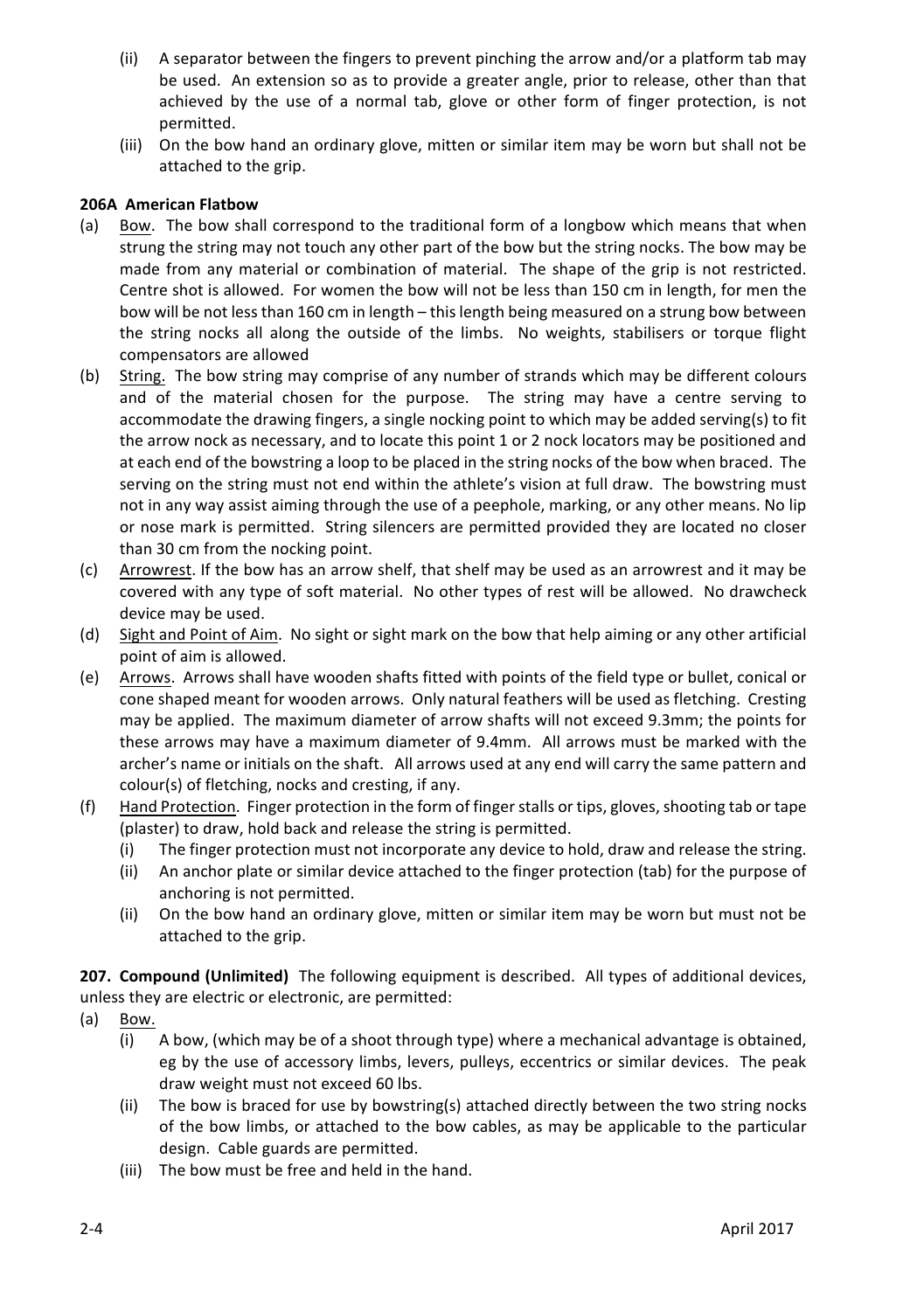(ii) A separator between the fingers to prevent pinching the arrow and/or a platform tab may be used. An extension so as to provide a greater angle, prior to release, other than that achieved by the use of a normal tab, glove or other form of finger protection, is not permitted.

(iii) On the bow hand an ordinary glove, mitten or similar item may be worn but shall not be attached to the grip.

**206A American Flatbow**

(a) Bow. The bow shall correspond to the traditional form of a longbow which means that when strung the string may not touch any other part of the bow but the string nocks. The bow may be made from any material or combination of material. The shape of the grip is not restricted. Centre shot is allowed. For women the bow will not be less than 150 cm in length, for men the bow will be not less than 160 cm in length – this length being measured on a strung bow between the string nocks all along the outside of the limbs. No weights, stabilisers or torque flight compensators are allowed

(b) String. The bow string may comprise of any number of strands which may be different colours and of the material chosen for the purpose. The string may have a centre serving to accommodate the drawing fingers, a single nocking point to which may be added serving(s) to fit the arrow nock as necessary, and to locate this point 1 or 2 nock locators may be positioned and at each end of the bowstring a loop to be placed in the string nocks of the bow when braced. The serving on the string must not end within the athlete's vision at full draw. The bowstring must not in any way assist aiming through the use of a peephole, marking, or any other means. No lip or nose mark is permitted. String silencers are permitted provided they are located no closer than 30 cm from the nocking point.

(c) Arrowrest. If the bow has an arrow shelf, that shelf may be used as an arrowrest and it may be covered with any type of soft material. No other types of rest will be allowed. No drawcheck device may be used.

(d) Sight and Point of Aim. No sight or sight mark on the bow that help aiming or any other artificial point of aim is allowed.

(e) Arrows. Arrows shall have wooden shafts fitted with points of the field type or bullet, conical or cone shaped meant for wooden arrows. Only natural feathers will be used as fletching. Cresting may be applied. The maximum diameter of arrow shafts will not exceed 9.3mm; the points for these arrows may have a maximum diameter of 9.4mm. All arrows must be marked with the archer's name or initials on the shaft. All arrows used at any end will carry the same pattern and colour(s) of fletching, nocks and cresting, if any.

(f) Hand Protection. Finger protection in the form of finger stalls or tips, gloves, shooting tab or tape (plaster) to draw, hold back and release the string is permitted.

  (i) The finger protection must not incorporate any device to hold, draw and release the string.

  (ii) An anchor plate or similar device attached to the finger protection (tab) for the purpose of anchoring is not permitted.

  (ii) On the bow hand an ordinary glove, mitten or similar item may be worn but must not be attached to the grip.

**207. Compound (Unlimited)** The following equipment is described. All types of additional devices, unless they are electric or electronic, are permitted:

(a) Bow.

  (i) A bow, (which may be of a shoot through type) where a mechanical advantage is obtained, eg by the use of accessory limbs, levers, pulleys, eccentrics or similar devices. The peak draw weight must not exceed 60 lbs.

  (ii) The bow is braced for use by bowstring(s) attached directly between the two string nocks of the bow limbs, or attached to the bow cables, as may be applicable to the particular design. Cable guards are permitted.

  (iii) The bow must be free and held in the hand.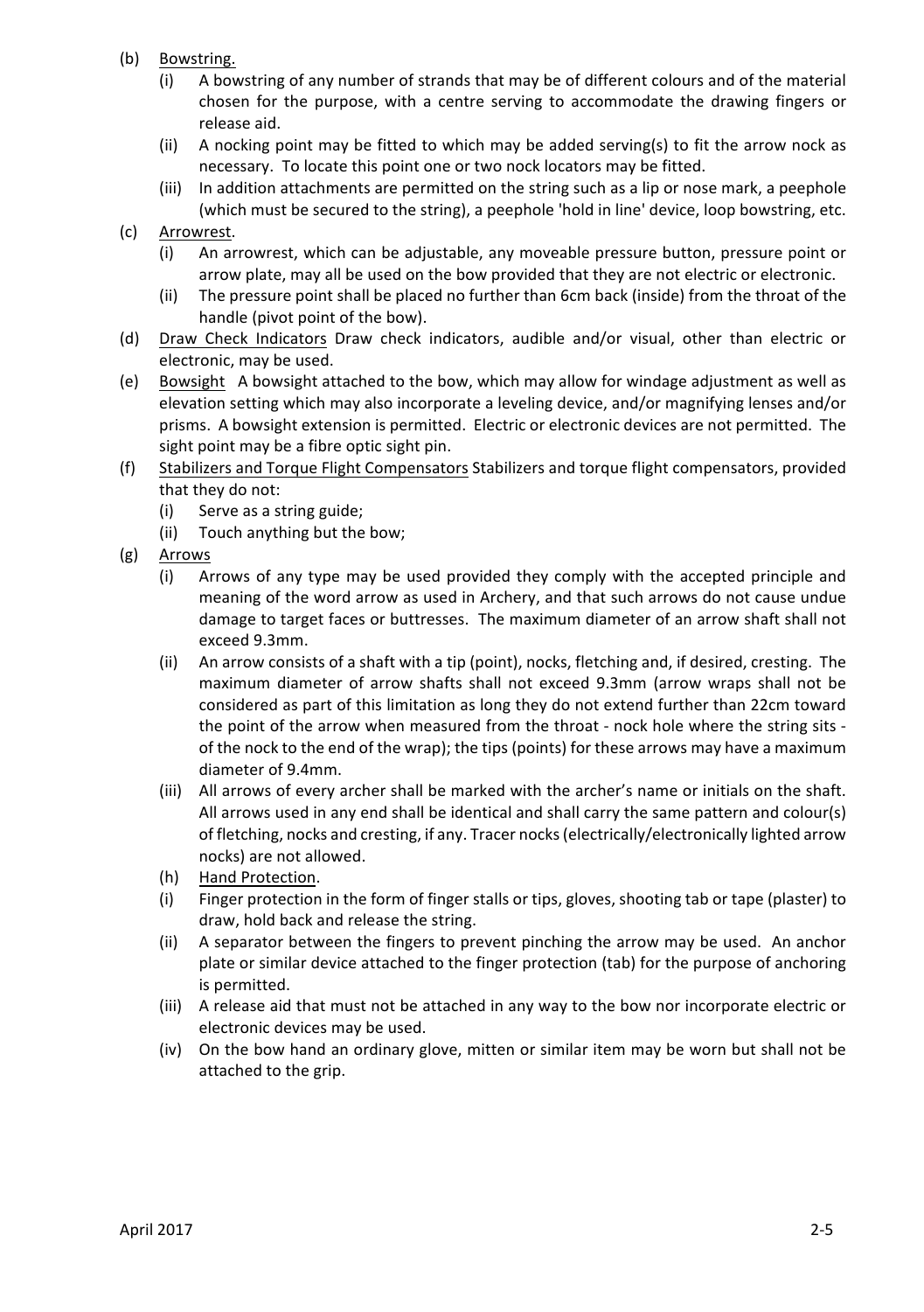(b) Bowstring.

   (i) A bowstring of any number of strands that may be of different colours and of the material chosen for the purpose, with a centre serving to accommodate the drawing fingers or release aid.

   (ii) A nocking point may be fitted to which may be added serving(s) to fit the arrow nock as necessary. To locate this point one or two nock locators may be fitted.

   (iii) In addition attachments are permitted on the string such as a lip or nose mark, a peephole (which must be secured to the string), a peephole 'hold in line' device, loop bowstring, etc.

(c) Arrowrest.

   (i) An arrowrest, which can be adjustable, any moveable pressure button, pressure point or arrow plate, may all be used on the bow provided that they are not electric or electronic.

   (ii) The pressure point shall be placed no further than 6cm back (inside) from the throat of the handle (pivot point of the bow).

(d) Draw Check Indicators Draw check indicators, audible and/or visual, other than electric or electronic, may be used.

(e) Bowsight A bowsight attached to the bow, which may allow for windage adjustment as well as elevation setting which may also incorporate a leveling device, and/or magnifying lenses and/or prisms. A bowsight extension is permitted. Electric or electronic devices are not permitted. The sight point may be a fibre optic sight pin.

(f) Stabilizers and Torque Flight Compensators Stabilizers and torque flight compensators, provided that they do not:

   (i) Serve as a string guide;

   (ii) Touch anything but the bow;

(g) Arrows

   (i) Arrows of any type may be used provided they comply with the accepted principle and meaning of the word arrow as used in Archery, and that such arrows do not cause undue damage to target faces or buttresses. The maximum diameter of an arrow shaft shall not exceed 9.3mm.

   (ii) An arrow consists of a shaft with a tip (point), nocks, fletching and, if desired, cresting. The maximum diameter of arrow shafts shall not exceed 9.3mm (arrow wraps shall not be considered as part of this limitation as long they do not extend further than 22cm toward the point of the arrow when measured from the throat - nock hole where the string sits - of the nock to the end of the wrap); the tips (points) for these arrows may have a maximum diameter of 9.4mm.

   (iii) All arrows of every archer shall be marked with the archer's name or initials on the shaft. All arrows used in any end shall be identical and shall carry the same pattern and colour(s) of fletching, nocks and cresting, if any. Tracer nocks (electrically/electronically lighted arrow nocks) are not allowed.

   (h) Hand Protection.

   (i) Finger protection in the form of finger stalls or tips, gloves, shooting tab or tape (plaster) to draw, hold back and release the string.

   (ii) A separator between the fingers to prevent pinching the arrow may be used. An anchor plate or similar device attached to the finger protection (tab) for the purpose of anchoring is permitted.

   (iii) A release aid that must not be attached in any way to the bow nor incorporate electric or electronic devices may be used.

   (iv) On the bow hand an ordinary glove, mitten or similar item may be worn but shall not be attached to the grip.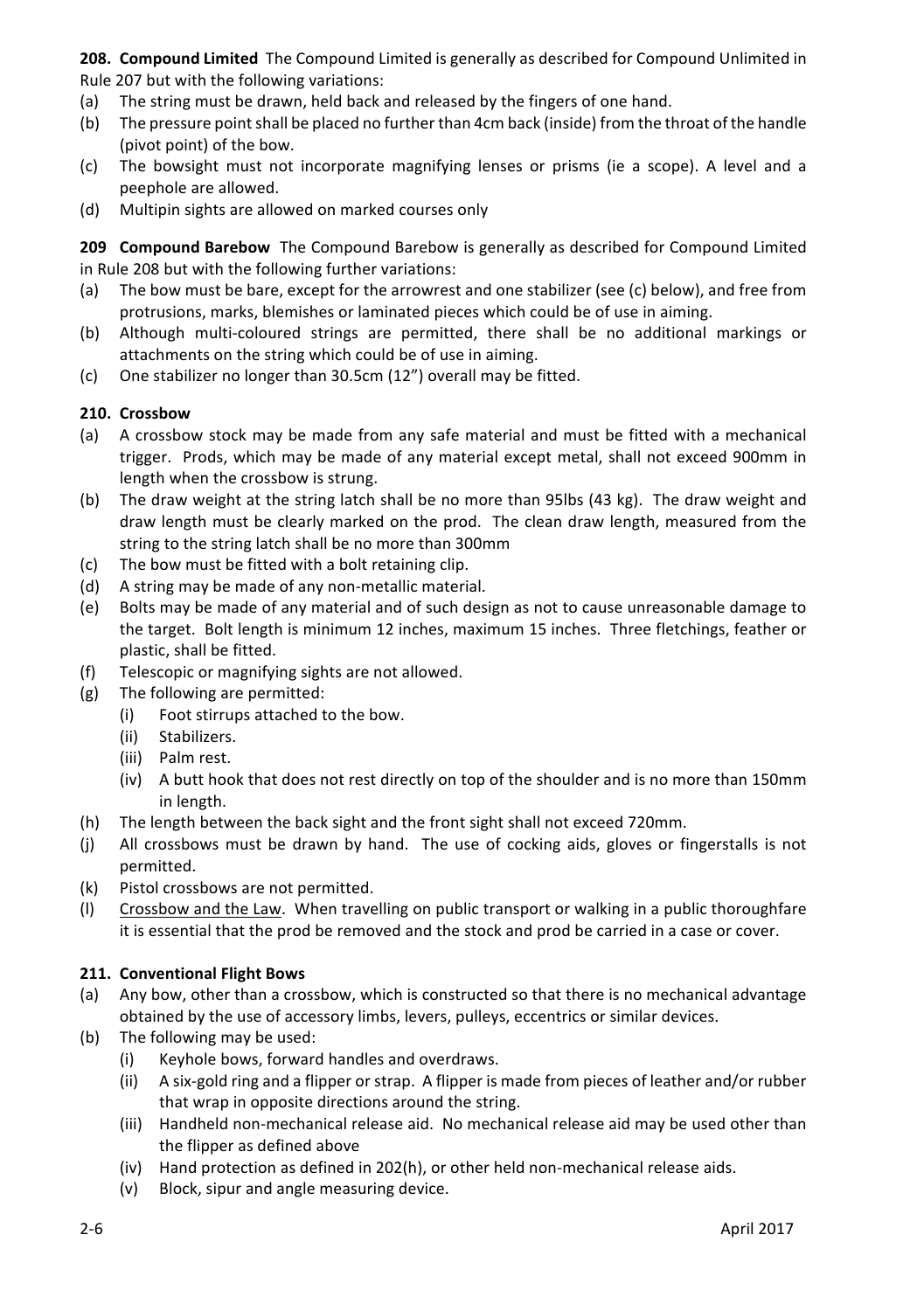**208. Compound Limited** The Compound Limited is generally as described for Compound Unlimited in Rule 207 but with the following variations:

(a) The string must be drawn, held back and released by the fingers of one hand.
(b) The pressure point shall be placed no further than 4cm back (inside) from the throat of the handle (pivot point) of the bow.
(c) The bowsight must not incorporate magnifying lenses or prisms (ie a scope). A level and a peephole are allowed.
(d) Multipin sights are allowed on marked courses only

**209 Compound Barebow** The Compound Barebow is generally as described for Compound Limited in Rule 208 but with the following further variations:

(a) The bow must be bare, except for the arrowrest and one stabilizer (see (c) below), and free from protrusions, marks, blemishes or laminated pieces which could be of use in aiming.
(b) Although multi-coloured strings are permitted, there shall be no additional markings or attachments on the string which could be of use in aiming.
(c) One stabilizer no longer than 30.5cm (12") overall may be fitted.

**210. Crossbow**

(a) A crossbow stock may be made from any safe material and must be fitted with a mechanical trigger. Prods, which may be made of any material except metal, shall not exceed 900mm in length when the crossbow is strung.
(b) The draw weight at the string latch shall be no more than 95lbs (43 kg). The draw weight and draw length must be clearly marked on the prod. The clean draw length, measured from the string to the string latch shall be no more than 300mm
(c) The bow must be fitted with a bolt retaining clip.
(d) A string may be made of any non-metallic material.
(e) Bolts may be made of any material and of such design as not to cause unreasonable damage to the target. Bolt length is minimum 12 inches, maximum 15 inches. Three fletchings, feather or plastic, shall be fitted.
(f) Telescopic or magnifying sights are not allowed.
(g) The following are permitted:
    (i) Foot stirrups attached to the bow.
    (ii) Stabilizers.
    (iii) Palm rest.
    (iv) A butt hook that does not rest directly on top of the shoulder and is no more than 150mm in length.
(h) The length between the back sight and the front sight shall not exceed 720mm.
(j) All crossbows must be drawn by hand. The use of cocking aids, gloves or fingerstalls is not permitted.
(k) Pistol crossbows are not permitted.
(l) Crossbow and the Law. When travelling on public transport or walking in a public thoroughfare it is essential that the prod be removed and the stock and prod be carried in a case or cover.

**211. Conventional Flight Bows**

(a) Any bow, other than a crossbow, which is constructed so that there is no mechanical advantage obtained by the use of accessory limbs, levers, pulleys, eccentrics or similar devices.
(b) The following may be used:
    (i) Keyhole bows, forward handles and overdraws.
    (ii) A six-gold ring and a flipper or strap. A flipper is made from pieces of leather and/or rubber that wrap in opposite directions around the string.
    (iii) Handheld non-mechanical release aid. No mechanical release aid may be used other than the flipper as defined above
    (iv) Hand protection as defined in 202(h), or other held non-mechanical release aids.
    (v) Block, sipur and angle measuring device.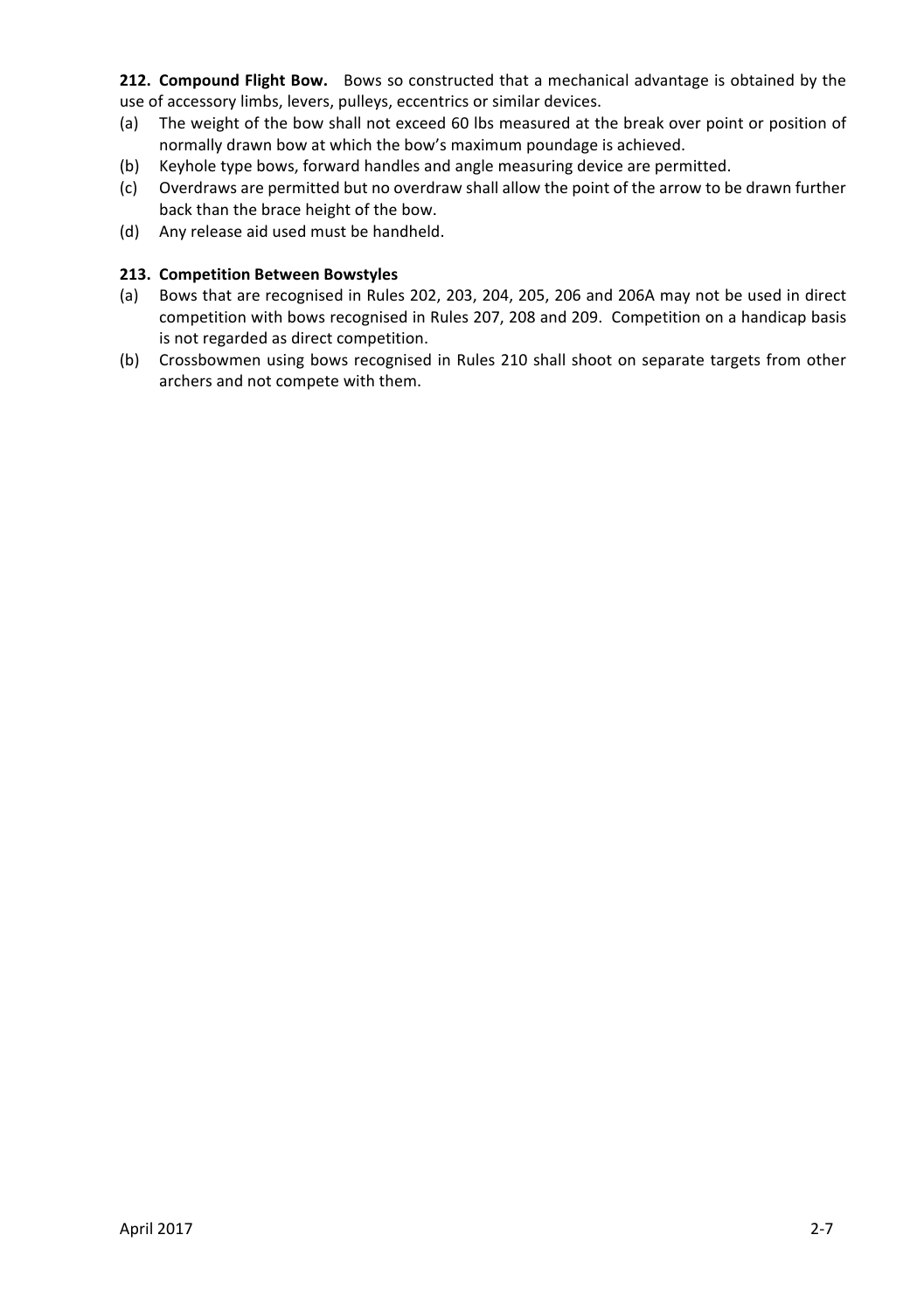**212. Compound Flight Bow.** Bows so constructed that a mechanical advantage is obtained by the use of accessory limbs, levers, pulleys, eccentrics or similar devices.

(a) The weight of the bow shall not exceed 60 lbs measured at the break over point or position of normally drawn bow at which the bow's maximum poundage is achieved.

(b) Keyhole type bows, forward handles and angle measuring device are permitted.

(c) Overdraws are permitted but no overdraw shall allow the point of the arrow to be drawn further back than the brace height of the bow.

(d) Any release aid used must be handheld.

**213. Competition Between Bowstyles**

(a) Bows that are recognised in Rules 202, 203, 204, 205, 206 and 206A may not be used in direct competition with bows recognised in Rules 207, 208 and 209. Competition on a handicap basis is not regarded as direct competition.

(b) Crossbowmen using bows recognised in Rules 210 shall shoot on separate targets from other archers and not compete with them.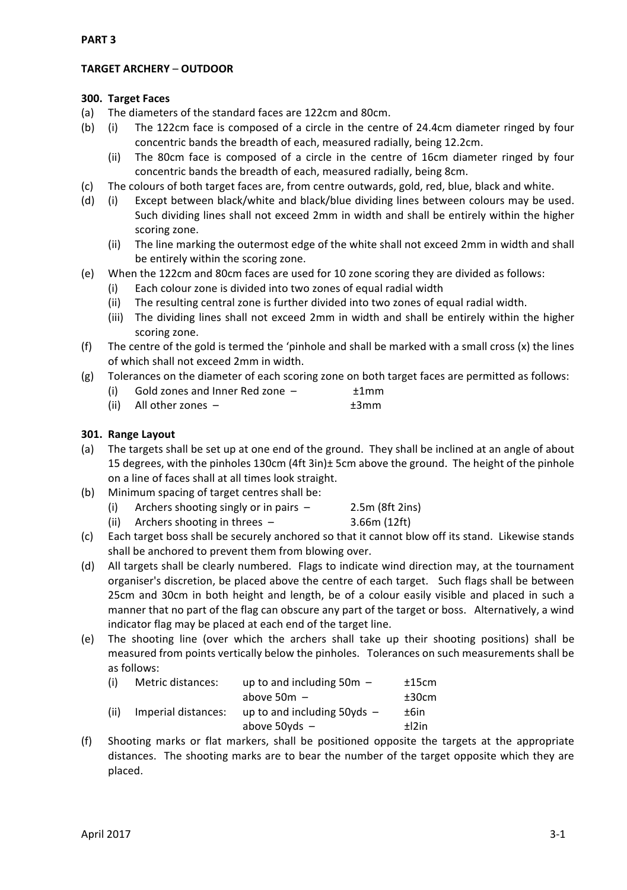**PART 3**

**TARGET ARCHERY – OUTDOOR**

**300. Target Faces**

(a) The diameters of the standard faces are 122cm and 80cm.

(b) (i) The 122cm face is composed of a circle in the centre of 24.4cm diameter ringed by four concentric bands the breadth of each, measured radially, being 12.2cm.

  (ii) The 80cm face is composed of a circle in the centre of 16cm diameter ringed by four concentric bands the breadth of each, measured radially, being 8cm.

(c) The colours of both target faces are, from centre outwards, gold, red, blue, black and white.

(d) (i) Except between black/white and black/blue dividing lines between colours may be used. Such dividing lines shall not exceed 2mm in width and shall be entirely within the higher scoring zone.

  (ii) The line marking the outermost edge of the white shall not exceed 2mm in width and shall be entirely within the scoring zone.

(e) When the 122cm and 80cm faces are used for 10 zone scoring they are divided as follows:

  (i) Each colour zone is divided into two zones of equal radial width

  (ii) The resulting central zone is further divided into two zones of equal radial width.

  (iii) The dividing lines shall not exceed 2mm in width and shall be entirely within the higher scoring zone.

(f) The centre of the gold is termed the 'pinhole and shall be marked with a small cross (x) the lines of which shall not exceed 2mm in width.

(g) Tolerances on the diameter of each scoring zone on both target faces are permitted as follows:

  (i) Gold zones and Inner Red zone – ±1mm

  (ii) All other zones – ±3mm

**301. Range Layout**

(a) The targets shall be set up at one end of the ground. They shall be inclined at an angle of about 15 degrees, with the pinholes 130cm (4ft 3in)± 5cm above the ground. The height of the pinhole on a line of faces shall at all times look straight.

(b) Minimum spacing of target centres shall be:

  (i) Archers shooting singly or in pairs – 2.5m (8ft 2ins)

  (ii) Archers shooting in threes – 3.66m (12ft)

(c) Each target boss shall be securely anchored so that it cannot blow off its stand. Likewise stands shall be anchored to prevent them from blowing over.

(d) All targets shall be clearly numbered. Flags to indicate wind direction may, at the tournament organiser's discretion, be placed above the centre of each target. Such flags shall be between 25cm and 30cm in both height and length, be of a colour easily visible and placed in such a manner that no part of the flag can obscure any part of the target or boss. Alternatively, a wind indicator flag may be placed at each end of the target line.

(e) The shooting line (over which the archers shall take up their shooting positions) shall be measured from points vertically below the pinholes. Tolerances on such measurements shall be as follows:

  (i) Metric distances: up to and including 50m – ±15cm
    above 50m – ±30cm

  (ii) Imperial distances: up to and including 50yds – ±6in
    above 50yds – ±l2in

(f) Shooting marks or flat markers, shall be positioned opposite the targets at the appropriate distances. The shooting marks are to bear the number of the target opposite which they are placed.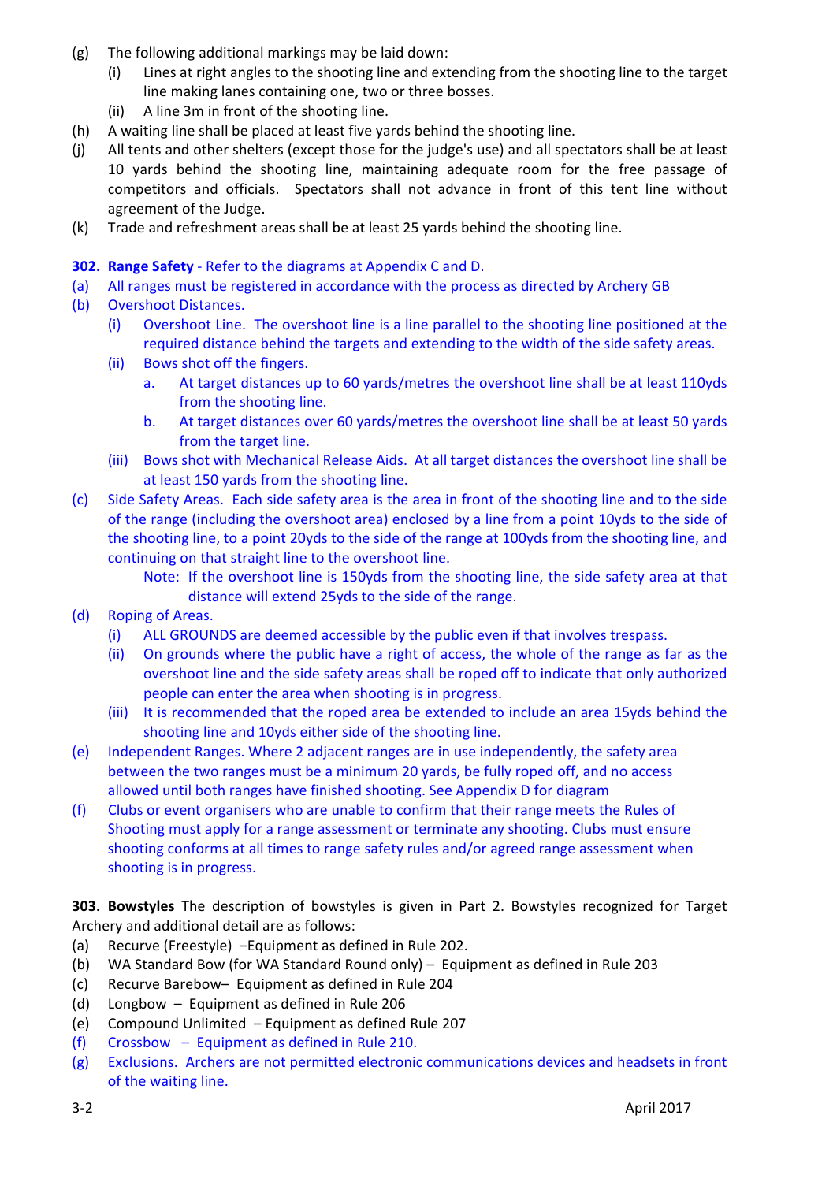(g) The following additional markings may be laid down:
   (i) Lines at right angles to the shooting line and extending from the shooting line to the target line making lanes containing one, two or three bosses.
   (ii) A line 3m in front of the shooting line.

(h) A waiting line shall be placed at least five yards behind the shooting line.

(j) All tents and other shelters (except those for the judge's use) and all spectators shall be at least 10 yards behind the shooting line, maintaining adequate room for the free passage of competitors and officials. Spectators shall not advance in front of this tent line without agreement of the Judge.

(k) Trade and refreshment areas shall be at least 25 yards behind the shooting line.

**302. Range Safety** - Refer to the diagrams at Appendix C and D.

(a) All ranges must be registered in accordance with the process as directed by Archery GB

(b) Overshoot Distances.
   (i) Overshoot Line. The overshoot line is a line parallel to the shooting line positioned at the required distance behind the targets and extending to the width of the side safety areas.
   (ii) Bows shot off the fingers.
      a. At target distances up to 60 yards/metres the overshoot line shall be at least 110yds from the shooting line.
      b. At target distances over 60 yards/metres the overshoot line shall be at least 50 yards from the target line.
   (iii) Bows shot with Mechanical Release Aids. At all target distances the overshoot line shall be at least 150 yards from the shooting line.

(c) Side Safety Areas. Each side safety area is the area in front of the shooting line and to the side of the range (including the overshoot area) enclosed by a line from a point 10yds to the side of the shooting line, to a point 20yds to the side of the range at 100yds from the shooting line, and continuing on that straight line to the overshoot line.

   Note: If the overshoot line is 150yds from the shooting line, the side safety area at that distance will extend 25yds to the side of the range.

(d) Roping of Areas.
   (i) ALL GROUNDS are deemed accessible by the public even if that involves trespass.
   (ii) On grounds where the public have a right of access, the whole of the range as far as the overshoot line and the side safety areas shall be roped off to indicate that only authorized people can enter the area when shooting is in progress.
   (iii) It is recommended that the roped area be extended to include an area 15yds behind the shooting line and 10yds either side of the shooting line.

(e) Independent Ranges. Where 2 adjacent ranges are in use independently, the safety area between the two ranges must be a minimum 20 yards, be fully roped off, and no access allowed until both ranges have finished shooting. See Appendix D for diagram

(f) Clubs or event organisers who are unable to confirm that their range meets the Rules of Shooting must apply for a range assessment or terminate any shooting. Clubs must ensure shooting conforms at all times to range safety rules and/or agreed range assessment when shooting is in progress.

**303. Bowstyles** The description of bowstyles is given in Part 2. Bowstyles recognized for Target Archery and additional detail are as follows:

(a) Recurve (Freestyle) –Equipment as defined in Rule 202.

(b) WA Standard Bow (for WA Standard Round only) – Equipment as defined in Rule 203

(c) Recurve Barebow– Equipment as defined in Rule 204

(d) Longbow – Equipment as defined in Rule 206

(e) Compound Unlimited – Equipment as defined Rule 207

(f) Crossbow – Equipment as defined in Rule 210.

(g) Exclusions. Archers are not permitted electronic communications devices and headsets in front of the waiting line.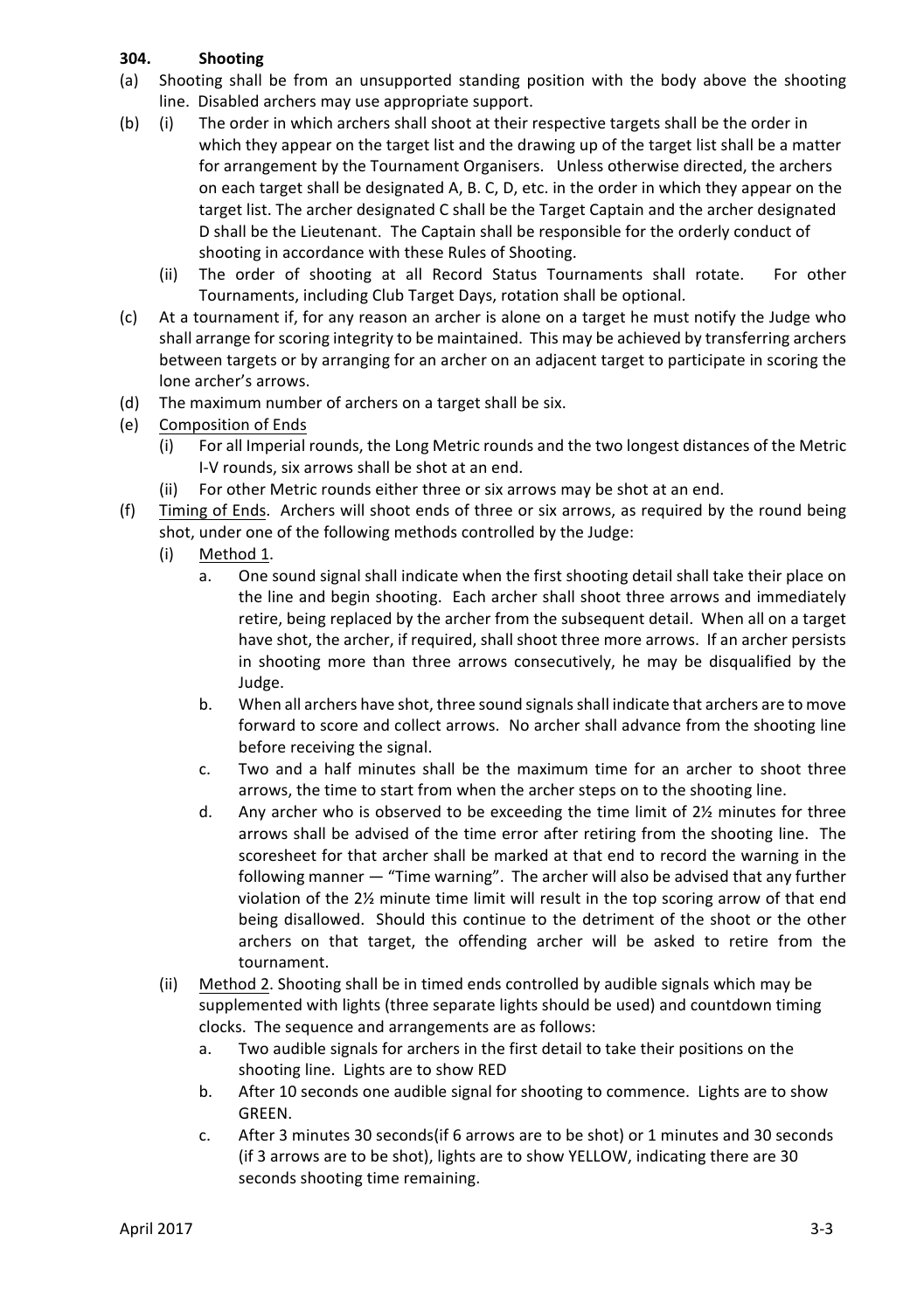### 304. Shooting

(a) Shooting shall be from an unsupported standing position with the body above the shooting line. Disabled archers may use appropriate support.

(b) (i) The order in which archers shall shoot at their respective targets shall be the order in which they appear on the target list and the drawing up of the target list shall be a matter for arrangement by the Tournament Organisers. Unless otherwise directed, the archers on each target shall be designated A, B. C, D, etc. in the order in which they appear on the target list. The archer designated C shall be the Target Captain and the archer designated D shall be the Lieutenant. The Captain shall be responsible for the orderly conduct of shooting in accordance with these Rules of Shooting.

  (ii) The order of shooting at all Record Status Tournaments shall rotate. For other Tournaments, including Club Target Days, rotation shall be optional.

(c) At a tournament if, for any reason an archer is alone on a target he must notify the Judge who shall arrange for scoring integrity to be maintained. This may be achieved by transferring archers between targets or by arranging for an archer on an adjacent target to participate in scoring the lone archer's arrows.

(d) The maximum number of archers on a target shall be six.

(e) Composition of Ends

  (i) For all Imperial rounds, the Long Metric rounds and the two longest distances of the Metric I-V rounds, six arrows shall be shot at an end.

  (ii) For other Metric rounds either three or six arrows may be shot at an end.

(f) Timing of Ends. Archers will shoot ends of three or six arrows, as required by the round being shot, under one of the following methods controlled by the Judge:

  (i) Method 1.

    a. One sound signal shall indicate when the first shooting detail shall take their place on the line and begin shooting. Each archer shall shoot three arrows and immediately retire, being replaced by the archer from the subsequent detail. When all on a target have shot, the archer, if required, shall shoot three more arrows. If an archer persists in shooting more than three arrows consecutively, he may be disqualified by the Judge.

    b. When all archers have shot, three sound signals shall indicate that archers are to move forward to score and collect arrows. No archer shall advance from the shooting line before receiving the signal.

    c. Two and a half minutes shall be the maximum time for an archer to shoot three arrows, the time to start from when the archer steps on to the shooting line.

    d. Any archer who is observed to be exceeding the time limit of 2½ minutes for three arrows shall be advised of the time error after retiring from the shooting line. The scoresheet for that archer shall be marked at that end to record the warning in the following manner — "Time warning". The archer will also be advised that any further violation of the 2½ minute time limit will result in the top scoring arrow of that end being disallowed. Should this continue to the detriment of the shoot or the other archers on that target, the offending archer will be asked to retire from the tournament.

  (ii) Method 2. Shooting shall be in timed ends controlled by audible signals which may be supplemented with lights (three separate lights should be used) and countdown timing clocks. The sequence and arrangements are as follows:

    a. Two audible signals for archers in the first detail to take their positions on the shooting line. Lights are to show RED

    b. After 10 seconds one audible signal for shooting to commence. Lights are to show GREEN.

    c. After 3 minutes 30 seconds(if 6 arrows are to be shot) or 1 minutes and 30 seconds (if 3 arrows are to be shot), lights are to show YELLOW, indicating there are 30 seconds shooting time remaining.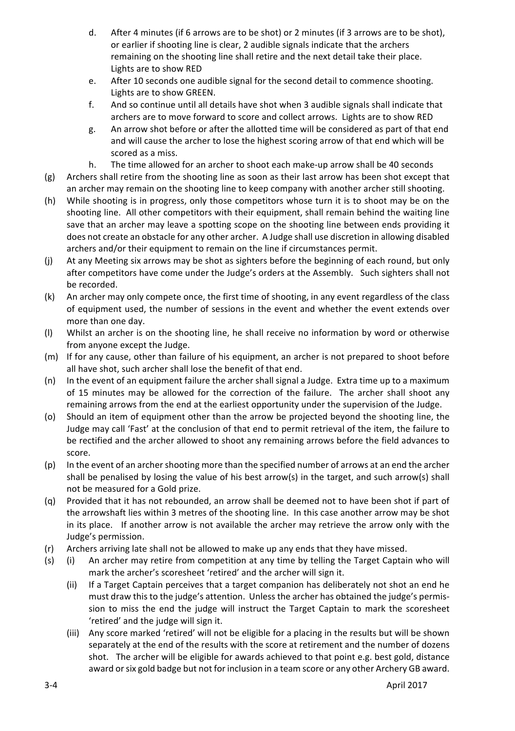d. After 4 minutes (if 6 arrows are to be shot) or 2 minutes (if 3 arrows are to be shot), or earlier if shooting line is clear, 2 audible signals indicate that the archers remaining on the shooting line shall retire and the next detail take their place. Lights are to show RED

e. After 10 seconds one audible signal for the second detail to commence shooting. Lights are to show GREEN.

f. And so continue until all details have shot when 3 audible signals shall indicate that archers are to move forward to score and collect arrows. Lights are to show RED

g. An arrow shot before or after the allotted time will be considered as part of that end and will cause the archer to lose the highest scoring arrow of that end which will be scored as a miss.

h. The time allowed for an archer to shoot each make-up arrow shall be 40 seconds

(g) Archers shall retire from the shooting line as soon as their last arrow has been shot except that an archer may remain on the shooting line to keep company with another archer still shooting.

(h) While shooting is in progress, only those competitors whose turn it is to shoot may be on the shooting line. All other competitors with their equipment, shall remain behind the waiting line save that an archer may leave a spotting scope on the shooting line between ends providing it does not create an obstacle for any other archer. A Judge shall use discretion in allowing disabled archers and/or their equipment to remain on the line if circumstances permit.

(j) At any Meeting six arrows may be shot as sighters before the beginning of each round, but only after competitors have come under the Judge's orders at the Assembly. Such sighters shall not be recorded.

(k) An archer may only compete once, the first time of shooting, in any event regardless of the class of equipment used, the number of sessions in the event and whether the event extends over more than one day.

(l) Whilst an archer is on the shooting line, he shall receive no information by word or otherwise from anyone except the Judge.

(m) If for any cause, other than failure of his equipment, an archer is not prepared to shoot before all have shot, such archer shall lose the benefit of that end.

(n) In the event of an equipment failure the archer shall signal a Judge. Extra time up to a maximum of 15 minutes may be allowed for the correction of the failure. The archer shall shoot any remaining arrows from the end at the earliest opportunity under the supervision of the Judge.

(o) Should an item of equipment other than the arrow be projected beyond the shooting line, the Judge may call 'Fast' at the conclusion of that end to permit retrieval of the item, the failure to be rectified and the archer allowed to shoot any remaining arrows before the field advances to score.

(p) In the event of an archer shooting more than the specified number of arrows at an end the archer shall be penalised by losing the value of his best arrow(s) in the target, and such arrow(s) shall not be measured for a Gold prize.

(q) Provided that it has not rebounded, an arrow shall be deemed not to have been shot if part of the arrowshaft lies within 3 metres of the shooting line. In this case another arrow may be shot in its place. If another arrow is not available the archer may retrieve the arrow only with the Judge's permission.

(r) Archers arriving late shall not be allowed to make up any ends that they have missed.

(s) (i) An archer may retire from competition at any time by telling the Target Captain who will mark the archer's scoresheet 'retired' and the archer will sign it.

(ii) If a Target Captain perceives that a target companion has deliberately not shot an end he must draw this to the judge's attention. Unless the archer has obtained the judge's permission to miss the end the judge will instruct the Target Captain to mark the scoresheet 'retired' and the judge will sign it.

(iii) Any score marked 'retired' will not be eligible for a placing in the results but will be shown separately at the end of the results with the score at retirement and the number of dozens shot. The archer will be eligible for awards achieved to that point e.g. best gold, distance award or six gold badge but not for inclusion in a team score or any other Archery GB award.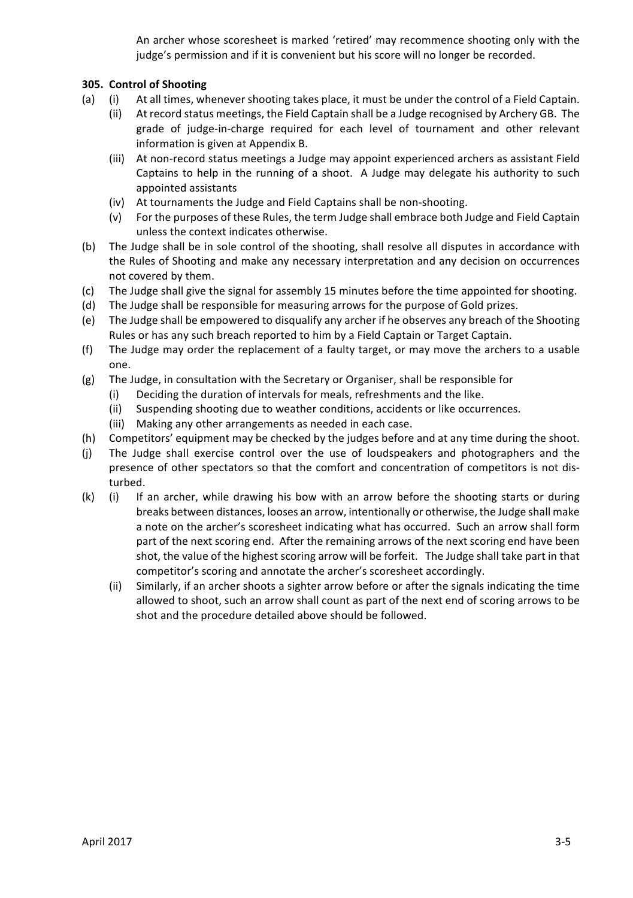An archer whose scoresheet is marked 'retired' may recommence shooting only with the judge's permission and if it is convenient but his score will no longer be recorded.

**305. Control of Shooting**

(a) (i) At all times, whenever shooting takes place, it must be under the control of a Field Captain.

(ii) At record status meetings, the Field Captain shall be a Judge recognised by Archery GB. The grade of judge-in-charge required for each level of tournament and other relevant information is given at Appendix B.

(iii) At non-record status meetings a Judge may appoint experienced archers as assistant Field Captains to help in the running of a shoot. A Judge may delegate his authority to such appointed assistants

(iv) At tournaments the Judge and Field Captains shall be non-shooting.

(v) For the purposes of these Rules, the term Judge shall embrace both Judge and Field Captain unless the context indicates otherwise.

(b) The Judge shall be in sole control of the shooting, shall resolve all disputes in accordance with the Rules of Shooting and make any necessary interpretation and any decision on occurrences not covered by them.

(c) The Judge shall give the signal for assembly 15 minutes before the time appointed for shooting.

(d) The Judge shall be responsible for measuring arrows for the purpose of Gold prizes.

(e) The Judge shall be empowered to disqualify any archer if he observes any breach of the Shooting Rules or has any such breach reported to him by a Field Captain or Target Captain.

(f) The Judge may order the replacement of a faulty target, or may move the archers to a usable one.

(g) The Judge, in consultation with the Secretary or Organiser, shall be responsible for

(i) Deciding the duration of intervals for meals, refreshments and the like.

(ii) Suspending shooting due to weather conditions, accidents or like occurrences.

(iii) Making any other arrangements as needed in each case.

(h) Competitors' equipment may be checked by the judges before and at any time during the shoot.

(j) The Judge shall exercise control over the use of loudspeakers and photographers and the presence of other spectators so that the comfort and concentration of competitors is not disturbed.

(k) (i) If an archer, while drawing his bow with an arrow before the shooting starts or during breaks between distances, looses an arrow, intentionally or otherwise, the Judge shall make a note on the archer's scoresheet indicating what has occurred. Such an arrow shall form part of the next scoring end. After the remaining arrows of the next scoring end have been shot, the value of the highest scoring arrow will be forfeit. The Judge shall take part in that competitor's scoring and annotate the archer's scoresheet accordingly.

(ii) Similarly, if an archer shoots a sighter arrow before or after the signals indicating the time allowed to shoot, such an arrow shall count as part of the next end of scoring arrows to be shot and the procedure detailed above should be followed.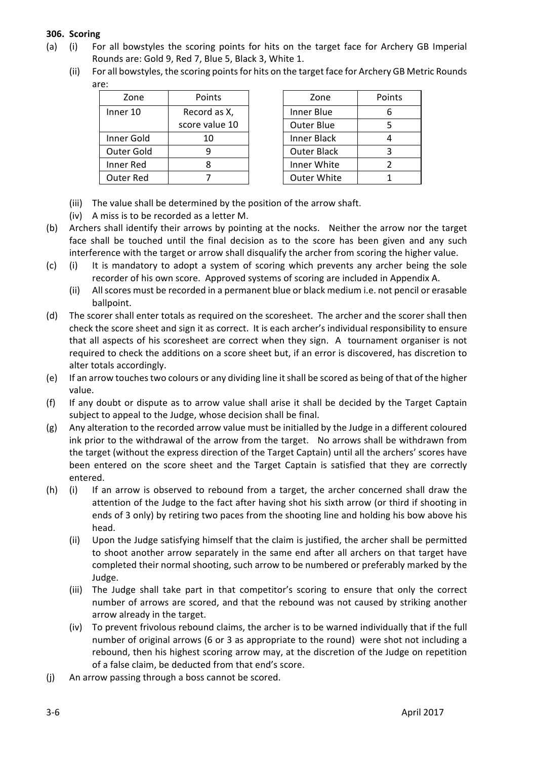**306. Scoring**

(a) (i) For all bowstyles the scoring points for hits on the target face for Archery GB Imperial Rounds are: Gold 9, Red 7, Blue 5, Black 3, White 1.

(ii) For all bowstyles, the scoring points for hits on the target face for Archery GB Metric Rounds are:

| Zone | Points |
|---|---|
| Inner 10 | Record as X, score value 10 |
| Inner Gold | 10 |
| Outer Gold | 9 |
| Inner Red | 8 |
| Outer Red | 7 |

| Zone | Points |
|---|---|
| Inner Blue | 6 |
| Outer Blue | 5 |
| Inner Black | 4 |
| Outer Black | 3 |
| Inner White | 2 |
| Outer White | 1 |

(iii) The value shall be determined by the position of the arrow shaft.

(iv) A miss is to be recorded as a letter M.

(b) Archers shall identify their arrows by pointing at the nocks. Neither the arrow nor the target face shall be touched until the final decision as to the score has been given and any such interference with the target or arrow shall disqualify the archer from scoring the higher value.

(c) (i) It is mandatory to adopt a system of scoring which prevents any archer being the sole recorder of his own score. Approved systems of scoring are included in Appendix A.

(ii) All scores must be recorded in a permanent blue or black medium i.e. not pencil or erasable ballpoint.

(d) The scorer shall enter totals as required on the scoresheet. The archer and the scorer shall then check the score sheet and sign it as correct. It is each archer's individual responsibility to ensure that all aspects of his scoresheet are correct when they sign. A tournament organiser is not required to check the additions on a score sheet but, if an error is discovered, has discretion to alter totals accordingly.

(e) If an arrow touches two colours or any dividing line it shall be scored as being of that of the higher value.

(f) If any doubt or dispute as to arrow value shall arise it shall be decided by the Target Captain subject to appeal to the Judge, whose decision shall be final.

(g) Any alteration to the recorded arrow value must be initialled by the Judge in a different coloured ink prior to the withdrawal of the arrow from the target. No arrows shall be withdrawn from the target (without the express direction of the Target Captain) until all the archers' scores have been entered on the score sheet and the Target Captain is satisfied that they are correctly entered.

(h) (i) If an arrow is observed to rebound from a target, the archer concerned shall draw the attention of the Judge to the fact after having shot his sixth arrow (or third if shooting in ends of 3 only) by retiring two paces from the shooting line and holding his bow above his head.

(ii) Upon the Judge satisfying himself that the claim is justified, the archer shall be permitted to shoot another arrow separately in the same end after all archers on that target have completed their normal shooting, such arrow to be numbered or preferably marked by the Judge.

(iii) The Judge shall take part in that competitor's scoring to ensure that only the correct number of arrows are scored, and that the rebound was not caused by striking another arrow already in the target.

(iv) To prevent frivolous rebound claims, the archer is to be warned individually that if the full number of original arrows (6 or 3 as appropriate to the round) were shot not including a rebound, then his highest scoring arrow may, at the discretion of the Judge on repetition of a false claim, be deducted from that end's score.

(j) An arrow passing through a boss cannot be scored.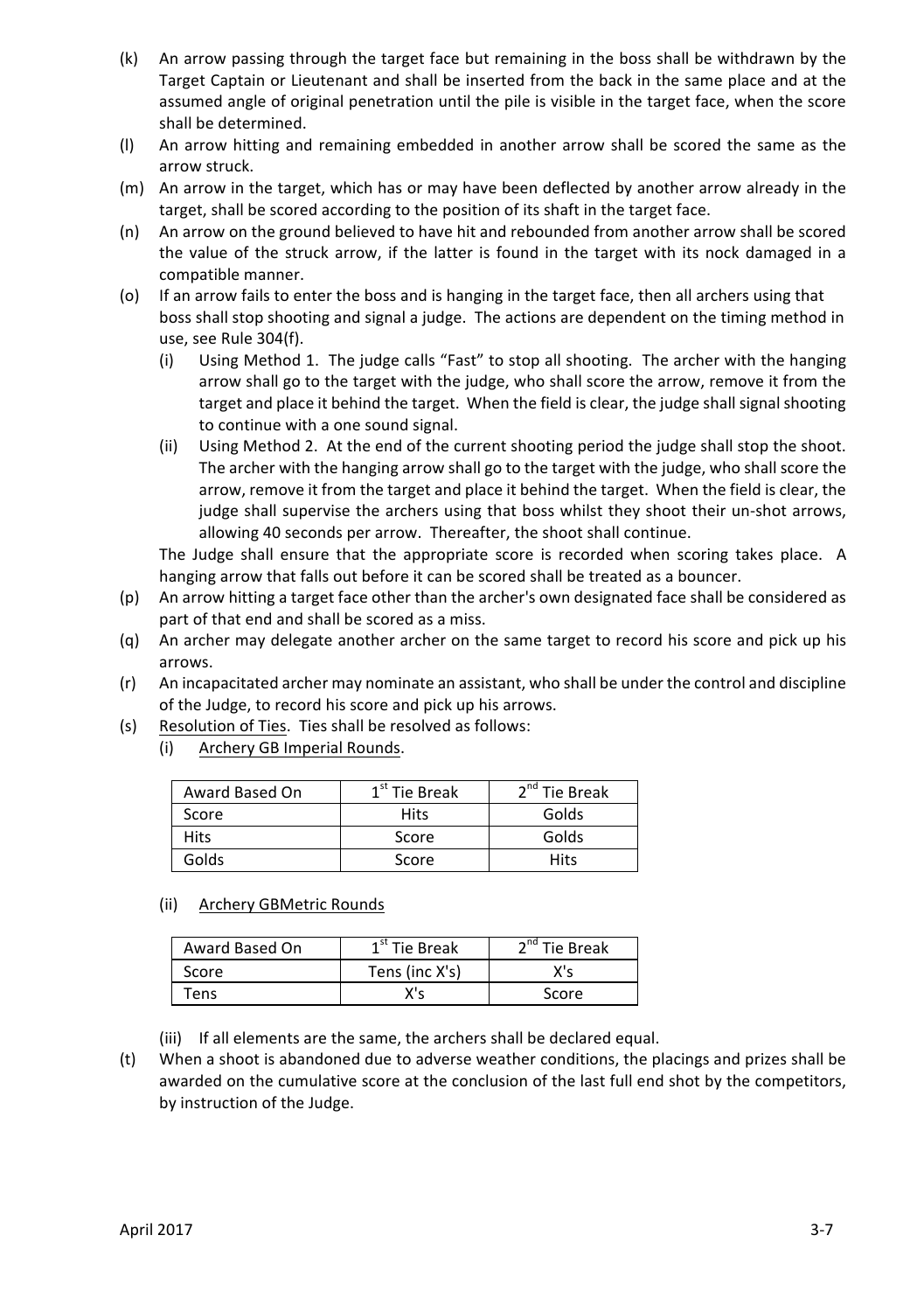(k) An arrow passing through the target face but remaining in the boss shall be withdrawn by the Target Captain or Lieutenant and shall be inserted from the back in the same place and at the assumed angle of original penetration until the pile is visible in the target face, when the score shall be determined.

(l) An arrow hitting and remaining embedded in another arrow shall be scored the same as the arrow struck.

(m) An arrow in the target, which has or may have been deflected by another arrow already in the target, shall be scored according to the position of its shaft in the target face.

(n) An arrow on the ground believed to have hit and rebounded from another arrow shall be scored the value of the struck arrow, if the latter is found in the target with its nock damaged in a compatible manner.

(o) If an arrow fails to enter the boss and is hanging in the target face, then all archers using that boss shall stop shooting and signal a judge. The actions are dependent on the timing method in use, see Rule 304(f).

   (i) Using Method 1. The judge calls "Fast" to stop all shooting. The archer with the hanging arrow shall go to the target with the judge, who shall score the arrow, remove it from the target and place it behind the target. When the field is clear, the judge shall signal shooting to continue with a one sound signal.

   (ii) Using Method 2. At the end of the current shooting period the judge shall stop the shoot. The archer with the hanging arrow shall go to the target with the judge, who shall score the arrow, remove it from the target and place it behind the target. When the field is clear, the judge shall supervise the archers using that boss whilst they shoot their un-shot arrows, allowing 40 seconds per arrow. Thereafter, the shoot shall continue.

   The Judge shall ensure that the appropriate score is recorded when scoring takes place. A hanging arrow that falls out before it can be scored shall be treated as a bouncer.

(p) An arrow hitting a target face other than the archer's own designated face shall be considered as part of that end and shall be scored as a miss.

(q) An archer may delegate another archer on the same target to record his score and pick up his arrows.

(r) An incapacitated archer may nominate an assistant, who shall be under the control and discipline of the Judge, to record his score and pick up his arrows.

(s) Resolution of Ties. Ties shall be resolved as follows:

   (i) Archery GB Imperial Rounds.

| Award Based On | 1st Tie Break | 2nd Tie Break |
|---|---|---|
| Score | Hits | Golds |
| Hits | Score | Golds |
| Golds | Score | Hits |

   (ii) Archery GBMetric Rounds

| Award Based On | 1st Tie Break | 2nd Tie Break |
|---|---|---|
| Score | Tens (inc X's) | X's |
| Tens | X's | Score |

   (iii) If all elements are the same, the archers shall be declared equal.

(t) When a shoot is abandoned due to adverse weather conditions, the placings and prizes shall be awarded on the cumulative score at the conclusion of the last full end shot by the competitors, by instruction of the Judge.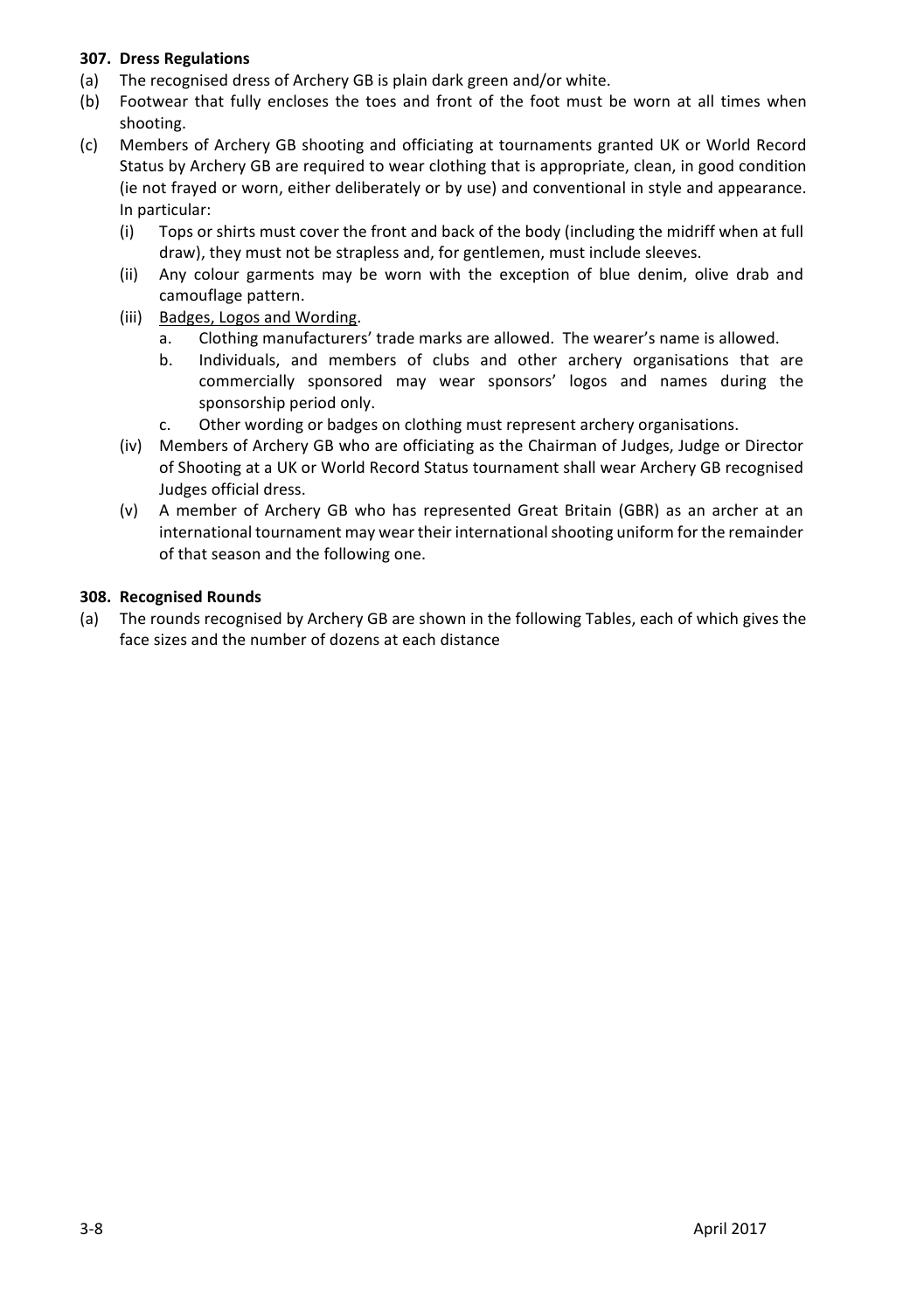### 307. Dress Regulations

(a) The recognised dress of Archery GB is plain dark green and/or white.

(b) Footwear that fully encloses the toes and front of the foot must be worn at all times when shooting.

(c) Members of Archery GB shooting and officiating at tournaments granted UK or World Record Status by Archery GB are required to wear clothing that is appropriate, clean, in good condition (ie not frayed or worn, either deliberately or by use) and conventional in style and appearance. In particular:

   (i) Tops or shirts must cover the front and back of the body (including the midriff when at full draw), they must not be strapless and, for gentlemen, must include sleeves.

   (ii) Any colour garments may be worn with the exception of blue denim, olive drab and camouflage pattern.

   (iii) Badges, Logos and Wording.

      a. Clothing manufacturers' trade marks are allowed. The wearer's name is allowed.

      b. Individuals, and members of clubs and other archery organisations that are commercially sponsored may wear sponsors' logos and names during the sponsorship period only.

      c. Other wording or badges on clothing must represent archery organisations.

   (iv) Members of Archery GB who are officiating as the Chairman of Judges, Judge or Director of Shooting at a UK or World Record Status tournament shall wear Archery GB recognised Judges official dress.

   (v) A member of Archery GB who has represented Great Britain (GBR) as an archer at an international tournament may wear their international shooting uniform for the remainder of that season and the following one.

### 308. Recognised Rounds

(a) The rounds recognised by Archery GB are shown in the following Tables, each of which gives the face sizes and the number of dozens at each distance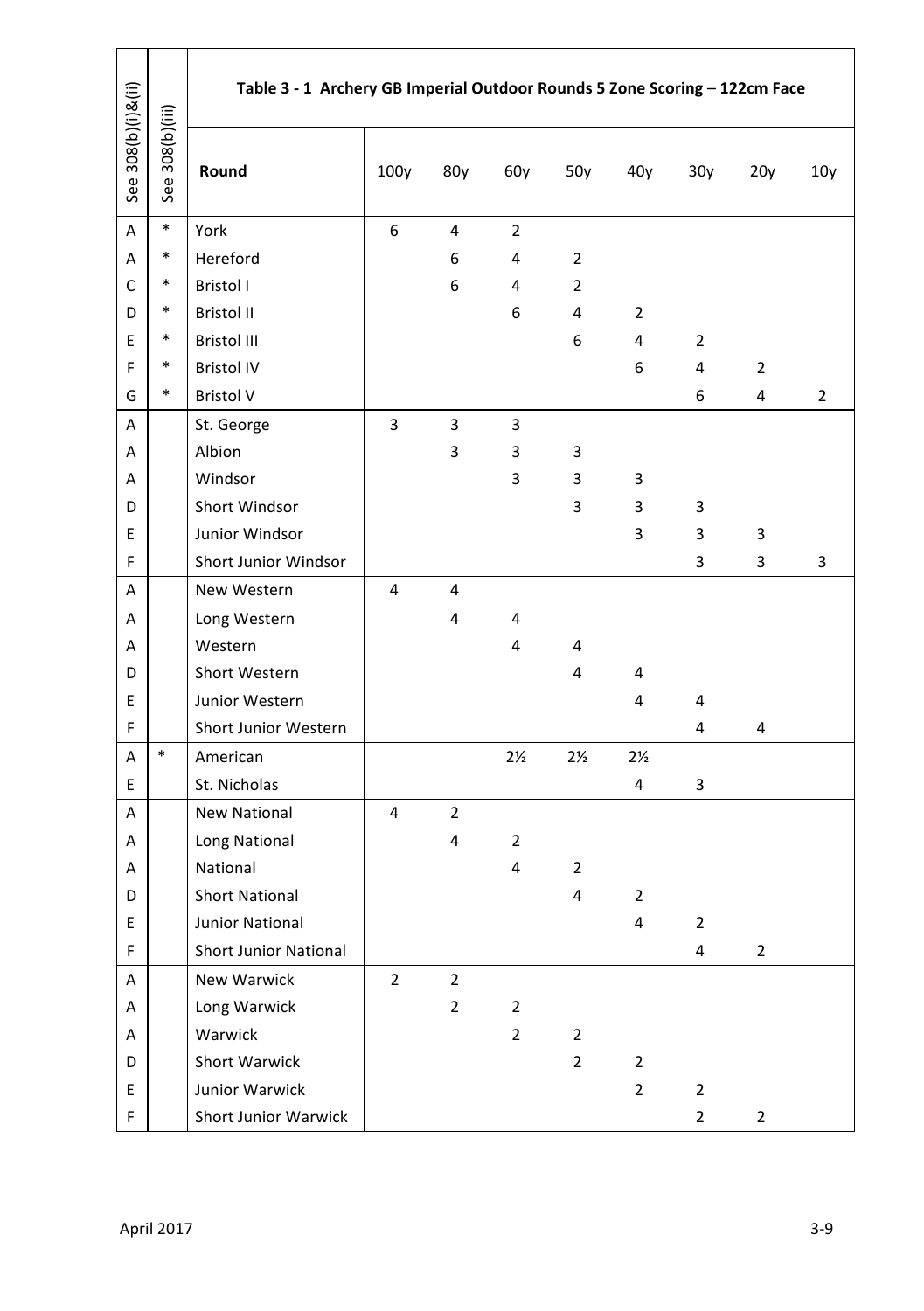| See 308(b)(i)&(ii) | See 308(b)(iii) | Table 3 - 1 Archery GB Imperial Outdoor Rounds 5 Zone Scoring – 122cm Face | | | | | | | | |
|---|---|---|---|---|---|---|---|---|---|---|
| | | **Round** | 100y | 80y | 60y | 50y | 40y | 30y | 20y | 10y |
| A | * | York | 6 | 4 | 2 | | | | | |
| A | * | Hereford | | 6 | 4 | 2 | | | | |
| C | * | Bristol I | | 6 | 4 | 2 | | | | |
| D | * | Bristol II | | | 6 | 4 | 2 | | | |
| E | * | Bristol III | | | | 6 | 4 | 2 | | |
| F | * | Bristol IV | | | | | 6 | 4 | 2 | |
| G | * | Bristol V | | | | | | 6 | 4 | 2 |
| A | | St. George | 3 | 3 | 3 | | | | | |
| A | | Albion | | 3 | 3 | 3 | | | | |
| A | | Windsor | | | 3 | 3 | 3 | | | |
| D | | Short Windsor | | | | 3 | 3 | 3 | | |
| E | | Junior Windsor | | | | | 3 | 3 | 3 | |
| F | | Short Junior Windsor | | | | | | 3 | 3 | 3 |
| A | | New Western | 4 | 4 | | | | | | |
| A | | Long Western | | 4 | 4 | | | | | |
| A | | Western | | | 4 | 4 | | | | |
| D | | Short Western | | | | 4 | 4 | | | |
| E | | Junior Western | | | | | 4 | 4 | | |
| F | | Short Junior Western | | | | | | 4 | 4 | |
| A | * | American | | | 2½ | 2½ | 2½ | | | |
| E | | St. Nicholas | | | | | 4 | 3 | | |
| A | | New National | 4 | 2 | | | | | | |
| A | | Long National | | 4 | 2 | | | | | |
| A | | National | | | 4 | 2 | | | | |
| D | | Short National | | | | 4 | 2 | | | |
| E | | Junior National | | | | | 4 | 2 | | |
| F | | Short Junior National | | | | | | 4 | 2 | |
| A | | New Warwick | 2 | 2 | | | | | | |
| A | | Long Warwick | | 2 | 2 | | | | | |
| A | | Warwick | | | 2 | 2 | | | | |
| D | | Short Warwick | | | | 2 | 2 | | | |
| E | | Junior Warwick | | | | | 2 | 2 | | |
| F | | Short Junior Warwick | | | | | | 2 | 2 | |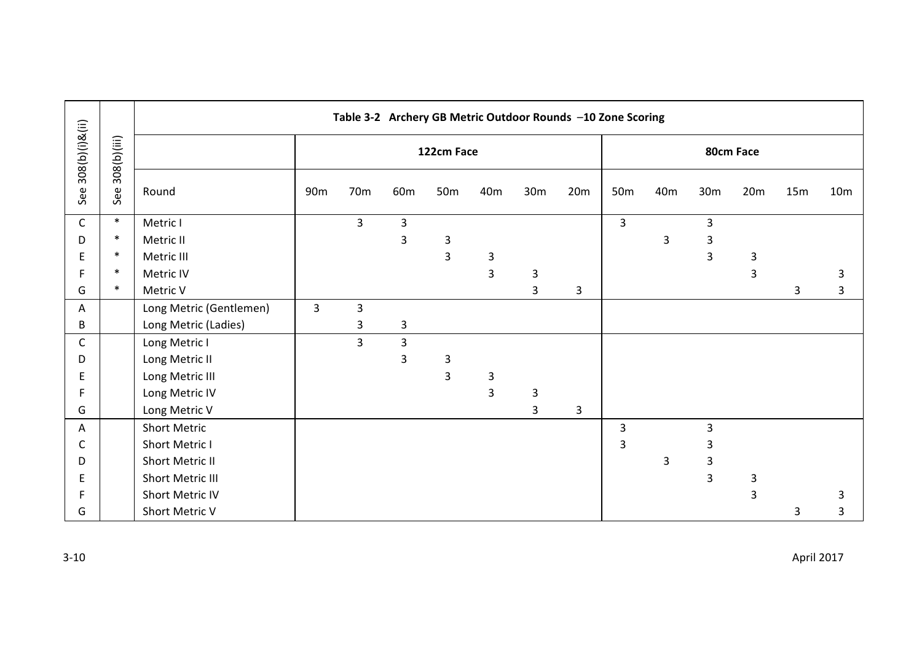| See 308(b)(i)&(ii) | See 308(b)(iii) | Table 3-2 Archery GB Metric Outdoor Rounds –10 Zone Scoring | | | | | | | | | | | | | | |
|---|---|---|---|---|---|---|---|---|---|---|---|---|---|---|---|
| | | | 122cm Face | | | | | | | 80cm Face | | | | | | |
| | | Round | 90m | 70m | 60m | 50m | 40m | 30m | 20m | 50m | 40m | 30m | 20m | 15m | 10m |
| C | * | Metric I | | 3 | 3 | | | | | 3 | | 3 | | | |
| D | * | Metric II | | | 3 | 3 | | | | | 3 | 3 | | | |
| E | * | Metric III | | | | 3 | 3 | | | | | 3 | 3 | | |
| F | * | Metric IV | | | | | 3 | 3 | | | | | 3 | | 3 |
| G | * | Metric V | | | | | | 3 | 3 | | | | | 3 | 3 |
| A | | Long Metric (Gentlemen) | 3 | 3 | | | | | | | | | | | |
| B | | Long Metric (Ladies) | | 3 | 3 | | | | | | | | | | |
| C | | Long Metric I | | 3 | 3 | | | | | | | | | | |
| D | | Long Metric II | | | 3 | 3 | | | | | | | | | |
| E | | Long Metric III | | | | 3 | 3 | | | | | | | | |
| F | | Long Metric IV | | | | | 3 | 3 | | | | | | | |
| G | | Long Metric V | | | | | | 3 | 3 | | | | | | |
| A | | Short Metric | | | | | | | | 3 | | 3 | | | |
| C | | Short Metric I | | | | | | | | 3 | | 3 | | | |
| D | | Short Metric II | | | | | | | | | 3 | 3 | | | |
| E | | Short Metric III | | | | | | | | | | 3 | 3 | | |
| F | | Short Metric IV | | | | | | | | | | | 3 | | 3 |
| G | | Short Metric V | | | | | | | | | | | | 3 | 3 |

April 2017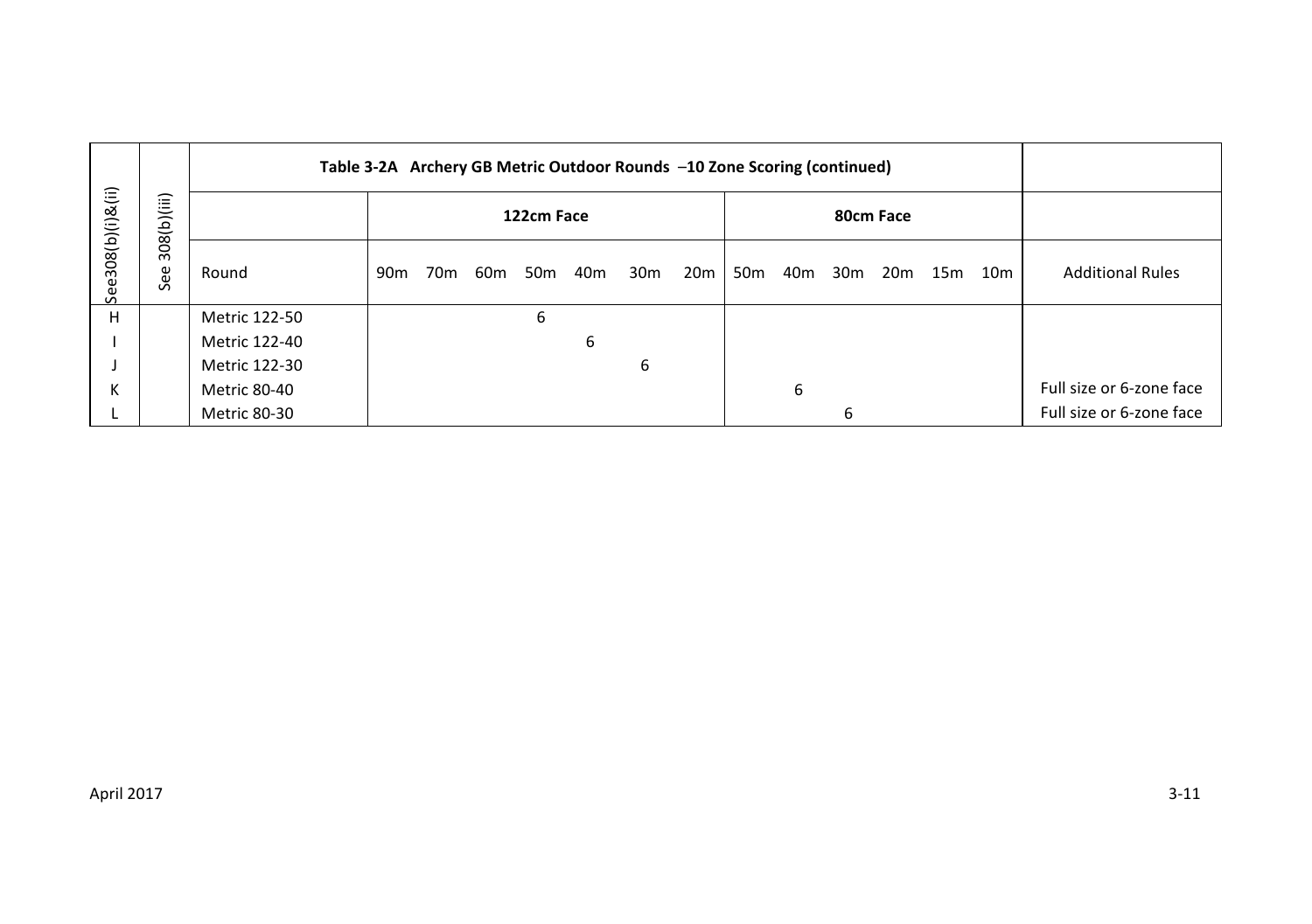| See308(b)(i)&(ii) | See 308(b)(iii) | Table 3-2A Archery GB Metric Outdoor Rounds –10 Zone Scoring (continued) | | | | | | | | | | | | | | | |
|---|---|---|---|---|---|---|---|---|---|---|---|---|---|---|---|---|---|
| | | | 122cm Face | | | | | | | 80cm Face | | | | | | | |
| | | Round | 90m | 70m | 60m | 50m | 40m | 30m | 20m | 50m | 40m | 30m | 20m | 15m | 10m | Additional Rules |
| H | | Metric 122-50 | | | | 6 | | | | | | | | | | |
| I | | Metric 122-40 | | | | | 6 | | | | | | | | | |
| J | | Metric 122-30 | | | | | | 6 | | | | | | | | |
| K | | Metric 80-40 | | | | | | | | | 6 | | | | | Full size or 6-zone face |
| L | | Metric 80-30 | | | | | | | | | | 6 | | | | Full size or 6-zone face |

April 2017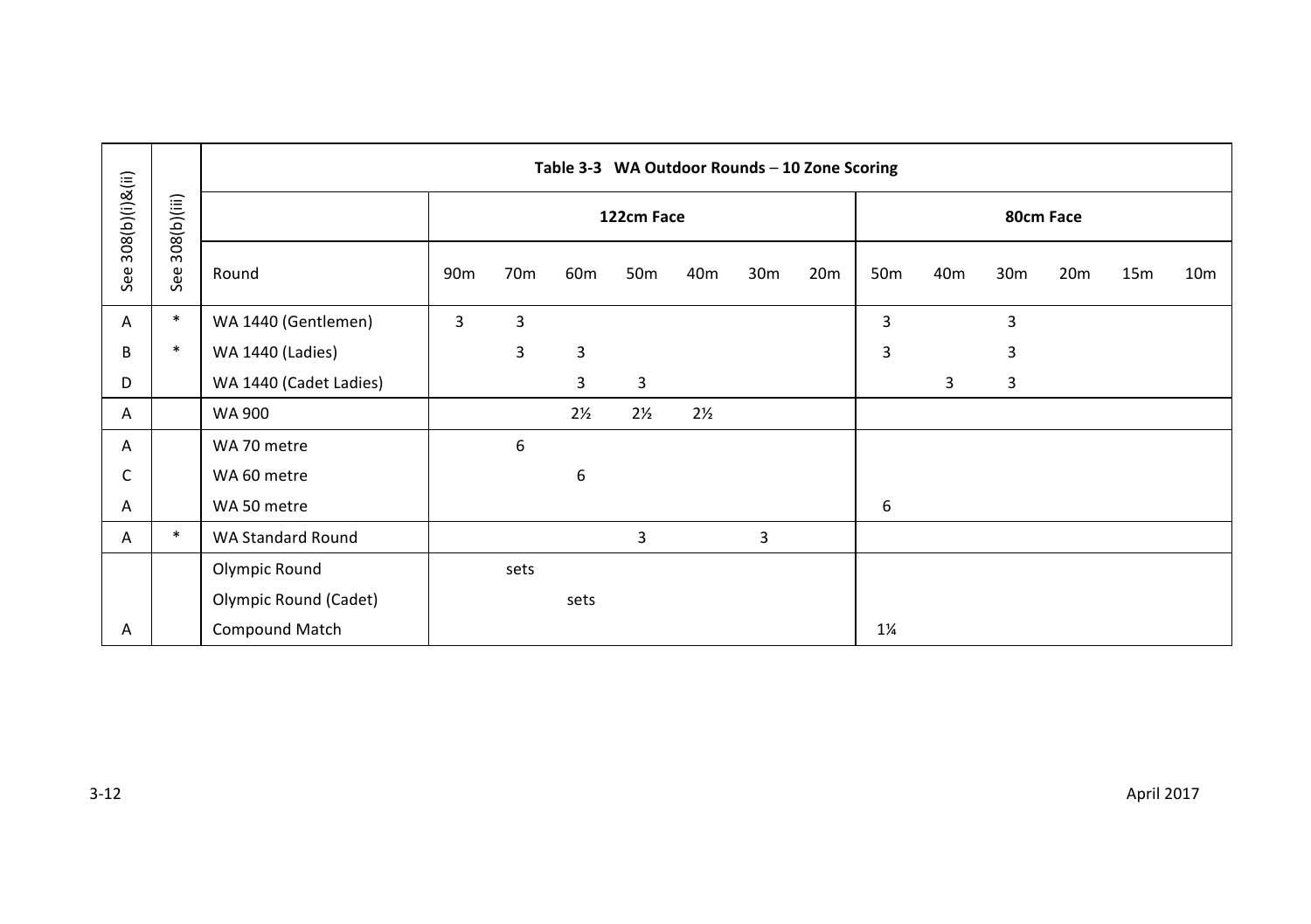| See 308(b)(i)&(ii) | See 308(b)(iii) | Table 3-3 WA Outdoor Rounds – 10 Zone Scoring | | | | | | | | | | | | | | |
|---|---|---|---|---|---|---|---|---|---|---|---|---|---|---|---|---|
| | | | 122cm Face | | | | | | | 80cm Face | | | | | | |
| | | Round | 90m | 70m | 60m | 50m | 40m | 30m | 20m | 50m | 40m | 30m | 20m | 15m | 10m |
| A | * | WA 1440 (Gentlemen) | 3 | 3 | | | | | | 3 | | 3 | | | |
| B | * | WA 1440 (Ladies) | | 3 | 3 | | | | | 3 | | 3 | | | |
| D | | WA 1440 (Cadet Ladies) | | | 3 | 3 | | | | | 3 | 3 | | | |
| A | | WA 900 | | | 2½ | 2½ | 2½ | | | | | | | | |
| A | | WA 70 metre | | 6 | | | | | | | | | | | |
| C | | WA 60 metre | | | 6 | | | | | | | | | | |
| A | | WA 50 metre | | | | | | | | 6 | | | | | |
| A | * | WA Standard Round | | | | 3 | | 3 | | | | | | | |
| | | Olympic Round | | sets | | | | | | | | | | | |
| | | Olympic Round (Cadet) | | | sets | | | | | | | | | | |
| A | | Compound Match | | | | | | | | 1¼ | | | | | |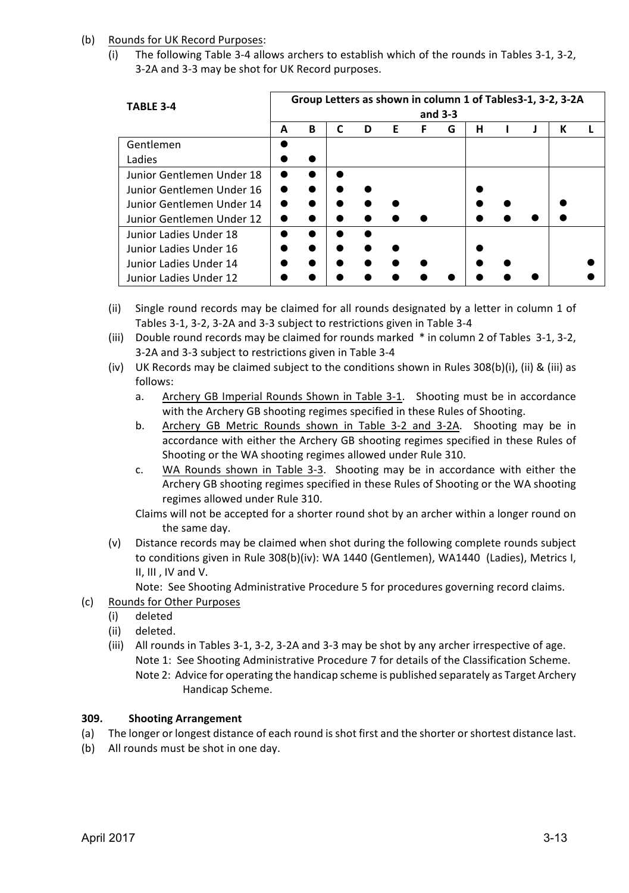(b) Rounds for UK Record Purposes:

(i) The following Table 3-4 allows archers to establish which of the rounds in Tables 3-1, 3-2, 3-2A and 3-3 may be shot for UK Record purposes.

| TABLE 3-4 | Group Letters as shown in column 1 of Tables3-1, 3-2, 3-2A and 3-3 | | | | | | | | | | | |
|---|---|---|---|---|---|---|---|---|---|---|---|---|
| | A | B | C | D | E | F | G | H | I | J | K | L |
| Gentlemen | ● | | | | | | | | | | | |
| Ladies | ● | ● | | | | | | | | | | |
| Junior Gentlemen Under 18 | ● | ● | ● | | | | | | | | | |
| Junior Gentlemen Under 16 | ● | ● | ● | ● | | | | ● | | | | |
| Junior Gentlemen Under 14 | ● | ● | ● | ● | ● | | | ● | ● | | ● | |
| Junior Gentlemen Under 12 | ● | ● | ● | ● | ● | ● | | ● | ● | ● | ● | |
| Junior Ladies Under 18 | ● | ● | ● | ● | | | | | | | | |
| Junior Ladies Under 16 | ● | ● | ● | ● | ● | | | ● | | | | |
| Junior Ladies Under 14 | ● | ● | ● | ● | ● | ● | | ● | ● | | | ● |
| Junior Ladies Under 12 | ● | ● | ● | ● | ● | ● | ● | ● | ● | ● | | ● |

(ii) Single round records may be claimed for all rounds designated by a letter in column 1 of Tables 3-1, 3-2, 3-2A and 3-3 subject to restrictions given in Table 3-4

(iii) Double round records may be claimed for rounds marked * in column 2 of Tables 3-1, 3-2, 3-2A and 3-3 subject to restrictions given in Table 3-4

(iv) UK Records may be claimed subject to the conditions shown in Rules 308(b)(i), (ii) & (iii) as follows:

a. Archery GB Imperial Rounds Shown in Table 3-1. Shooting must be in accordance with the Archery GB shooting regimes specified in these Rules of Shooting.

b. Archery GB Metric Rounds shown in Table 3-2 and 3-2A. Shooting may be in accordance with either the Archery GB shooting regimes specified in these Rules of Shooting or the WA shooting regimes allowed under Rule 310.

c. WA Rounds shown in Table 3-3. Shooting may be in accordance with either the Archery GB shooting regimes specified in these Rules of Shooting or the WA shooting regimes allowed under Rule 310.

Claims will not be accepted for a shorter round shot by an archer within a longer round on the same day.

(v) Distance records may be claimed when shot during the following complete rounds subject to conditions given in Rule 308(b)(iv): WA 1440 (Gentlemen), WA1440 (Ladies), Metrics I, II, III , IV and V.

Note: See Shooting Administrative Procedure 5 for procedures governing record claims.

(c) Rounds for Other Purposes

(i) deleted

(ii) deleted.

(iii) All rounds in Tables 3-1, 3-2, 3-2A and 3-3 may be shot by any archer irrespective of age.

Note 1: See Shooting Administrative Procedure 7 for details of the Classification Scheme.

Note 2: Advice for operating the handicap scheme is published separately as Target Archery Handicap Scheme.

### 309. Shooting Arrangement

(a) The longer or longest distance of each round is shot first and the shorter or shortest distance last.

(b) All rounds must be shot in one day.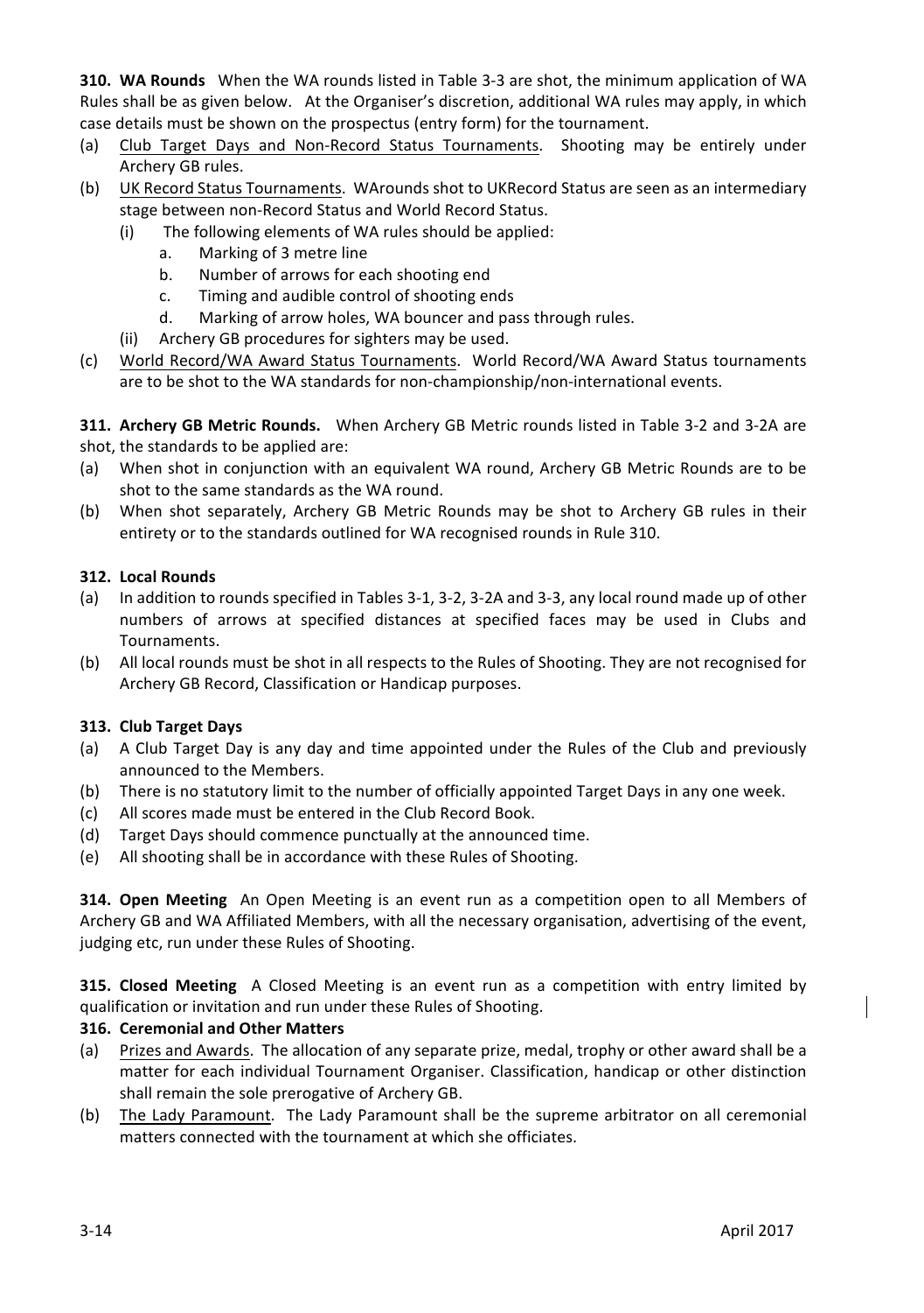**310. WA Rounds** When the WA rounds listed in Table 3-3 are shot, the minimum application of WA Rules shall be as given below. At the Organiser's discretion, additional WA rules may apply, in which case details must be shown on the prospectus (entry form) for the tournament.

(a) Club Target Days and Non-Record Status Tournaments. Shooting may be entirely under Archery GB rules.

(b) UK Record Status Tournaments. WArounds shot to UKRecord Status are seen as an intermediary stage between non-Record Status and World Record Status.
   - (i) The following elements of WA rules should be applied:
      - a. Marking of 3 metre line
      - b. Number of arrows for each shooting end
      - c. Timing and audible control of shooting ends
      - d. Marking of arrow holes, WA bouncer and pass through rules.
   - (ii) Archery GB procedures for sighters may be used.

(c) World Record/WA Award Status Tournaments. World Record/WA Award Status tournaments are to be shot to the WA standards for non-championship/non-international events.

**311. Archery GB Metric Rounds.** When Archery GB Metric rounds listed in Table 3-2 and 3-2A are shot, the standards to be applied are:

(a) When shot in conjunction with an equivalent WA round, Archery GB Metric Rounds are to be shot to the same standards as the WA round.

(b) When shot separately, Archery GB Metric Rounds may be shot to Archery GB rules in their entirety or to the standards outlined for WA recognised rounds in Rule 310.

**312. Local Rounds**

(a) In addition to rounds specified in Tables 3-1, 3-2, 3-2A and 3-3, any local round made up of other numbers of arrows at specified distances at specified faces may be used in Clubs and Tournaments.

(b) All local rounds must be shot in all respects to the Rules of Shooting. They are not recognised for Archery GB Record, Classification or Handicap purposes.

**313. Club Target Days**

(a) A Club Target Day is any day and time appointed under the Rules of the Club and previously announced to the Members.

(b) There is no statutory limit to the number of officially appointed Target Days in any one week.

(c) All scores made must be entered in the Club Record Book.

(d) Target Days should commence punctually at the announced time.

(e) All shooting shall be in accordance with these Rules of Shooting.

**314. Open Meeting** An Open Meeting is an event run as a competition open to all Members of Archery GB and WA Affiliated Members, with all the necessary organisation, advertising of the event, judging etc, run under these Rules of Shooting.

**315. Closed Meeting** A Closed Meeting is an event run as a competition with entry limited by qualification or invitation and run under these Rules of Shooting.

**316. Ceremonial and Other Matters**

(a) Prizes and Awards. The allocation of any separate prize, medal, trophy or other award shall be a matter for each individual Tournament Organiser. Classification, handicap or other distinction shall remain the sole prerogative of Archery GB.

(b) The Lady Paramount. The Lady Paramount shall be the supreme arbitrator on all ceremonial matters connected with the tournament at which she officiates.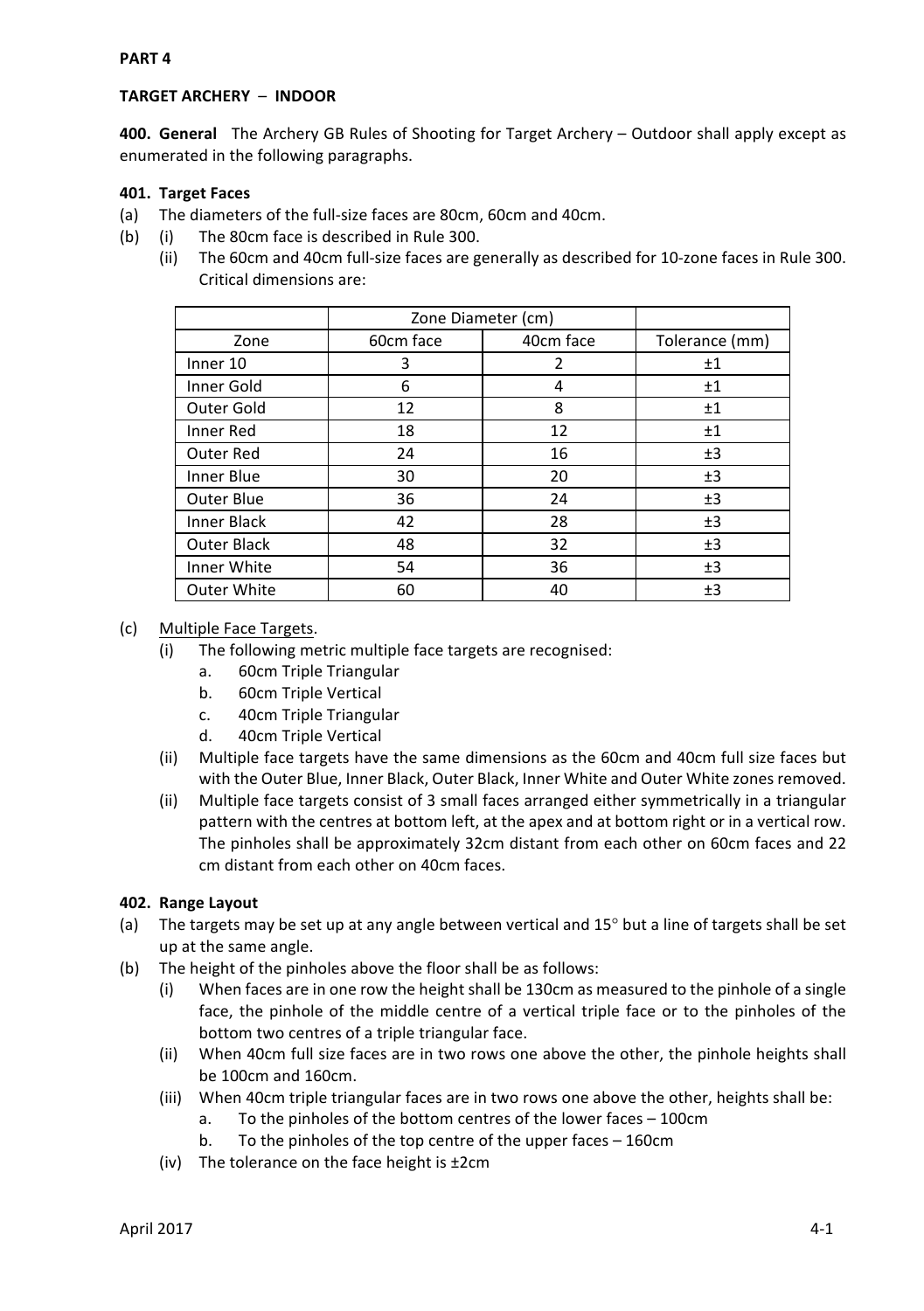**PART 4**

**TARGET ARCHERY – INDOOR**

**400. General** The Archery GB Rules of Shooting for Target Archery – Outdoor shall apply except as enumerated in the following paragraphs.

**401. Target Faces**

(a) The diameters of the full-size faces are 80cm, 60cm and 40cm.

(b) (i) The 80cm face is described in Rule 300.

(ii) The 60cm and 40cm full-size faces are generally as described for 10-zone faces in Rule 300. Critical dimensions are:

| | Zone Diameter (cm) | | |
|---|---|---|---|
| Zone | 60cm face | 40cm face | Tolerance (mm) |
| Inner 10 | 3 | 2 | ±1 |
| Inner Gold | 6 | 4 | ±1 |
| Outer Gold | 12 | 8 | ±1 |
| Inner Red | 18 | 12 | ±1 |
| Outer Red | 24 | 16 | ±3 |
| Inner Blue | 30 | 20 | ±3 |
| Outer Blue | 36 | 24 | ±3 |
| Inner Black | 42 | 28 | ±3 |
| Outer Black | 48 | 32 | ±3 |
| Inner White | 54 | 36 | ±3 |
| Outer White | 60 | 40 | ±3 |

(c) Multiple Face Targets.

(i) The following metric multiple face targets are recognised:

a. 60cm Triple Triangular

b. 60cm Triple Vertical

c. 40cm Triple Triangular

d. 40cm Triple Vertical

(ii) Multiple face targets have the same dimensions as the 60cm and 40cm full size faces but with the Outer Blue, Inner Black, Outer Black, Inner White and Outer White zones removed.

(ii) Multiple face targets consist of 3 small faces arranged either symmetrically in a triangular pattern with the centres at bottom left, at the apex and at bottom right or in a vertical row. The pinholes shall be approximately 32cm distant from each other on 60cm faces and 22 cm distant from each other on 40cm faces.

**402. Range Layout**

(a) The targets may be set up at any angle between vertical and 15° but a line of targets shall be set up at the same angle.

(b) The height of the pinholes above the floor shall be as follows:

(i) When faces are in one row the height shall be 130cm as measured to the pinhole of a single face, the pinhole of the middle centre of a vertical triple face or to the pinholes of the bottom two centres of a triple triangular face.

(ii) When 40cm full size faces are in two rows one above the other, the pinhole heights shall be 100cm and 160cm.

(iii) When 40cm triple triangular faces are in two rows one above the other, heights shall be:

a. To the pinholes of the bottom centres of the lower faces – 100cm

b. To the pinholes of the top centre of the upper faces – 160cm

(iv) The tolerance on the face height is ±2cm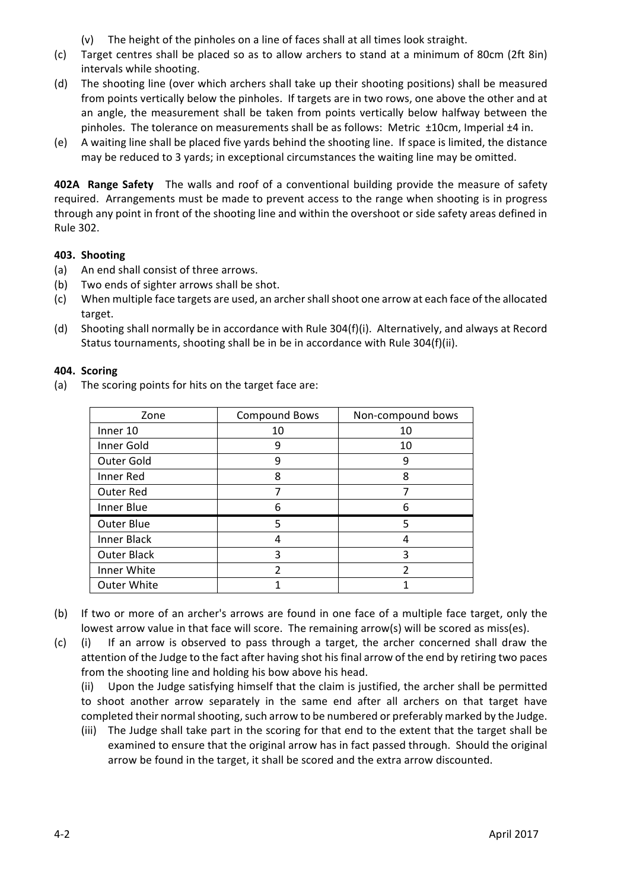(v) The height of the pinholes on a line of faces shall at all times look straight.

(c) Target centres shall be placed so as to allow archers to stand at a minimum of 80cm (2ft 8in) intervals while shooting.

(d) The shooting line (over which archers shall take up their shooting positions) shall be measured from points vertically below the pinholes. If targets are in two rows, one above the other and at an angle, the measurement shall be taken from points vertically below halfway between the pinholes. The tolerance on measurements shall be as follows: Metric ±10cm, Imperial ±4 in.

(e) A waiting line shall be placed five yards behind the shooting line. If space is limited, the distance may be reduced to 3 yards; in exceptional circumstances the waiting line may be omitted.

**402A Range Safety** The walls and roof of a conventional building provide the measure of safety required. Arrangements must be made to prevent access to the range when shooting is in progress through any point in front of the shooting line and within the overshoot or side safety areas defined in Rule 302.

**403. Shooting**

(a) An end shall consist of three arrows.

(b) Two ends of sighter arrows shall be shot.

(c) When multiple face targets are used, an archer shall shoot one arrow at each face of the allocated target.

(d) Shooting shall normally be in accordance with Rule 304(f)(i). Alternatively, and always at Record Status tournaments, shooting shall be in be in accordance with Rule 304(f)(ii).

**404. Scoring**

(a) The scoring points for hits on the target face are:

| Zone | Compound Bows | Non-compound bows |
|---|---|---|
| Inner 10 | 10 | 10 |
| Inner Gold | 9 | 10 |
| Outer Gold | 9 | 9 |
| Inner Red | 8 | 8 |
| Outer Red | 7 | 7 |
| Inner Blue | 6 | 6 |
| Outer Blue | 5 | 5 |
| Inner Black | 4 | 4 |
| Outer Black | 3 | 3 |
| Inner White | 2 | 2 |
| Outer White | 1 | 1 |

(b) If two or more of an archer's arrows are found in one face of a multiple face target, only the lowest arrow value in that face will score. The remaining arrow(s) will be scored as miss(es).

(c) (i) If an arrow is observed to pass through a target, the archer concerned shall draw the attention of the Judge to the fact after having shot his final arrow of the end by retiring two paces from the shooting line and holding his bow above his head.

(ii) Upon the Judge satisfying himself that the claim is justified, the archer shall be permitted to shoot another arrow separately in the same end after all archers on that target have completed their normal shooting, such arrow to be numbered or preferably marked by the Judge.

(iii) The Judge shall take part in the scoring for that end to the extent that the target shall be examined to ensure that the original arrow has in fact passed through. Should the original arrow be found in the target, it shall be scored and the extra arrow discounted.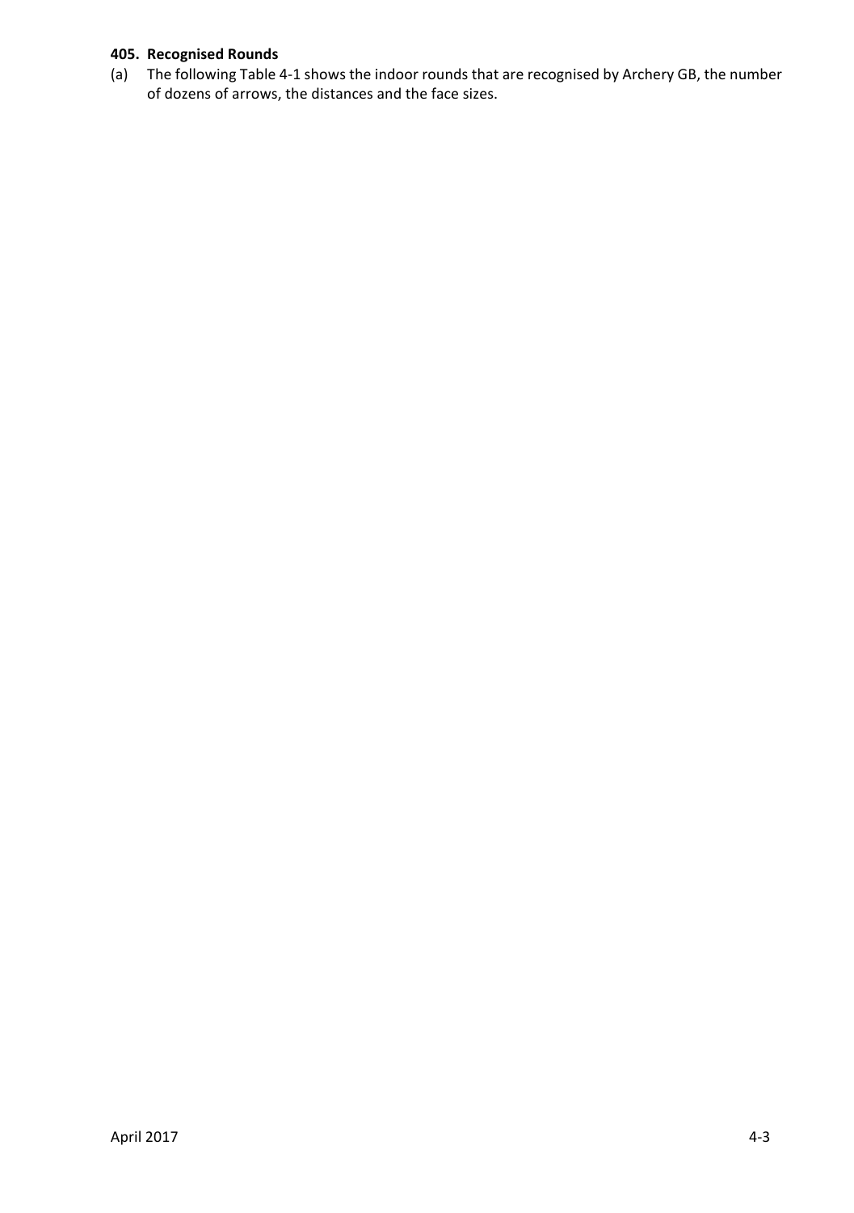### 405. Recognised Rounds

(a) The following Table 4-1 shows the indoor rounds that are recognised by Archery GB, the number of dozens of arrows, the distances and the face sizes.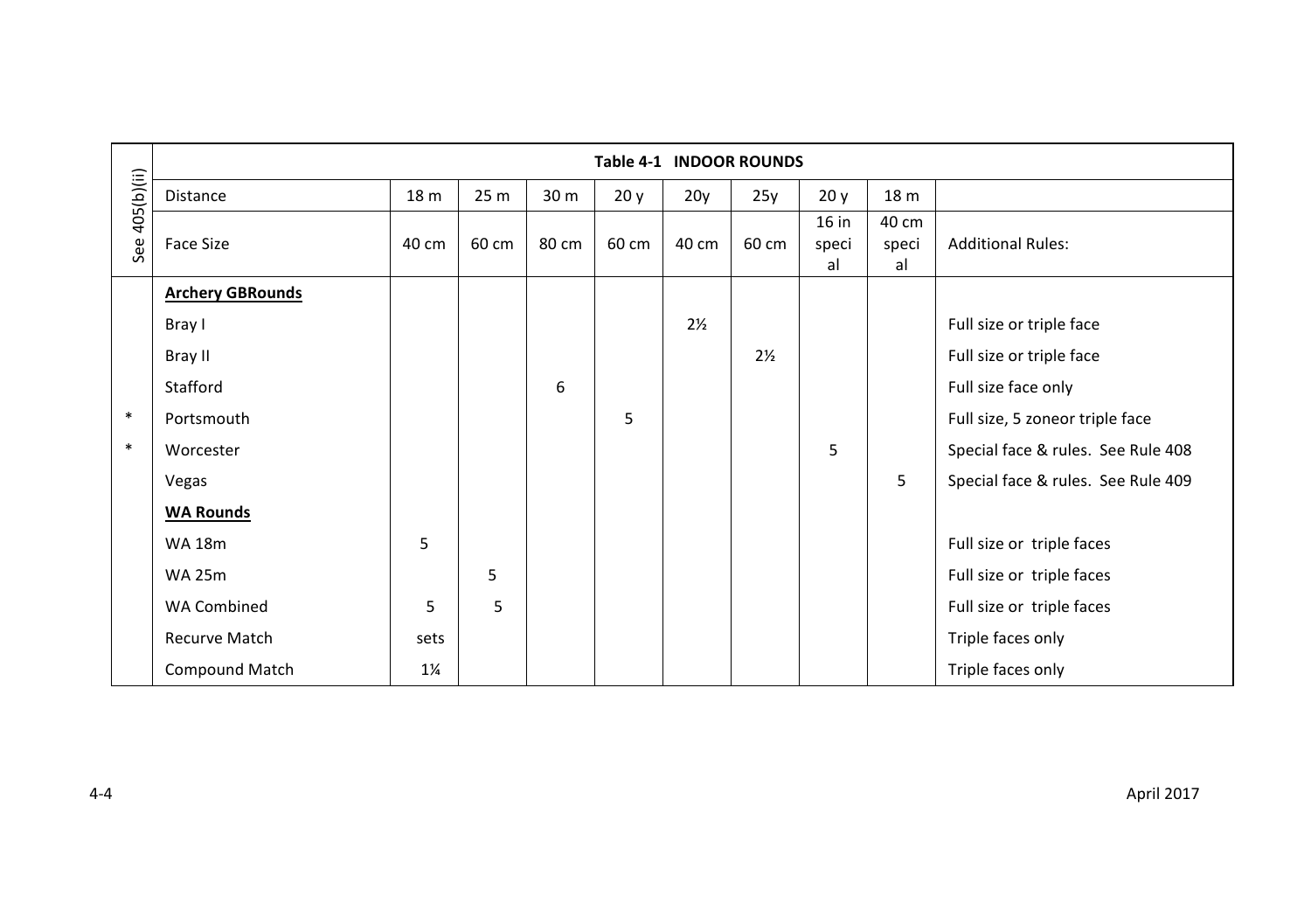| See 405(b)(ii) | Table 4-1 INDOOR ROUNDS | | | | | | | | | |
|---|---|---|---|---|---|---|---|---|---|---|
| | Distance | 18 m | 25 m | 30 m | 20 y | 20y | 25y | 20 y | 18 m | |
| | Face Size | 40 cm | 60 cm | 80 cm | 60 cm | 40 cm | 60 cm | 16 in special | 40 cm special | Additional Rules: |
| | **Archery GBRounds** | | | | | | | | | |
| | Bray I | | | | | 2½ | | | | Full size or triple face |
| | Bray II | | | | | | 2½ | | | Full size or triple face |
| | Stafford | | | 6 | | | | | | Full size face only |
| * | Portsmouth | | | | 5 | | | | | Full size, 5 zoneor triple face |
| * | Worcester | | | | | | | 5 | | Special face & rules. See Rule 408 |
| | Vegas | | | | | | | | 5 | Special face & rules. See Rule 409 |
| | **WA Rounds** | | | | | | | | | |
| | WA 18m | 5 | | | | | | | | Full size or triple faces |
| | WA 25m | | 5 | | | | | | | Full size or triple faces |
| | WA Combined | 5 | 5 | | | | | | | Full size or triple faces |
| | Recurve Match | sets | | | | | | | | Triple faces only |
| | Compound Match | 1¼ | | | | | | | | Triple faces only |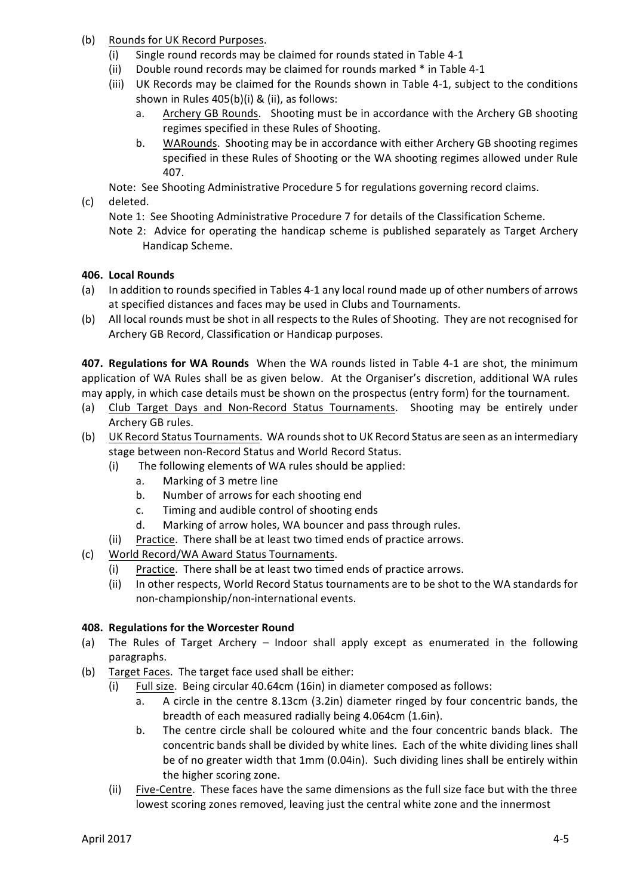(b) Rounds for UK Record Purposes.
   (i) Single round records may be claimed for rounds stated in Table 4-1
   (ii) Double round records may be claimed for rounds marked * in Table 4-1
   (iii) UK Records may be claimed for the Rounds shown in Table 4-1, subject to the conditions shown in Rules 405(b)(i) & (ii), as follows:
      a. Archery GB Rounds. Shooting must be in accordance with the Archery GB shooting regimes specified in these Rules of Shooting.
      b. WARounds. Shooting may be in accordance with either Archery GB shooting regimes specified in these Rules of Shooting or the WA shooting regimes allowed under Rule 407.

   Note: See Shooting Administrative Procedure 5 for regulations governing record claims.

(c) deleted.

   Note 1: See Shooting Administrative Procedure 7 for details of the Classification Scheme.

   Note 2: Advice for operating the handicap scheme is published separately as Target Archery Handicap Scheme.

**406. Local Rounds**

(a) In addition to rounds specified in Tables 4-1 any local round made up of other numbers of arrows at specified distances and faces may be used in Clubs and Tournaments.

(b) All local rounds must be shot in all respects to the Rules of Shooting. They are not recognised for Archery GB Record, Classification or Handicap purposes.

**407. Regulations for WA Rounds** When the WA rounds listed in Table 4-1 are shot, the minimum application of WA Rules shall be as given below. At the Organiser's discretion, additional WA rules may apply, in which case details must be shown on the prospectus (entry form) for the tournament.

(a) Club Target Days and Non-Record Status Tournaments. Shooting may be entirely under Archery GB rules.

(b) UK Record Status Tournaments. WA rounds shot to UK Record Status are seen as an intermediary stage between non-Record Status and World Record Status.
   (i) The following elements of WA rules should be applied:
      a. Marking of 3 metre line
      b. Number of arrows for each shooting end
      c. Timing and audible control of shooting ends
      d. Marking of arrow holes, WA bouncer and pass through rules.
   (ii) Practice. There shall be at least two timed ends of practice arrows.

(c) World Record/WA Award Status Tournaments.
   (i) Practice. There shall be at least two timed ends of practice arrows.
   (ii) In other respects, World Record Status tournaments are to be shot to the WA standards for non-championship/non-international events.

**408. Regulations for the Worcester Round**

(a) The Rules of Target Archery – Indoor shall apply except as enumerated in the following paragraphs.

(b) Target Faces. The target face used shall be either:
   (i) Full size. Being circular 40.64cm (16in) in diameter composed as follows:
      a. A circle in the centre 8.13cm (3.2in) diameter ringed by four concentric bands, the breadth of each measured radially being 4.064cm (1.6in).
      b. The centre circle shall be coloured white and the four concentric bands black. The concentric bands shall be divided by white lines. Each of the white dividing lines shall be of no greater width that 1mm (0.04in). Such dividing lines shall be entirely within the higher scoring zone.
   (ii) Five-Centre. These faces have the same dimensions as the full size face but with the three lowest scoring zones removed, leaving just the central white zone and the innermost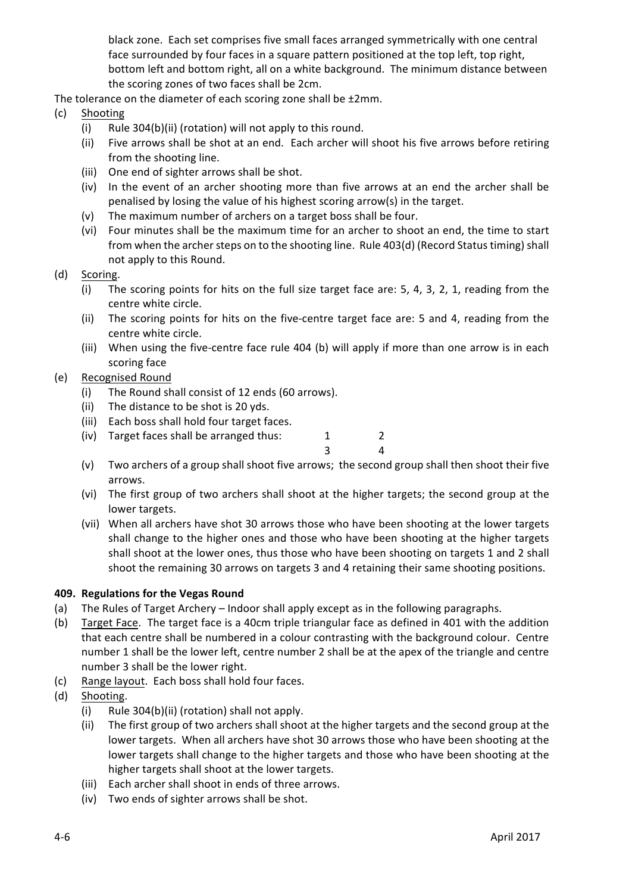black zone. Each set comprises five small faces arranged symmetrically with one central face surrounded by four faces in a square pattern positioned at the top left, top right, bottom left and bottom right, all on a white background. The minimum distance between the scoring zones of two faces shall be 2cm.

The tolerance on the diameter of each scoring zone shall be ±2mm.

(c) Shooting
  - (i) Rule 304(b)(ii) (rotation) will not apply to this round.
  - (ii) Five arrows shall be shot at an end. Each archer will shoot his five arrows before retiring from the shooting line.
  - (iii) One end of sighter arrows shall be shot.
  - (iv) In the event of an archer shooting more than five arrows at an end the archer shall be penalised by losing the value of his highest scoring arrow(s) in the target.
  - (v) The maximum number of archers on a target boss shall be four.
  - (vi) Four minutes shall be the maximum time for an archer to shoot an end, the time to start from when the archer steps on to the shooting line. Rule 403(d) (Record Status timing) shall not apply to this Round.

(d) Scoring.
  - (i) The scoring points for hits on the full size target face are: 5, 4, 3, 2, 1, reading from the centre white circle.
  - (ii) The scoring points for hits on the five-centre target face are: 5 and 4, reading from the centre white circle.
  - (iii) When using the five-centre face rule 404 (b) will apply if more than one arrow is in each scoring face

(e) Recognised Round
  - (i) The Round shall consist of 12 ends (60 arrows).
  - (ii) The distance to be shot is 20 yds.
  - (iii) Each boss shall hold four target faces.
  - (iv) Target faces shall be arranged thus:

    1 2
    3 4

  - (v) Two archers of a group shall shoot five arrows; the second group shall then shoot their five arrows.
  - (vi) The first group of two archers shall shoot at the higher targets; the second group at the lower targets.
  - (vii) When all archers have shot 30 arrows those who have been shooting at the lower targets shall change to the higher ones and those who have been shooting at the higher targets shall shoot at the lower ones, thus those who have been shooting on targets 1 and 2 shall shoot the remaining 30 arrows on targets 3 and 4 retaining their same shooting positions.

### 409. Regulations for the Vegas Round

(a) The Rules of Target Archery – Indoor shall apply except as in the following paragraphs.

(b) Target Face. The target face is a 40cm triple triangular face as defined in 401 with the addition that each centre shall be numbered in a colour contrasting with the background colour. Centre number 1 shall be the lower left, centre number 2 shall be at the apex of the triangle and centre number 3 shall be the lower right.

(c) Range layout. Each boss shall hold four faces.

(d) Shooting.
  - (i) Rule 304(b)(ii) (rotation) shall not apply.
  - (ii) The first group of two archers shall shoot at the higher targets and the second group at the lower targets. When all archers have shot 30 arrows those who have been shooting at the lower targets shall change to the higher targets and those who have been shooting at the higher targets shall shoot at the lower targets.
  - (iii) Each archer shall shoot in ends of three arrows.
  - (iv) Two ends of sighter arrows shall be shot.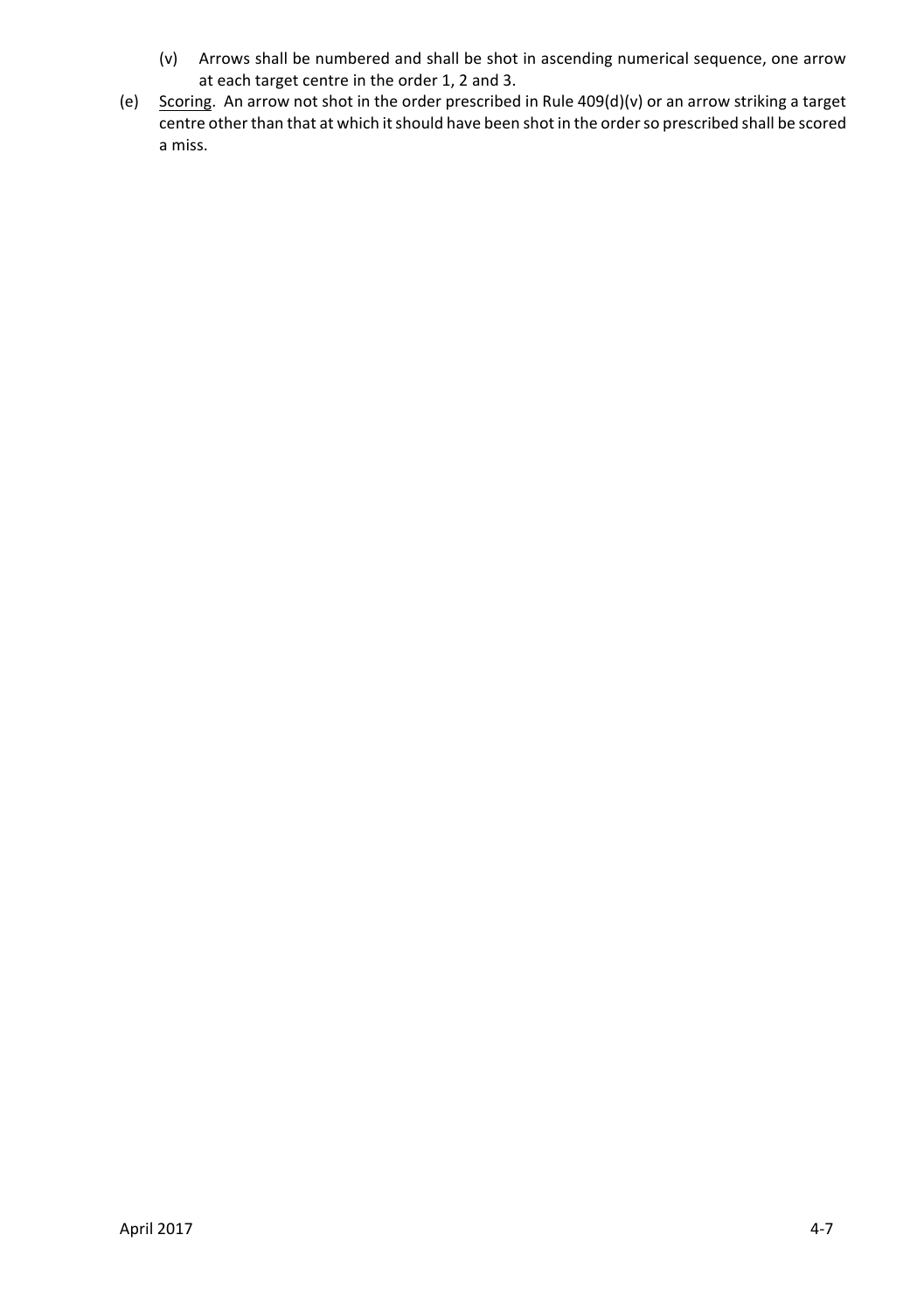(v) Arrows shall be numbered and shall be shot in ascending numerical sequence, one arrow at each target centre in the order 1, 2 and 3.

(e) Scoring. An arrow not shot in the order prescribed in Rule 409(d)(v) or an arrow striking a target centre other than that at which it should have been shot in the order so prescribed shall be scored a miss.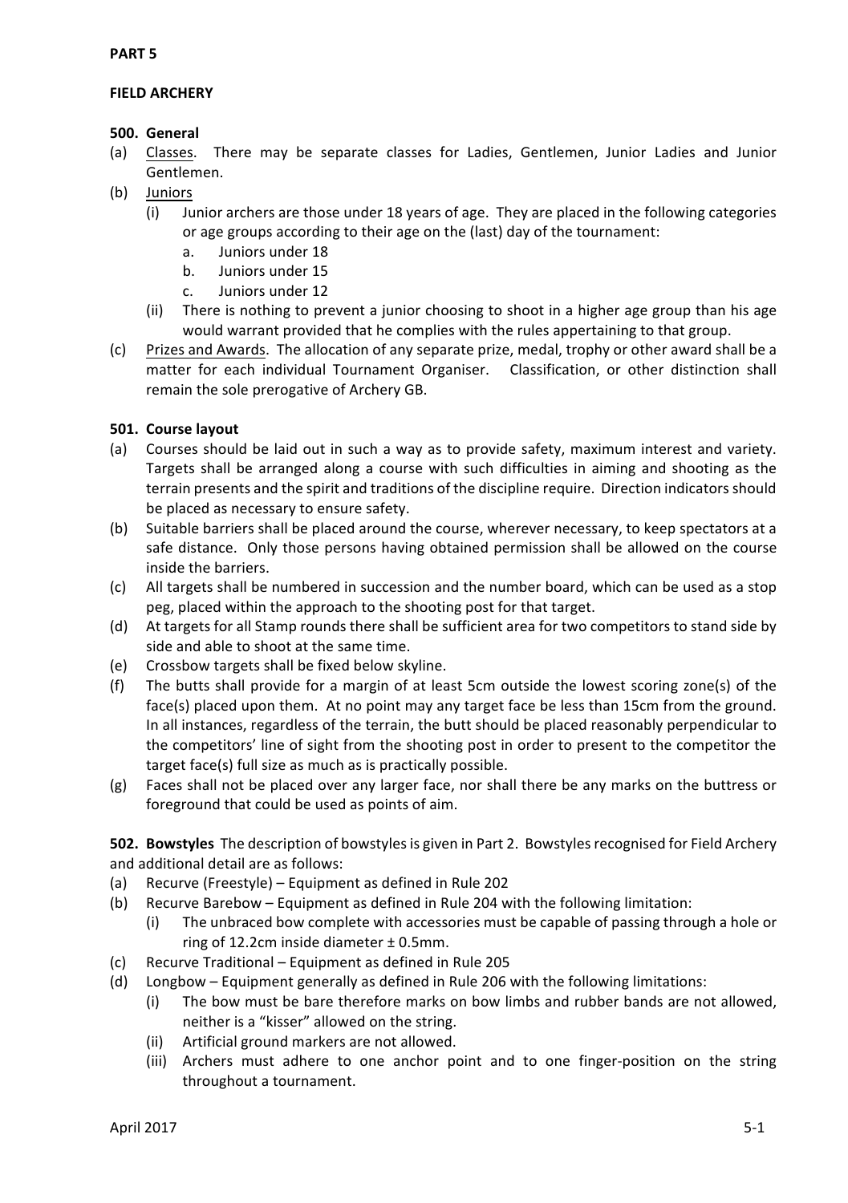# PART 5

## FIELD ARCHERY

### 500. General

(a) <u>Classes</u>. There may be separate classes for Ladies, Gentlemen, Junior Ladies and Junior Gentlemen.

(b) <u>Juniors</u>
   (i) Junior archers are those under 18 years of age. They are placed in the following categories or age groups according to their age on the (last) day of the tournament:
      a. Juniors under 18
      b. Juniors under 15
      c. Juniors under 12
   (ii) There is nothing to prevent a junior choosing to shoot in a higher age group than his age would warrant provided that he complies with the rules appertaining to that group.

(c) <u>Prizes and Awards</u>. The allocation of any separate prize, medal, trophy or other award shall be a matter for each individual Tournament Organiser. Classification, or other distinction shall remain the sole prerogative of Archery GB.

### 501. Course layout

(a) Courses should be laid out in such a way as to provide safety, maximum interest and variety. Targets shall be arranged along a course with such difficulties in aiming and shooting as the terrain presents and the spirit and traditions of the discipline require. Direction indicators should be placed as necessary to ensure safety.

(b) Suitable barriers shall be placed around the course, wherever necessary, to keep spectators at a safe distance. Only those persons having obtained permission shall be allowed on the course inside the barriers.

(c) All targets shall be numbered in succession and the number board, which can be used as a stop peg, placed within the approach to the shooting post for that target.

(d) At targets for all Stamp rounds there shall be sufficient area for two competitors to stand side by side and able to shoot at the same time.

(e) Crossbow targets shall be fixed below skyline.

(f) The butts shall provide for a margin of at least 5cm outside the lowest scoring zone(s) of the face(s) placed upon them. At no point may any target face be less than 15cm from the ground. In all instances, regardless of the terrain, the butt should be placed reasonably perpendicular to the competitors' line of sight from the shooting post in order to present to the competitor the target face(s) full size as much as is practically possible.

(g) Faces shall not be placed over any larger face, nor shall there be any marks on the buttress or foreground that could be used as points of aim.

**502. Bowstyles** The description of bowstyles is given in Part 2. Bowstyles recognised for Field Archery and additional detail are as follows:

(a) Recurve (Freestyle) – Equipment as defined in Rule 202

(b) Recurve Barebow – Equipment as defined in Rule 204 with the following limitation:
   (i) The unbraced bow complete with accessories must be capable of passing through a hole or ring of 12.2cm inside diameter ± 0.5mm.

(c) Recurve Traditional – Equipment as defined in Rule 205

(d) Longbow – Equipment generally as defined in Rule 206 with the following limitations:
   (i) The bow must be bare therefore marks on bow limbs and rubber bands are not allowed, neither is a "kisser" allowed on the string.
   (ii) Artificial ground markers are not allowed.
   (iii) Archers must adhere to one anchor point and to one finger-position on the string throughout a tournament.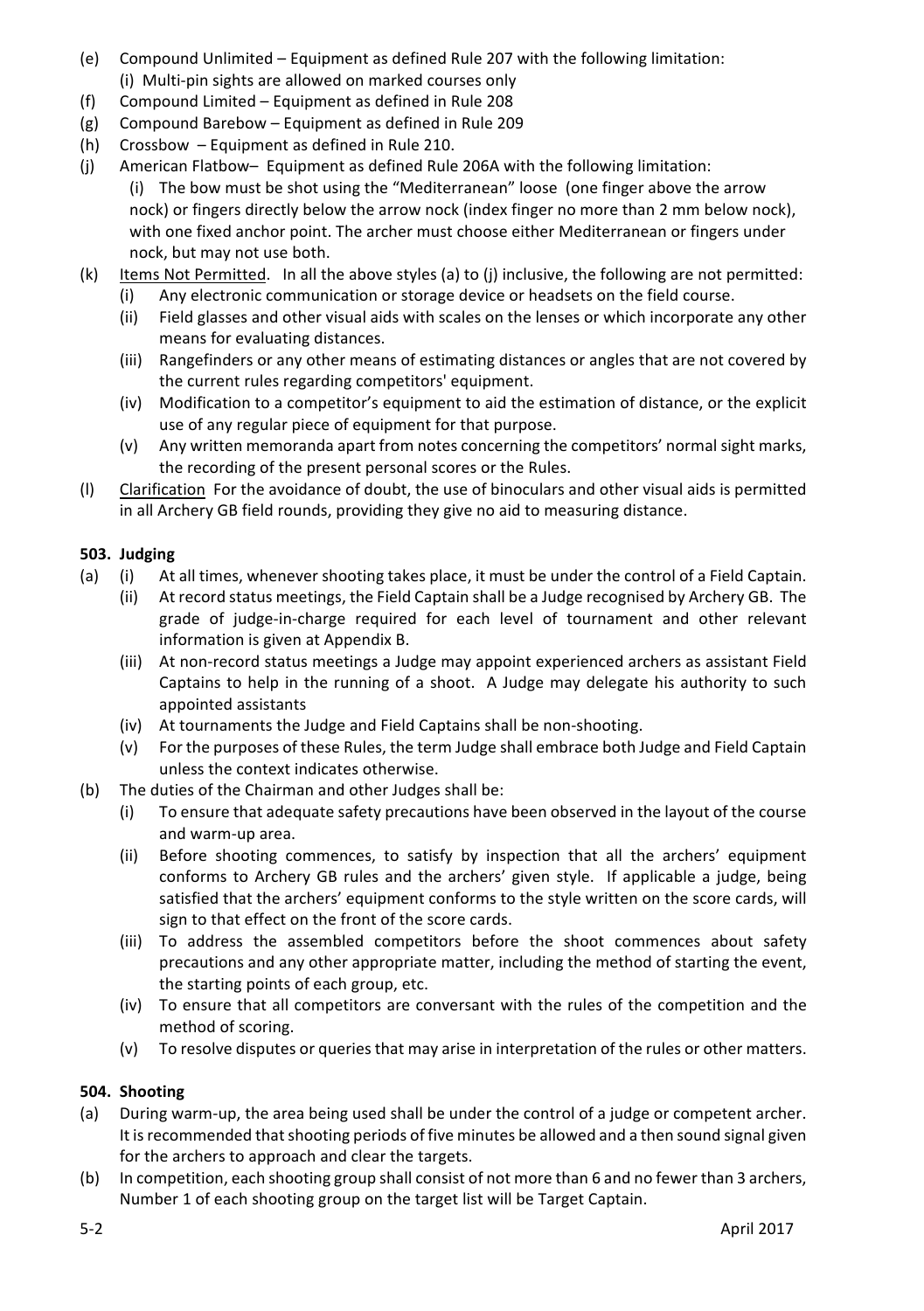(e) Compound Unlimited – Equipment as defined Rule 207 with the following limitation:
   (i) Multi-pin sights are allowed on marked courses only
(f) Compound Limited – Equipment as defined in Rule 208
(g) Compound Barebow – Equipment as defined in Rule 209
(h) Crossbow – Equipment as defined in Rule 210.
(j) American Flatbow– Equipment as defined Rule 206A with the following limitation:
   (i) The bow must be shot using the "Mediterranean" loose (one finger above the arrow nock) or fingers directly below the arrow nock (index finger no more than 2 mm below nock), with one fixed anchor point. The archer must choose either Mediterranean or fingers under nock, but may not use both.
(k) Items Not Permitted. In all the above styles (a) to (j) inclusive, the following are not permitted:
   (i) Any electronic communication or storage device or headsets on the field course.
   (ii) Field glasses and other visual aids with scales on the lenses or which incorporate any other means for evaluating distances.
   (iii) Rangefinders or any other means of estimating distances or angles that are not covered by the current rules regarding competitors' equipment.
   (iv) Modification to a competitor's equipment to aid the estimation of distance, or the explicit use of any regular piece of equipment for that purpose.
   (v) Any written memoranda apart from notes concerning the competitors' normal sight marks, the recording of the present personal scores or the Rules.
(l) Clarification For the avoidance of doubt, the use of binoculars and other visual aids is permitted in all Archery GB field rounds, providing they give no aid to measuring distance.

**503. Judging**

(a) (i) At all times, whenever shooting takes place, it must be under the control of a Field Captain.
   (ii) At record status meetings, the Field Captain shall be a Judge recognised by Archery GB. The grade of judge-in-charge required for each level of tournament and other relevant information is given at Appendix B.
   (iii) At non-record status meetings a Judge may appoint experienced archers as assistant Field Captains to help in the running of a shoot. A Judge may delegate his authority to such appointed assistants
   (iv) At tournaments the Judge and Field Captains shall be non-shooting.
   (v) For the purposes of these Rules, the term Judge shall embrace both Judge and Field Captain unless the context indicates otherwise.
(b) The duties of the Chairman and other Judges shall be:
   (i) To ensure that adequate safety precautions have been observed in the layout of the course and warm-up area.
   (ii) Before shooting commences, to satisfy by inspection that all the archers' equipment conforms to Archery GB rules and the archers' given style. If applicable a judge, being satisfied that the archers' equipment conforms to the style written on the score cards, will sign to that effect on the front of the score cards.
   (iii) To address the assembled competitors before the shoot commences about safety precautions and any other appropriate matter, including the method of starting the event, the starting points of each group, etc.
   (iv) To ensure that all competitors are conversant with the rules of the competition and the method of scoring.
   (v) To resolve disputes or queries that may arise in interpretation of the rules or other matters.

**504. Shooting**

(a) During warm-up, the area being used shall be under the control of a judge or competent archer. It is recommended that shooting periods of five minutes be allowed and a then sound signal given for the archers to approach and clear the targets.
(b) In competition, each shooting group shall consist of not more than 6 and no fewer than 3 archers, Number 1 of each shooting group on the target list will be Target Captain.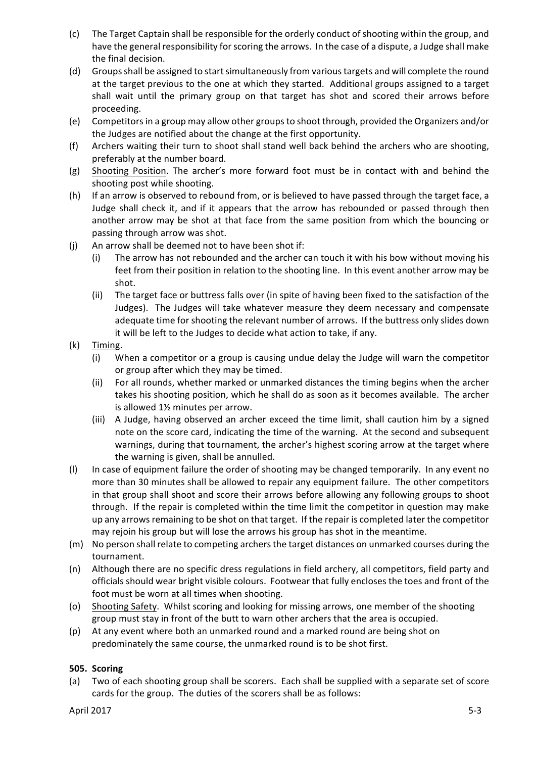(c) The Target Captain shall be responsible for the orderly conduct of shooting within the group, and have the general responsibility for scoring the arrows. In the case of a dispute, a Judge shall make the final decision.

(d) Groups shall be assigned to start simultaneously from various targets and will complete the round at the target previous to the one at which they started. Additional groups assigned to a target shall wait until the primary group on that target has shot and scored their arrows before proceeding.

(e) Competitors in a group may allow other groups to shoot through, provided the Organizers and/or the Judges are notified about the change at the first opportunity.

(f) Archers waiting their turn to shoot shall stand well back behind the archers who are shooting, preferably at the number board.

(g) Shooting Position. The archer's more forward foot must be in contact with and behind the shooting post while shooting.

(h) If an arrow is observed to rebound from, or is believed to have passed through the target face, a Judge shall check it, and if it appears that the arrow has rebounded or passed through then another arrow may be shot at that face from the same position from which the bouncing or passing through arrow was shot.

(j) An arrow shall be deemed not to have been shot if:
   - (i) The arrow has not rebounded and the archer can touch it with his bow without moving his feet from their position in relation to the shooting line. In this event another arrow may be shot.
   - (ii) The target face or buttress falls over (in spite of having been fixed to the satisfaction of the Judges). The Judges will take whatever measure they deem necessary and compensate adequate time for shooting the relevant number of arrows. If the buttress only slides down it will be left to the Judges to decide what action to take, if any.

(k) Timing.
   - (i) When a competitor or a group is causing undue delay the Judge will warn the competitor or group after which they may be timed.
   - (ii) For all rounds, whether marked or unmarked distances the timing begins when the archer takes his shooting position, which he shall do as soon as it becomes available. The archer is allowed 1½ minutes per arrow.
   - (iii) A Judge, having observed an archer exceed the time limit, shall caution him by a signed note on the score card, indicating the time of the warning. At the second and subsequent warnings, during that tournament, the archer's highest scoring arrow at the target where the warning is given, shall be annulled.

(l) In case of equipment failure the order of shooting may be changed temporarily. In any event no more than 30 minutes shall be allowed to repair any equipment failure. The other competitors in that group shall shoot and score their arrows before allowing any following groups to shoot through. If the repair is completed within the time limit the competitor in question may make up any arrows remaining to be shot on that target. If the repair is completed later the competitor may rejoin his group but will lose the arrows his group has shot in the meantime.

(m) No person shall relate to competing archers the target distances on unmarked courses during the tournament.

(n) Although there are no specific dress regulations in field archery, all competitors, field party and officials should wear bright visible colours. Footwear that fully encloses the toes and front of the foot must be worn at all times when shooting.

(o) Shooting Safety. Whilst scoring and looking for missing arrows, one member of the shooting group must stay in front of the butt to warn other archers that the area is occupied.

(p) At any event where both an unmarked round and a marked round are being shot on predominately the same course, the unmarked round is to be shot first.

**505. Scoring**

(a) Two of each shooting group shall be scorers. Each shall be supplied with a separate set of score cards for the group. The duties of the scorers shall be as follows: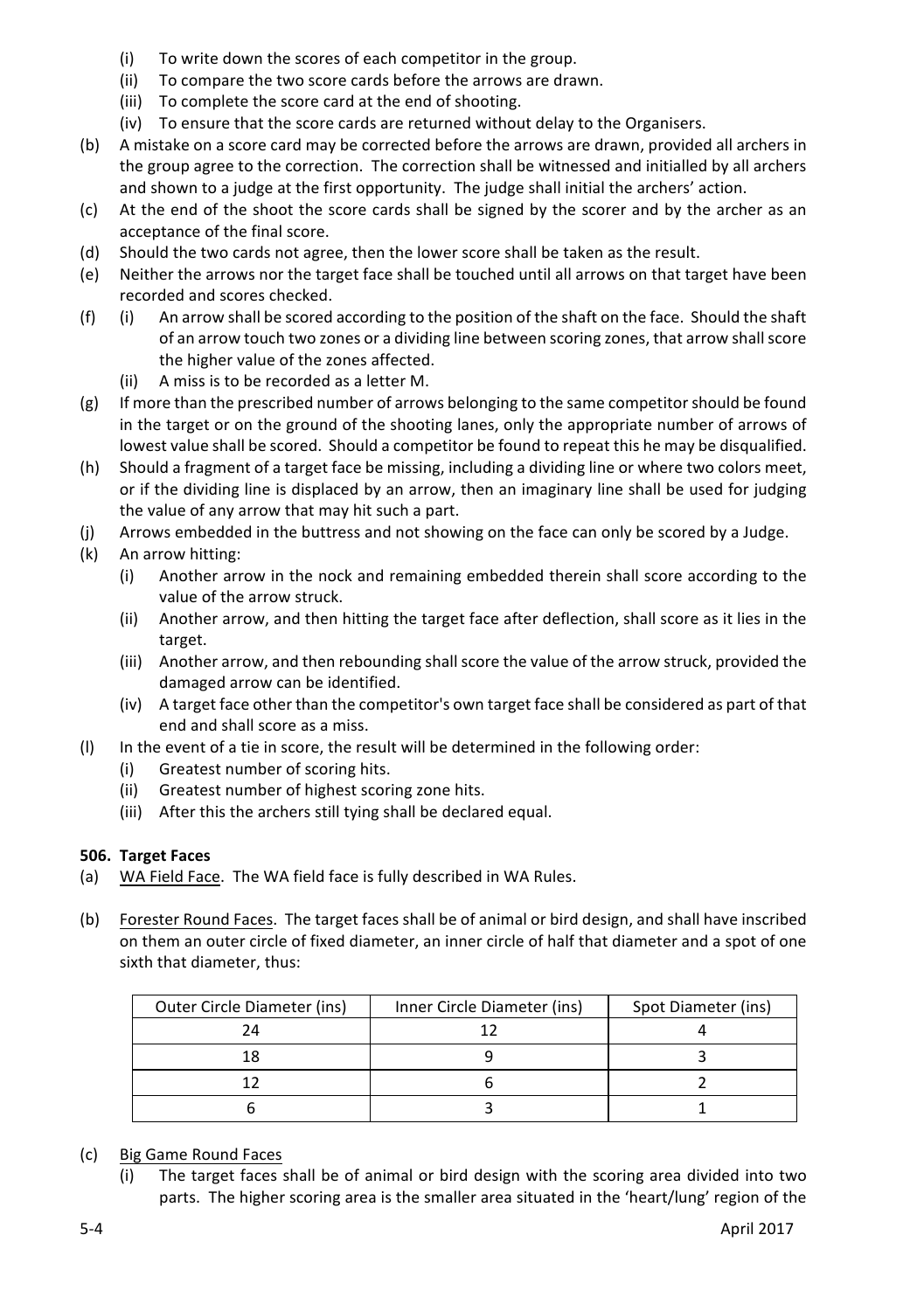(i) To write down the scores of each competitor in the group.
(ii) To compare the two score cards before the arrows are drawn.
(iii) To complete the score card at the end of shooting.
(iv) To ensure that the score cards are returned without delay to the Organisers.

(b) A mistake on a score card may be corrected before the arrows are drawn, provided all archers in the group agree to the correction. The correction shall be witnessed and initialled by all archers and shown to a judge at the first opportunity. The judge shall initial the archers' action.

(c) At the end of the shoot the score cards shall be signed by the scorer and by the archer as an acceptance of the final score.

(d) Should the two cards not agree, then the lower score shall be taken as the result.

(e) Neither the arrows nor the target face shall be touched until all arrows on that target have been recorded and scores checked.

(f) (i) An arrow shall be scored according to the position of the shaft on the face. Should the shaft of an arrow touch two zones or a dividing line between scoring zones, that arrow shall score the higher value of the zones affected.
(ii) A miss is to be recorded as a letter M.

(g) If more than the prescribed number of arrows belonging to the same competitor should be found in the target or on the ground of the shooting lanes, only the appropriate number of arrows of lowest value shall be scored. Should a competitor be found to repeat this he may be disqualified.

(h) Should a fragment of a target face be missing, including a dividing line or where two colors meet, or if the dividing line is displaced by an arrow, then an imaginary line shall be used for judging the value of any arrow that may hit such a part.

(j) Arrows embedded in the buttress and not showing on the face can only be scored by a Judge.

(k) An arrow hitting:
(i) Another arrow in the nock and remaining embedded therein shall score according to the value of the arrow struck.
(ii) Another arrow, and then hitting the target face after deflection, shall score as it lies in the target.
(iii) Another arrow, and then rebounding shall score the value of the arrow struck, provided the damaged arrow can be identified.
(iv) A target face other than the competitor's own target face shall be considered as part of that end and shall score as a miss.

(l) In the event of a tie in score, the result will be determined in the following order:
(i) Greatest number of scoring hits.
(ii) Greatest number of highest scoring zone hits.
(iii) After this the archers still tying shall be declared equal.

### 506. Target Faces

(a) WA Field Face. The WA field face is fully described in WA Rules.

(b) Forester Round Faces. The target faces shall be of animal or bird design, and shall have inscribed on them an outer circle of fixed diameter, an inner circle of half that diameter and a spot of one sixth that diameter, thus:

| Outer Circle Diameter (ins) | Inner Circle Diameter (ins) | Spot Diameter (ins) |
|---|---|---|
| 24 | 12 | 4 |
| 18 | 9 | 3 |
| 12 | 6 | 2 |
| 6 | 3 | 1 |

(c) Big Game Round Faces
(i) The target faces shall be of animal or bird design with the scoring area divided into two parts. The higher scoring area is the smaller area situated in the 'heart/lung' region of the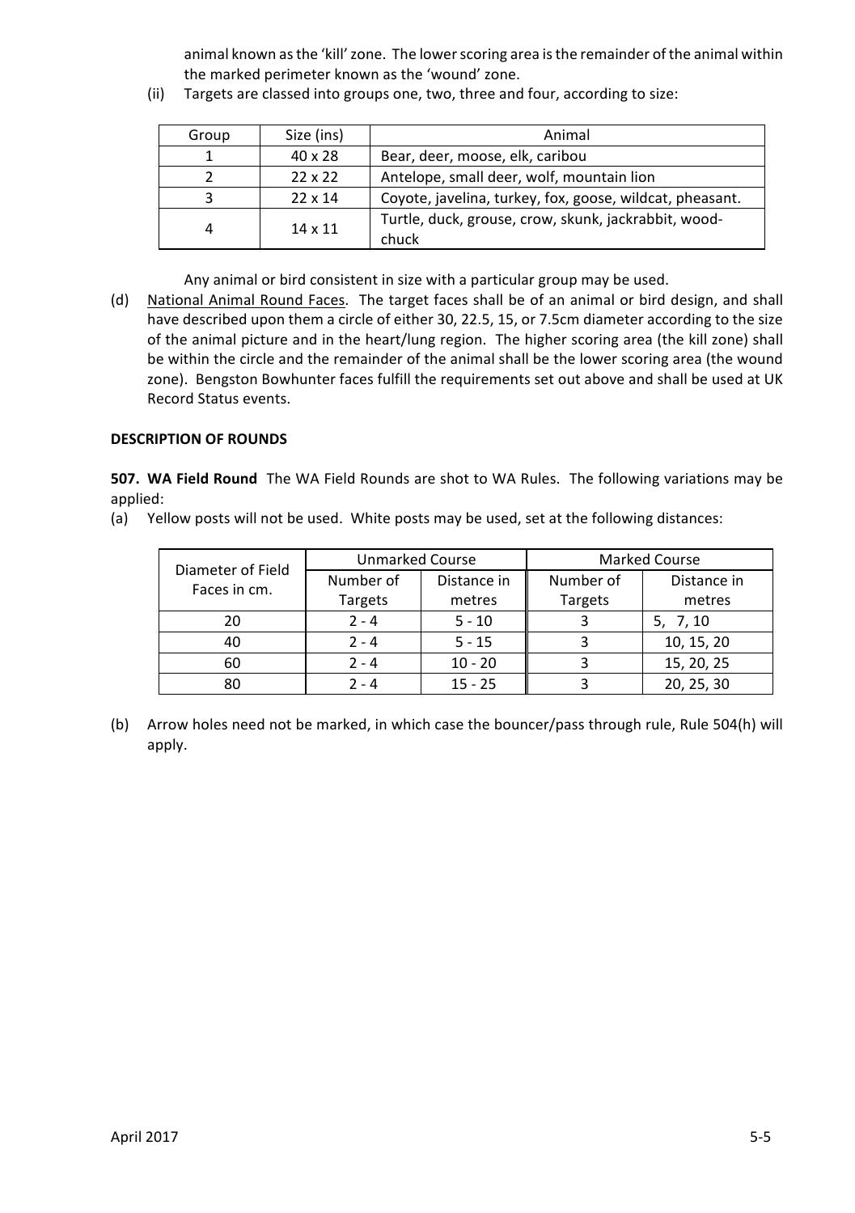animal known as the 'kill' zone. The lower scoring area is the remainder of the animal within the marked perimeter known as the 'wound' zone.

(ii) Targets are classed into groups one, two, three and four, according to size:

| Group | Size (ins) | Animal |
|---|---|---|
| 1 | 40 x 28 | Bear, deer, moose, elk, caribou |
| 2 | 22 x 22 | Antelope, small deer, wolf, mountain lion |
| 3 | 22 x 14 | Coyote, javelina, turkey, fox, goose, wildcat, pheasant. |
| 4 | 14 x 11 | Turtle, duck, grouse, crow, skunk, jackrabbit, wood-chuck |

Any animal or bird consistent in size with a particular group may be used.

(d) National Animal Round Faces. The target faces shall be of an animal or bird design, and shall have described upon them a circle of either 30, 22.5, 15, or 7.5cm diameter according to the size of the animal picture and in the heart/lung region. The higher scoring area (the kill zone) shall be within the circle and the remainder of the animal shall be the lower scoring area (the wound zone). Bengston Bowhunter faces fulfill the requirements set out above and shall be used at UK Record Status events.

**DESCRIPTION OF ROUNDS**

**507. WA Field Round** The WA Field Rounds are shot to WA Rules. The following variations may be applied:

(a) Yellow posts will not be used. White posts may be used, set at the following distances:

| Diameter of Field Faces in cm. | Unmarked Course | | Marked Course | |
|---|---|---|---|---|
| | Number of Targets | Distance in metres | Number of Targets | Distance in metres |
| 20 | 2 - 4 | 5 - 10 | 3 | 5, 7, 10 |
| 40 | 2 - 4 | 5 - 15 | 3 | 10, 15, 20 |
| 60 | 2 - 4 | 10 - 20 | 3 | 15, 20, 25 |
| 80 | 2 - 4 | 15 - 25 | 3 | 20, 25, 30 |

(b) Arrow holes need not be marked, in which case the bouncer/pass through rule, Rule 504(h) will apply.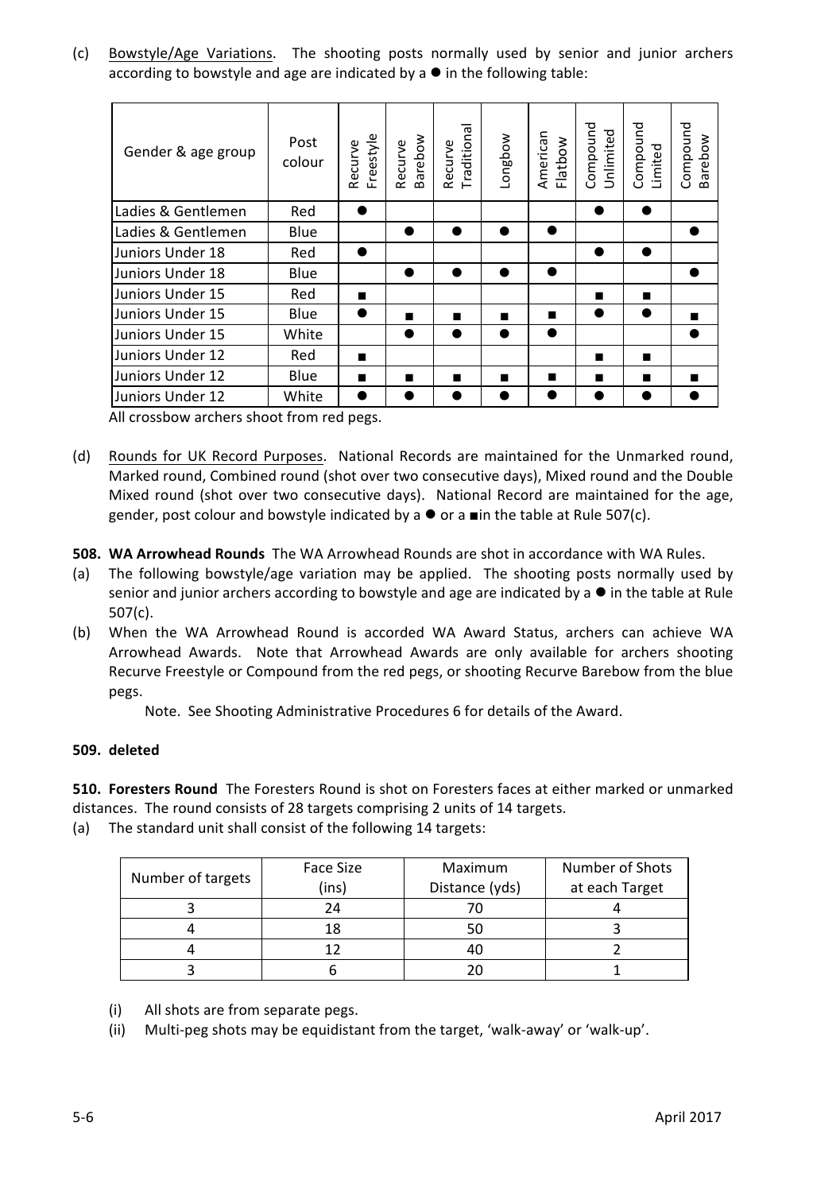(c) Bowstyle/Age Variations. The shooting posts normally used by senior and junior archers according to bowstyle and age are indicated by a ● in the following table:

| Gender & age group | Post colour | Recurve Freestyle | Recurve Barebow | Recurve Traditional | Longbow | American Flatbow | Compound Unlimited | Compound Limited | Compound Barebow |
|---|---|---|---|---|---|---|---|---|---|
| Ladies & Gentlemen | Red | ● | | | | | ● | ● | |
| Ladies & Gentlemen | Blue | | ● | ● | ● | ● | | | ● |
| Juniors Under 18 | Red | ● | | | | | ● | ● | |
| Juniors Under 18 | Blue | | ● | ● | ● | ● | | | ● |
| Juniors Under 15 | Red | ■ | | | | | ■ | ■ | |
| Juniors Under 15 | Blue | ● | ■ | ■ | ■ | ■ | ● | ● | ■ |
| Juniors Under 15 | White | | ● | ● | ● | ● | | | ● |
| Juniors Under 12 | Red | ■ | | | | | ■ | ■ | |
| Juniors Under 12 | Blue | ■ | ■ | ■ | ■ | ■ | ■ | ■ | ■ |
| Juniors Under 12 | White | ● | ● | ● | ● | ● | ● | ● | ● |

All crossbow archers shoot from red pegs.

(d) Rounds for UK Record Purposes. National Records are maintained for the Unmarked round, Marked round, Combined round (shot over two consecutive days), Mixed round and the Double Mixed round (shot over two consecutive days). National Record are maintained for the age, gender, post colour and bowstyle indicated by a ● or a ■in the table at Rule 507(c).

**508. WA Arrowhead Rounds** The WA Arrowhead Rounds are shot in accordance with WA Rules.

(a) The following bowstyle/age variation may be applied. The shooting posts normally used by senior and junior archers according to bowstyle and age are indicated by a ● in the table at Rule 507(c).

(b) When the WA Arrowhead Round is accorded WA Award Status, archers can achieve WA Arrowhead Awards. Note that Arrowhead Awards are only available for archers shooting Recurve Freestyle or Compound from the red pegs, or shooting Recurve Barebow from the blue pegs.

Note. See Shooting Administrative Procedures 6 for details of the Award.

**509. deleted**

**510. Foresters Round** The Foresters Round is shot on Foresters faces at either marked or unmarked distances. The round consists of 28 targets comprising 2 units of 14 targets.

(a) The standard unit shall consist of the following 14 targets:

| Number of targets | Face Size (ins) | Maximum Distance (yds) | Number of Shots at each Target |
|---|---|---|---|
| 3 | 24 | 70 | 4 |
| 4 | 18 | 50 | 3 |
| 4 | 12 | 40 | 2 |
| 3 | 6 | 20 | 1 |

(i) All shots are from separate pegs.

(ii) Multi-peg shots may be equidistant from the target, 'walk-away' or 'walk-up'.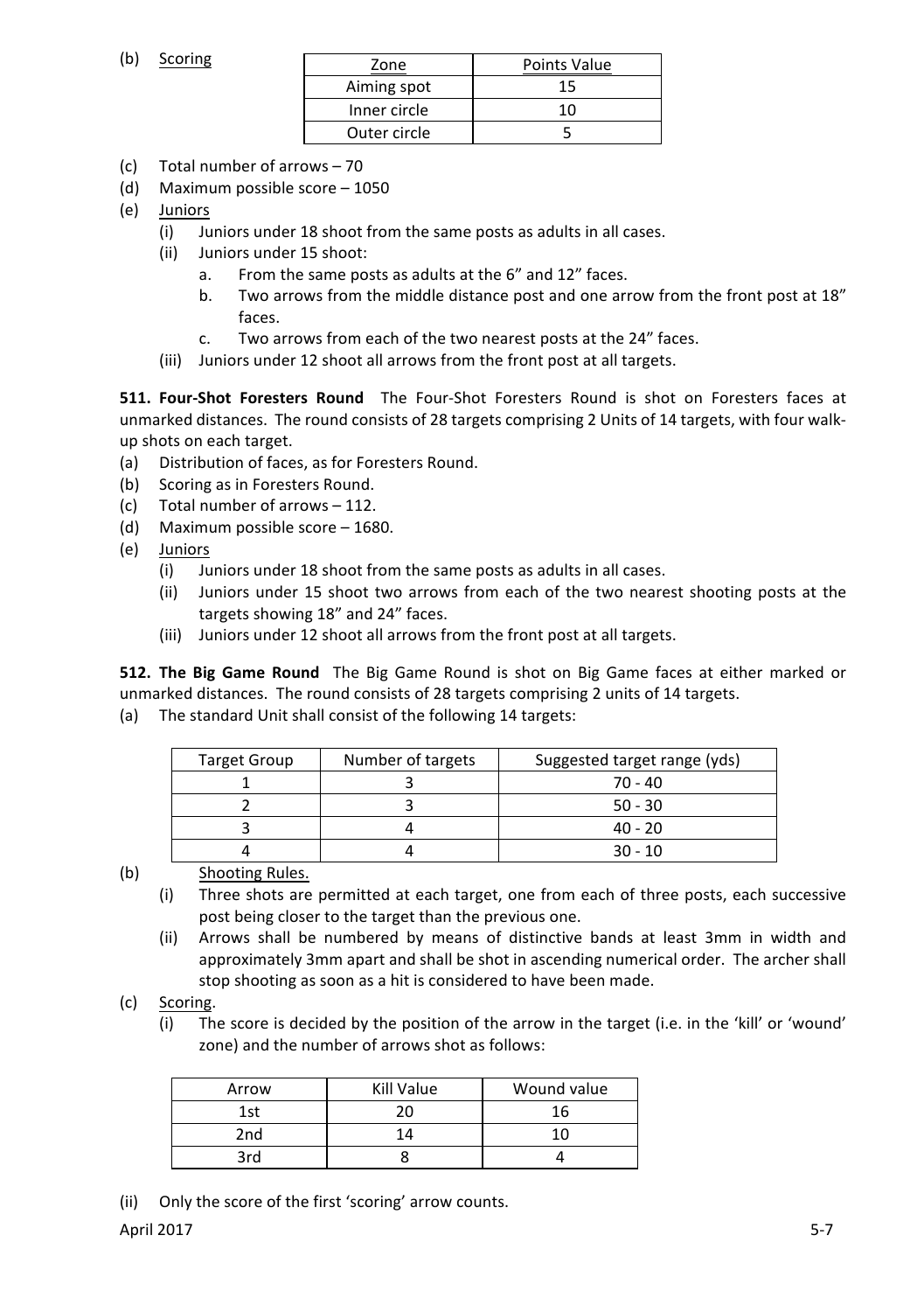(b) Scoring

| Zone | Points Value |
|---|---|
| Aiming spot | 15 |
| Inner circle | 10 |
| Outer circle | 5 |

(c) Total number of arrows – 70

(d) Maximum possible score – 1050

(e) Juniors

- (i) Juniors under 18 shoot from the same posts as adults in all cases.
- (ii) Juniors under 15 shoot:
  - a. From the same posts as adults at the 6" and 12" faces.
  - b. Two arrows from the middle distance post and one arrow from the front post at 18" faces.
  - c. Two arrows from each of the two nearest posts at the 24" faces.
- (iii) Juniors under 12 shoot all arrows from the front post at all targets.

**511. Four-Shot Foresters Round** The Four-Shot Foresters Round is shot on Foresters faces at unmarked distances. The round consists of 28 targets comprising 2 Units of 14 targets, with four walk-up shots on each target.

(a) Distribution of faces, as for Foresters Round.

(b) Scoring as in Foresters Round.

(c) Total number of arrows – 112.

(d) Maximum possible score – 1680.

(e) Juniors

- (i) Juniors under 18 shoot from the same posts as adults in all cases.
- (ii) Juniors under 15 shoot two arrows from each of the two nearest shooting posts at the targets showing 18" and 24" faces.
- (iii) Juniors under 12 shoot all arrows from the front post at all targets.

**512. The Big Game Round** The Big Game Round is shot on Big Game faces at either marked or unmarked distances. The round consists of 28 targets comprising 2 units of 14 targets.

(a) The standard Unit shall consist of the following 14 targets:

| Target Group | Number of targets | Suggested target range (yds) |
|---|---|---|
| 1 | 3 | 70 - 40 |
| 2 | 3 | 50 - 30 |
| 3 | 4 | 40 - 20 |
| 4 | 4 | 30 - 10 |

(b) Shooting Rules.

- (i) Three shots are permitted at each target, one from each of three posts, each successive post being closer to the target than the previous one.
- (ii) Arrows shall be numbered by means of distinctive bands at least 3mm in width and approximately 3mm apart and shall be shot in ascending numerical order. The archer shall stop shooting as soon as a hit is considered to have been made.

(c) Scoring.

- (i) The score is decided by the position of the arrow in the target (i.e. in the 'kill' or 'wound' zone) and the number of arrows shot as follows:

| Arrow | Kill Value | Wound value |
|---|---|---|
| 1st | 20 | 16 |
| 2nd | 14 | 10 |
| 3rd | 8 | 4 |

- (ii) Only the score of the first 'scoring' arrow counts.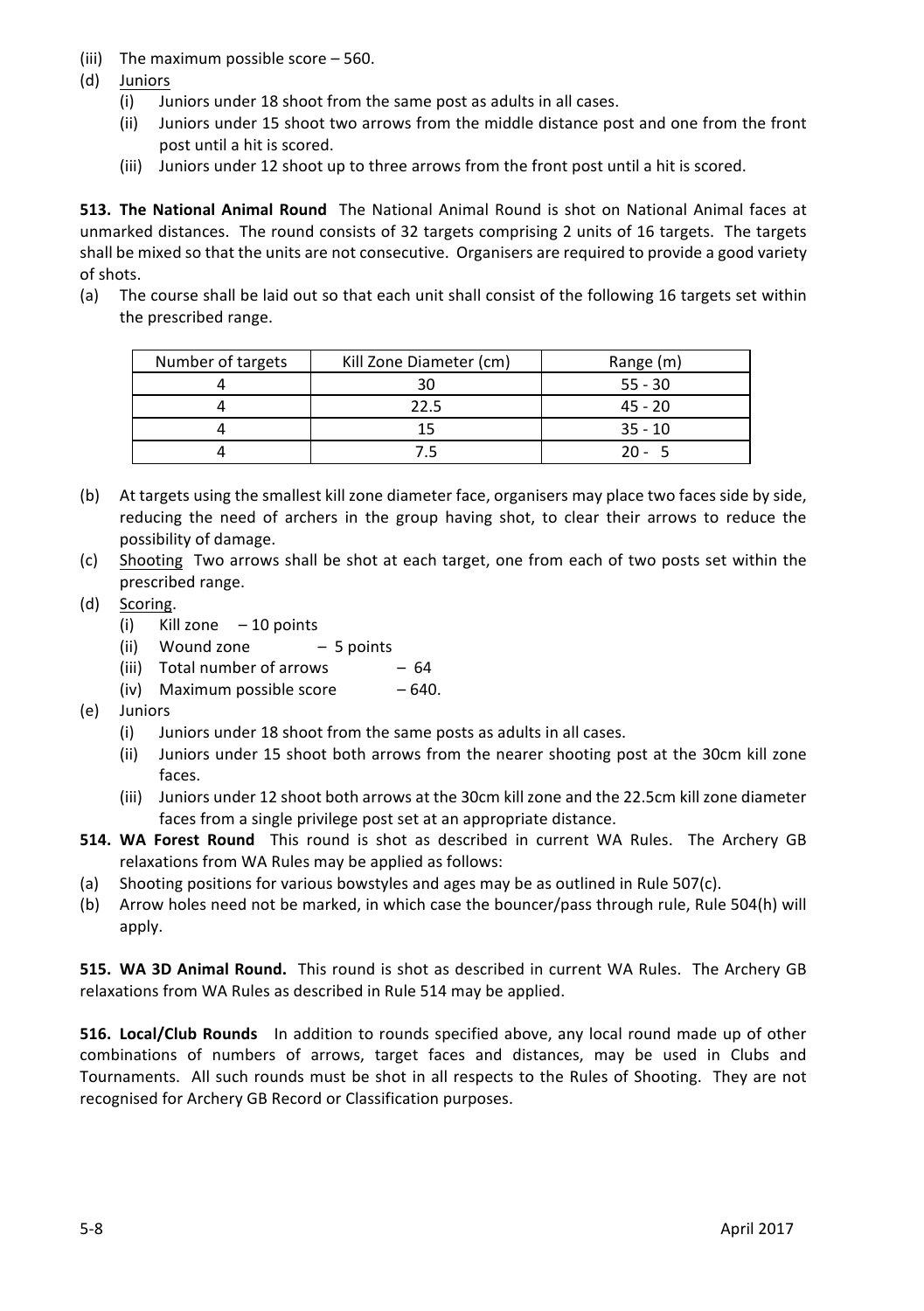(iii) The maximum possible score – 560.

(d) Juniors

 (i) Juniors under 18 shoot from the same post as adults in all cases.

 (ii) Juniors under 15 shoot two arrows from the middle distance post and one from the front post until a hit is scored.

 (iii) Juniors under 12 shoot up to three arrows from the front post until a hit is scored.

**513. The National Animal Round** The National Animal Round is shot on National Animal faces at unmarked distances. The round consists of 32 targets comprising 2 units of 16 targets. The targets shall be mixed so that the units are not consecutive. Organisers are required to provide a good variety of shots.

(a) The course shall be laid out so that each unit shall consist of the following 16 targets set within the prescribed range.

| Number of targets | Kill Zone Diameter (cm) | Range (m) |
|---|---|---|
| 4 | 30 | 55 - 30 |
| 4 | 22.5 | 45 - 20 |
| 4 | 15 | 35 - 10 |
| 4 | 7.5 | 20 - 5 |

(b) At targets using the smallest kill zone diameter face, organisers may place two faces side by side, reducing the need of archers in the group having shot, to clear their arrows to reduce the possibility of damage.

(c) Shooting Two arrows shall be shot at each target, one from each of two posts set within the prescribed range.

(d) Scoring.

 (i) Kill zone – 10 points

 (ii) Wound zone – 5 points

 (iii) Total number of arrows – 64

 (iv) Maximum possible score – 640.

(e) Juniors

 (i) Juniors under 18 shoot from the same posts as adults in all cases.

 (ii) Juniors under 15 shoot both arrows from the nearer shooting post at the 30cm kill zone faces.

 (iii) Juniors under 12 shoot both arrows at the 30cm kill zone and the 22.5cm kill zone diameter faces from a single privilege post set at an appropriate distance.

**514. WA Forest Round** This round is shot as described in current WA Rules. The Archery GB relaxations from WA Rules may be applied as follows:

(a) Shooting positions for various bowstyles and ages may be as outlined in Rule 507(c).

(b) Arrow holes need not be marked, in which case the bouncer/pass through rule, Rule 504(h) will apply.

**515. WA 3D Animal Round.** This round is shot as described in current WA Rules. The Archery GB relaxations from WA Rules as described in Rule 514 may be applied.

**516. Local/Club Rounds** In addition to rounds specified above, any local round made up of other combinations of numbers of arrows, target faces and distances, may be used in Clubs and Tournaments. All such rounds must be shot in all respects to the Rules of Shooting. They are not recognised for Archery GB Record or Classification purposes.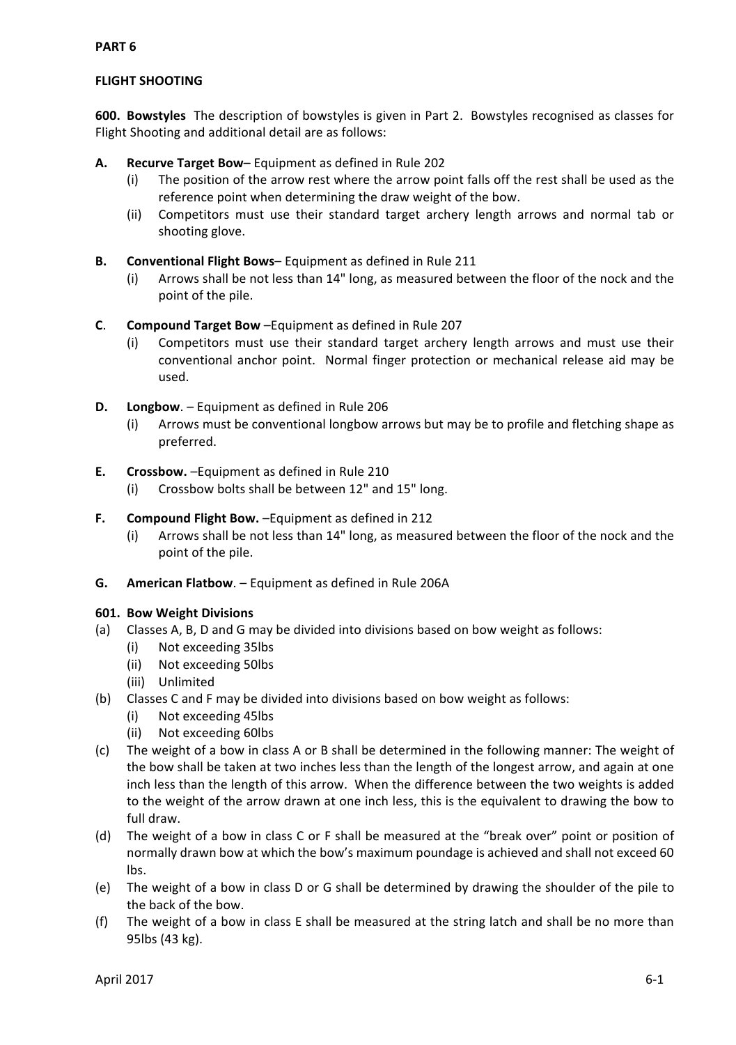# PART 6

## FLIGHT SHOOTING

**600. Bowstyles** The description of bowstyles is given in Part 2. Bowstyles recognised as classes for Flight Shooting and additional detail are as follows:

**A. Recurve Target Bow**– Equipment as defined in Rule 202

- (i) The position of the arrow rest where the arrow point falls off the rest shall be used as the reference point when determining the draw weight of the bow.
- (ii) Competitors must use their standard target archery length arrows and normal tab or shooting glove.

**B. Conventional Flight Bows**– Equipment as defined in Rule 211

- (i) Arrows shall be not less than 14" long, as measured between the floor of the nock and the point of the pile.

**C. Compound Target Bow** –Equipment as defined in Rule 207

- (i) Competitors must use their standard target archery length arrows and must use their conventional anchor point. Normal finger protection or mechanical release aid may be used.

**D. Longbow**. – Equipment as defined in Rule 206

- (i) Arrows must be conventional longbow arrows but may be to profile and fletching shape as preferred.

**E. Crossbow.** –Equipment as defined in Rule 210

- (i) Crossbow bolts shall be between 12" and 15" long.

**F. Compound Flight Bow.** –Equipment as defined in 212

- (i) Arrows shall be not less than 14" long, as measured between the floor of the nock and the point of the pile.

**G. American Flatbow**. – Equipment as defined in Rule 206A

**601. Bow Weight Divisions**

(a) Classes A, B, D and G may be divided into divisions based on bow weight as follows:
- (i) Not exceeding 35lbs
- (ii) Not exceeding 50lbs
- (iii) Unlimited

(b) Classes C and F may be divided into divisions based on bow weight as follows:
- (i) Not exceeding 45lbs
- (ii) Not exceeding 60lbs

(c) The weight of a bow in class A or B shall be determined in the following manner: The weight of the bow shall be taken at two inches less than the length of the longest arrow, and again at one inch less than the length of this arrow. When the difference between the two weights is added to the weight of the arrow drawn at one inch less, this is the equivalent to drawing the bow to full draw.

(d) The weight of a bow in class C or F shall be measured at the "break over" point or position of normally drawn bow at which the bow's maximum poundage is achieved and shall not exceed 60 lbs.

(e) The weight of a bow in class D or G shall be determined by drawing the shoulder of the pile to the back of the bow.

(f) The weight of a bow in class E shall be measured at the string latch and shall be no more than 95lbs (43 kg).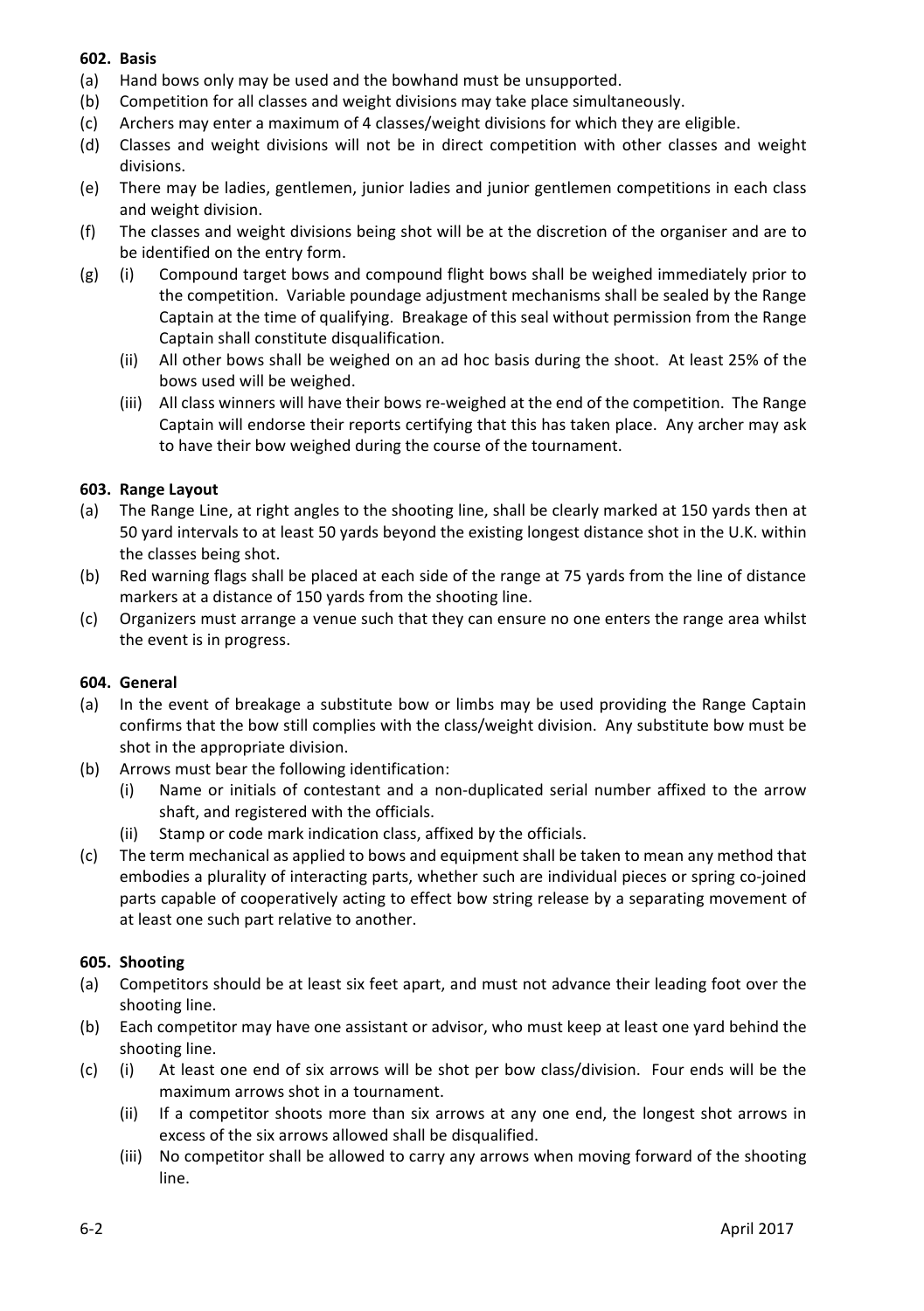**602. Basis**

(a) Hand bows only may be used and the bowhand must be unsupported.

(b) Competition for all classes and weight divisions may take place simultaneously.

(c) Archers may enter a maximum of 4 classes/weight divisions for which they are eligible.

(d) Classes and weight divisions will not be in direct competition with other classes and weight divisions.

(e) There may be ladies, gentlemen, junior ladies and junior gentlemen competitions in each class and weight division.

(f) The classes and weight divisions being shot will be at the discretion of the organiser and are to be identified on the entry form.

(g) (i) Compound target bows and compound flight bows shall be weighed immediately prior to the competition. Variable poundage adjustment mechanisms shall be sealed by the Range Captain at the time of qualifying. Breakage of this seal without permission from the Range Captain shall constitute disqualification.

(ii) All other bows shall be weighed on an ad hoc basis during the shoot. At least 25% of the bows used will be weighed.

(iii) All class winners will have their bows re-weighed at the end of the competition. The Range Captain will endorse their reports certifying that this has taken place. Any archer may ask to have their bow weighed during the course of the tournament.

**603. Range Layout**

(a) The Range Line, at right angles to the shooting line, shall be clearly marked at 150 yards then at 50 yard intervals to at least 50 yards beyond the existing longest distance shot in the U.K. within the classes being shot.

(b) Red warning flags shall be placed at each side of the range at 75 yards from the line of distance markers at a distance of 150 yards from the shooting line.

(c) Organizers must arrange a venue such that they can ensure no one enters the range area whilst the event is in progress.

**604. General**

(a) In the event of breakage a substitute bow or limbs may be used providing the Range Captain confirms that the bow still complies with the class/weight division. Any substitute bow must be shot in the appropriate division.

(b) Arrows must bear the following identification:

(i) Name or initials of contestant and a non-duplicated serial number affixed to the arrow shaft, and registered with the officials.

(ii) Stamp or code mark indication class, affixed by the officials.

(c) The term mechanical as applied to bows and equipment shall be taken to mean any method that embodies a plurality of interacting parts, whether such are individual pieces or spring co-joined parts capable of cooperatively acting to effect bow string release by a separating movement of at least one such part relative to another.

**605. Shooting**

(a) Competitors should be at least six feet apart, and must not advance their leading foot over the shooting line.

(b) Each competitor may have one assistant or advisor, who must keep at least one yard behind the shooting line.

(c) (i) At least one end of six arrows will be shot per bow class/division. Four ends will be the maximum arrows shot in a tournament.

(ii) If a competitor shoots more than six arrows at any one end, the longest shot arrows in excess of the six arrows allowed shall be disqualified.

(iii) No competitor shall be allowed to carry any arrows when moving forward of the shooting line.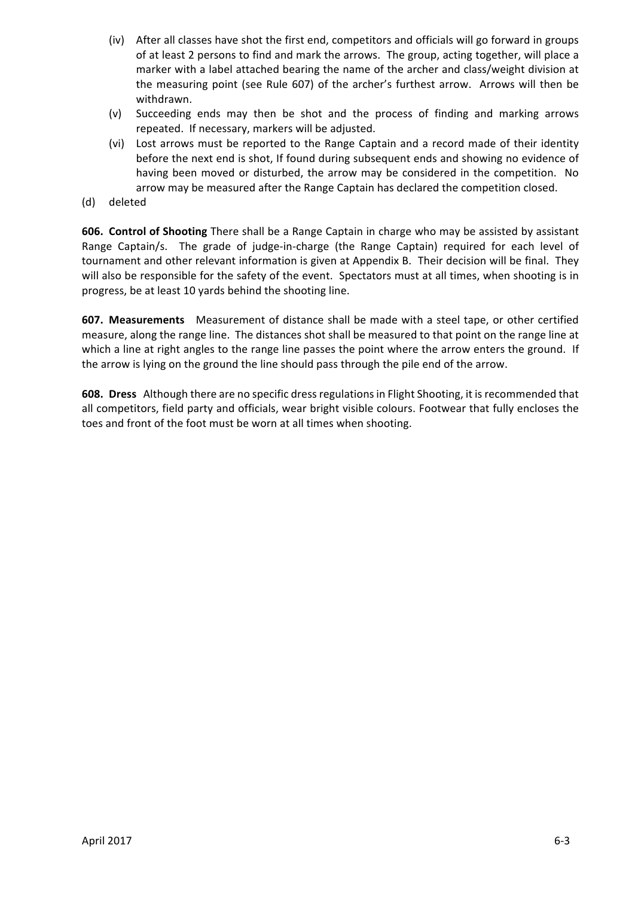(iv) After all classes have shot the first end, competitors and officials will go forward in groups of at least 2 persons to find and mark the arrows. The group, acting together, will place a marker with a label attached bearing the name of the archer and class/weight division at the measuring point (see Rule 607) of the archer's furthest arrow. Arrows will then be withdrawn.

(v) Succeeding ends may then be shot and the process of finding and marking arrows repeated. If necessary, markers will be adjusted.

(vi) Lost arrows must be reported to the Range Captain and a record made of their identity before the next end is shot, If found during subsequent ends and showing no evidence of having been moved or disturbed, the arrow may be considered in the competition. No arrow may be measured after the Range Captain has declared the competition closed.

(d) deleted

**606. Control of Shooting** There shall be a Range Captain in charge who may be assisted by assistant Range Captain/s. The grade of judge-in-charge (the Range Captain) required for each level of tournament and other relevant information is given at Appendix B. Their decision will be final. They will also be responsible for the safety of the event. Spectators must at all times, when shooting is in progress, be at least 10 yards behind the shooting line.

**607. Measurements** Measurement of distance shall be made with a steel tape, or other certified measure, along the range line. The distances shot shall be measured to that point on the range line at which a line at right angles to the range line passes the point where the arrow enters the ground. If the arrow is lying on the ground the line should pass through the pile end of the arrow.

**608. Dress** Although there are no specific dress regulations in Flight Shooting, it is recommended that all competitors, field party and officials, wear bright visible colours. Footwear that fully encloses the toes and front of the foot must be worn at all times when shooting.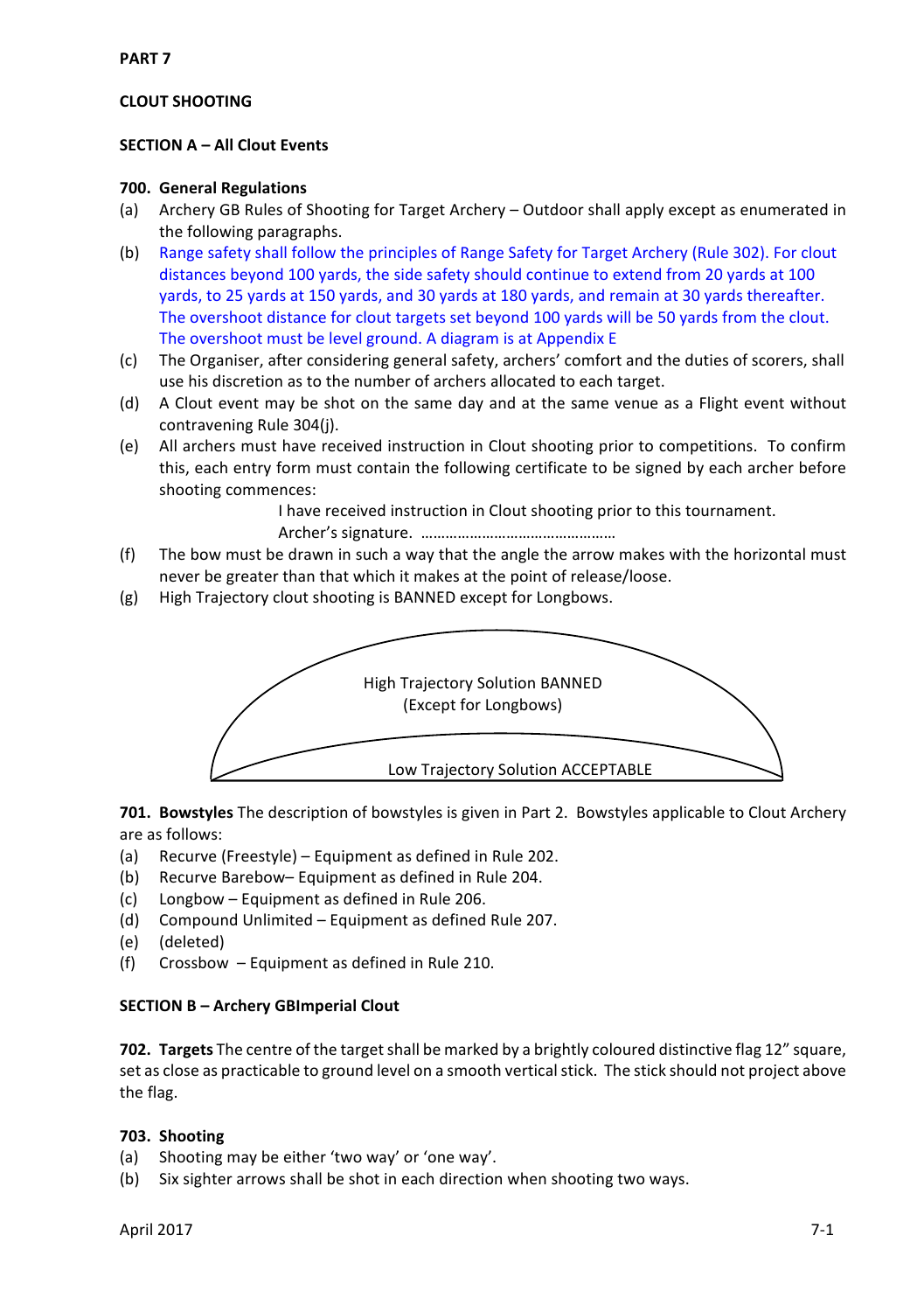**PART 7**

**CLOUT SHOOTING**

**SECTION A – All Clout Events**

**700. General Regulations**

(a) Archery GB Rules of Shooting for Target Archery – Outdoor shall apply except as enumerated in the following paragraphs.

(b) Range safety shall follow the principles of Range Safety for Target Archery (Rule 302). For clout distances beyond 100 yards, the side safety should continue to extend from 20 yards at 100 yards, to 25 yards at 150 yards, and 30 yards at 180 yards, and remain at 30 yards thereafter. The overshoot distance for clout targets set beyond 100 yards will be 50 yards from the clout. The overshoot must be level ground. A diagram is at Appendix E

(c) The Organiser, after considering general safety, archers' comfort and the duties of scorers, shall use his discretion as to the number of archers allocated to each target.

(d) A Clout event may be shot on the same day and at the same venue as a Flight event without contravening Rule 304(j).

(e) All archers must have received instruction in Clout shooting prior to competitions. To confirm this, each entry form must contain the following certificate to be signed by each archer before shooting commences:

> I have received instruction in Clout shooting prior to this tournament.
> Archer's signature. …………………………………………

(f) The bow must be drawn in such a way that the angle the arrow makes with the horizontal must never be greater than that which it makes at the point of release/loose.

(g) High Trajectory clout shooting is BANNED except for Longbows.

High Trajectory Solution BANNED
(Except for Longbows)

Low Trajectory Solution ACCEPTABLE

**701. Bowstyles** The description of bowstyles is given in Part 2. Bowstyles applicable to Clout Archery are as follows:

(a) Recurve (Freestyle) – Equipment as defined in Rule 202.

(b) Recurve Barebow– Equipment as defined in Rule 204.

(c) Longbow – Equipment as defined in Rule 206.

(d) Compound Unlimited – Equipment as defined Rule 207.

(e) (deleted)

(f) Crossbow – Equipment as defined in Rule 210.

**SECTION B – Archery GBImperial Clout**

**702. Targets** The centre of the target shall be marked by a brightly coloured distinctive flag 12" square, set as close as practicable to ground level on a smooth vertical stick. The stick should not project above the flag.

**703. Shooting**

(a) Shooting may be either 'two way' or 'one way'.

(b) Six sighter arrows shall be shot in each direction when shooting two ways.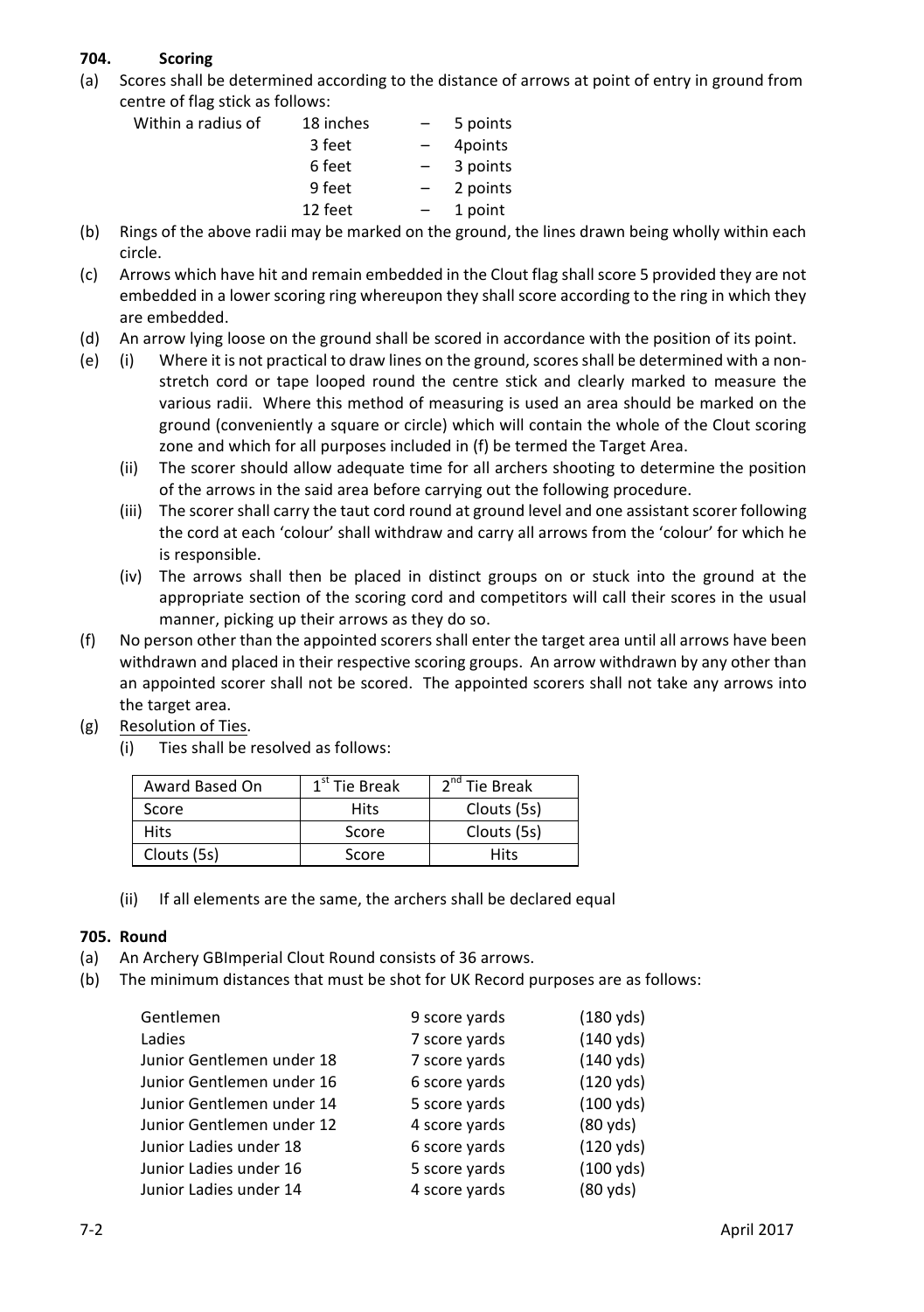## 704. Scoring

(a) Scores shall be determined according to the distance of arrows at point of entry in ground from centre of flag stick as follows:

| | | | |
|---|---|---|---|
| Within a radius of | 18 inches | – | 5 points |
| | 3 feet | – | 4points |
| | 6 feet | – | 3 points |
| | 9 feet | – | 2 points |
| | 12 feet | – | 1 point |

(b) Rings of the above radii may be marked on the ground, the lines drawn being wholly within each circle.

(c) Arrows which have hit and remain embedded in the Clout flag shall score 5 provided they are not embedded in a lower scoring ring whereupon they shall score according to the ring in which they are embedded.

(d) An arrow lying loose on the ground shall be scored in accordance with the position of its point.

(e) (i) Where it is not practical to draw lines on the ground, scores shall be determined with a non-stretch cord or tape looped round the centre stick and clearly marked to measure the various radii. Where this method of measuring is used an area should be marked on the ground (conveniently a square or circle) which will contain the whole of the Clout scoring zone and which for all purposes included in (f) be termed the Target Area.

(ii) The scorer should allow adequate time for all archers shooting to determine the position of the arrows in the said area before carrying out the following procedure.

(iii) The scorer shall carry the taut cord round at ground level and one assistant scorer following the cord at each 'colour' shall withdraw and carry all arrows from the 'colour' for which he is responsible.

(iv) The arrows shall then be placed in distinct groups on or stuck into the ground at the appropriate section of the scoring cord and competitors will call their scores in the usual manner, picking up their arrows as they do so.

(f) No person other than the appointed scorers shall enter the target area until all arrows have been withdrawn and placed in their respective scoring groups. An arrow withdrawn by any other than an appointed scorer shall not be scored. The appointed scorers shall not take any arrows into the target area.

(g) Resolution of Ties.

(i) Ties shall be resolved as follows:

| Award Based On | 1st Tie Break | 2nd Tie Break |
|---|---|---|
| Score | Hits | Clouts (5s) |
| Hits | Score | Clouts (5s) |
| Clouts (5s) | Score | Hits |

(ii) If all elements are the same, the archers shall be declared equal

## 705. Round

(a) An Archery GBImperial Clout Round consists of 36 arrows.

(b) The minimum distances that must be shot for UK Record purposes are as follows:

| | | |
|---|---|---|
| Gentlemen | 9 score yards | (180 yds) |
| Ladies | 7 score yards | (140 yds) |
| Junior Gentlemen under 18 | 7 score yards | (140 yds) |
| Junior Gentlemen under 16 | 6 score yards | (120 yds) |
| Junior Gentlemen under 14 | 5 score yards | (100 yds) |
| Junior Gentlemen under 12 | 4 score yards | (80 yds) |
| Junior Ladies under 18 | 6 score yards | (120 yds) |
| Junior Ladies under 16 | 5 score yards | (100 yds) |
| Junior Ladies under 14 | 4 score yards | (80 yds) |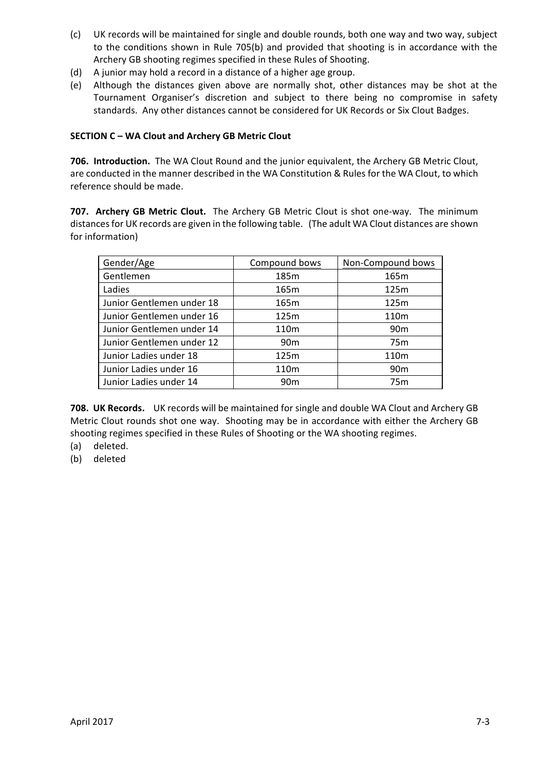(c) UK records will be maintained for single and double rounds, both one way and two way, subject to the conditions shown in Rule 705(b) and provided that shooting is in accordance with the Archery GB shooting regimes specified in these Rules of Shooting.

(d) A junior may hold a record in a distance of a higher age group.

(e) Although the distances given above are normally shot, other distances may be shot at the Tournament Organiser's discretion and subject to there being no compromise in safety standards. Any other distances cannot be considered for UK Records or Six Clout Badges.

**SECTION C – WA Clout and Archery GB Metric Clout**

**706. Introduction.** The WA Clout Round and the junior equivalent, the Archery GB Metric Clout, are conducted in the manner described in the WA Constitution & Rules for the WA Clout, to which reference should be made.

**707. Archery GB Metric Clout.** The Archery GB Metric Clout is shot one-way. The minimum distances for UK records are given in the following table. (The adult WA Clout distances are shown for information)

| Gender/Age | Compound bows | Non-Compound bows |
|---|---|---|
| Gentlemen | 185m | 165m |
| Ladies | 165m | 125m |
| Junior Gentlemen under 18 | 165m | 125m |
| Junior Gentlemen under 16 | 125m | 110m |
| Junior Gentlemen under 14 | 110m | 90m |
| Junior Gentlemen under 12 | 90m | 75m |
| Junior Ladies under 18 | 125m | 110m |
| Junior Ladies under 16 | 110m | 90m |
| Junior Ladies under 14 | 90m | 75m |

**708. UK Records.** UK records will be maintained for single and double WA Clout and Archery GB Metric Clout rounds shot one way. Shooting may be in accordance with either the Archery GB shooting regimes specified in these Rules of Shooting or the WA shooting regimes.

(a) deleted.

(b) deleted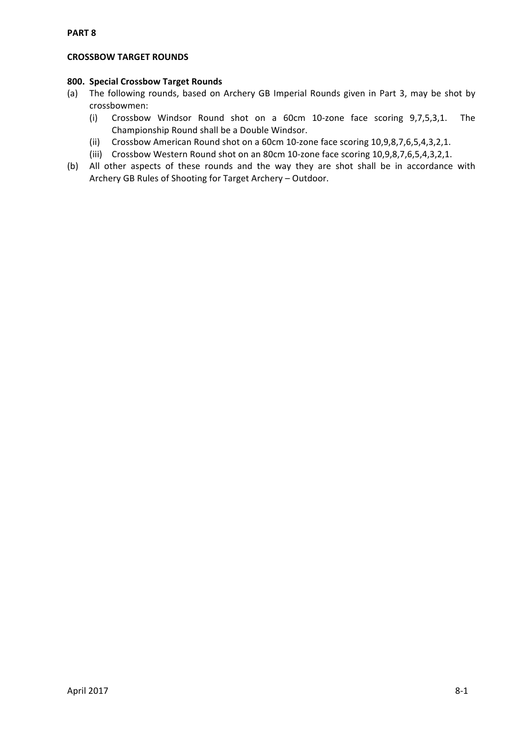**PART 8**

**CROSSBOW TARGET ROUNDS**

**800. Special Crossbow Target Rounds**

(a) The following rounds, based on Archery GB Imperial Rounds given in Part 3, may be shot by crossbowmen:

  (i) Crossbow Windsor Round shot on a 60cm 10-zone face scoring 9,7,5,3,1. The Championship Round shall be a Double Windsor.

  (ii) Crossbow American Round shot on a 60cm 10-zone face scoring 10,9,8,7,6,5,4,3,2,1.

  (iii) Crossbow Western Round shot on an 80cm 10-zone face scoring 10,9,8,7,6,5,4,3,2,1.

(b) All other aspects of these rounds and the way they are shot shall be in accordance with Archery GB Rules of Shooting for Target Archery – Outdoor.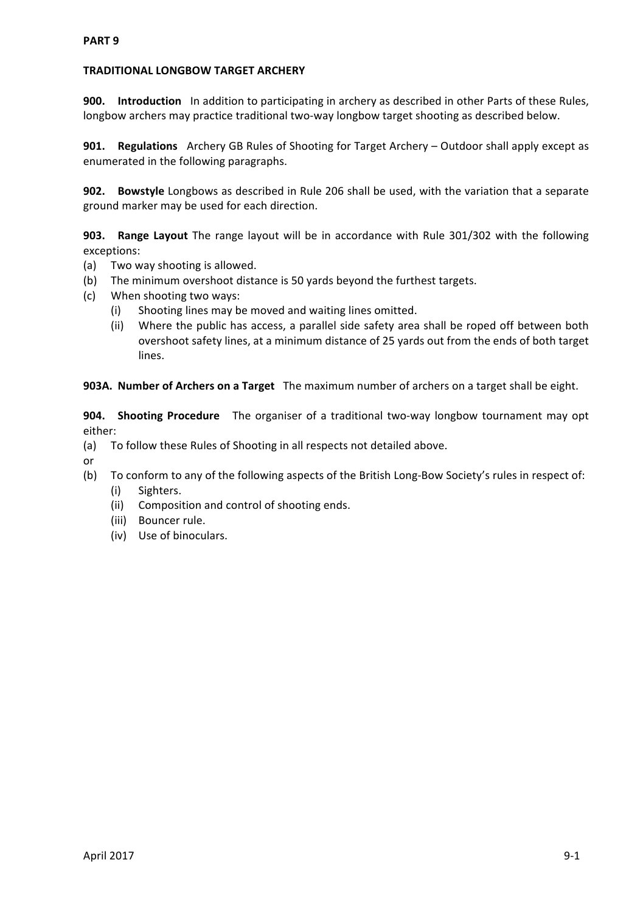## PART 9

### TRADITIONAL LONGBOW TARGET ARCHERY

**900. Introduction** In addition to participating in archery as described in other Parts of these Rules, longbow archers may practice traditional two-way longbow target shooting as described below.

**901. Regulations** Archery GB Rules of Shooting for Target Archery – Outdoor shall apply except as enumerated in the following paragraphs.

**902. Bowstyle** Longbows as described in Rule 206 shall be used, with the variation that a separate ground marker may be used for each direction.

**903. Range Layout** The range layout will be in accordance with Rule 301/302 with the following exceptions:

(a) Two way shooting is allowed.

(b) The minimum overshoot distance is 50 yards beyond the furthest targets.

(c) When shooting two ways:

  (i) Shooting lines may be moved and waiting lines omitted.

  (ii) Where the public has access, a parallel side safety area shall be roped off between both overshoot safety lines, at a minimum distance of 25 yards out from the ends of both target lines.

**903A. Number of Archers on a Target** The maximum number of archers on a target shall be eight.

**904. Shooting Procedure** The organiser of a traditional two-way longbow tournament may opt either:

(a) To follow these Rules of Shooting in all respects not detailed above.

or

(b) To conform to any of the following aspects of the British Long-Bow Society's rules in respect of:

  (i) Sighters.

  (ii) Composition and control of shooting ends.

  (iii) Bouncer rule.

  (iv) Use of binoculars.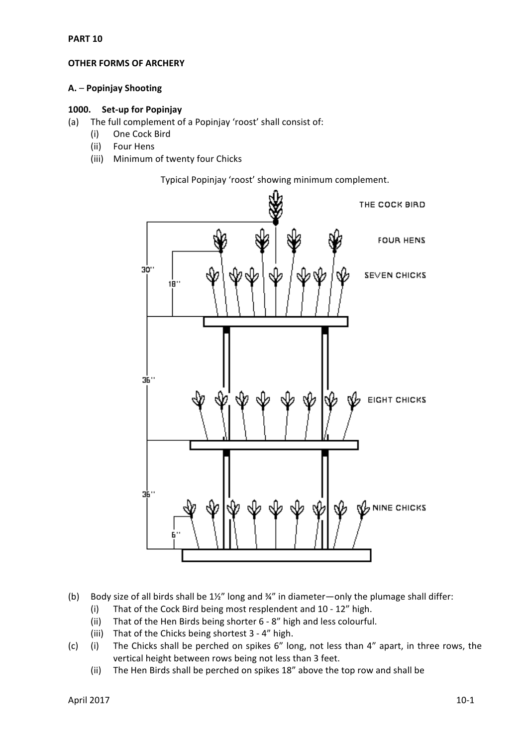**PART 10**

**OTHER FORMS OF ARCHERY**

**A. – Popinjay Shooting**

**1000. Set-up for Popinjay**

(a) The full complement of a Popinjay 'roost' shall consist of:
   (i) One Cock Bird
   (ii) Four Hens
   (iii) Minimum of twenty four Chicks

Typical Popinjay 'roost' showing minimum complement.

(b) Body size of all birds shall be 1½" long and ¾" in diameter—only the plumage shall differ:
   (i) That of the Cock Bird being most resplendent and 10 - 12" high.
   (ii) That of the Hen Birds being shorter 6 - 8" high and less colourful.
   (iii) That of the Chicks being shortest 3 - 4" high.

(c) (i) The Chicks shall be perched on spikes 6" long, not less than 4" apart, in three rows, the vertical height between rows being not less than 3 feet.
   (ii) The Hen Birds shall be perched on spikes 18" above the top row and shall be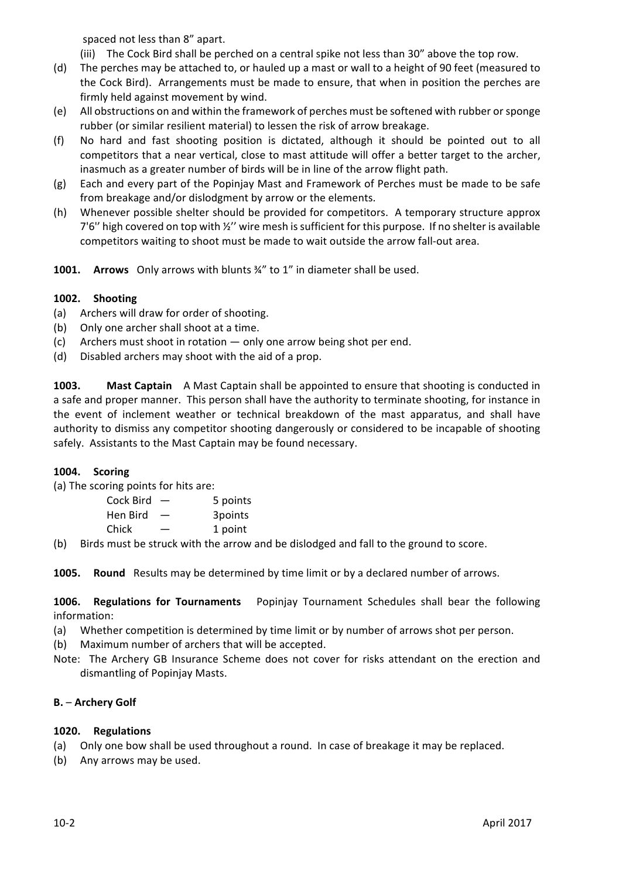spaced not less than 8" apart.

(iii) The Cock Bird shall be perched on a central spike not less than 30" above the top row.

(d) The perches may be attached to, or hauled up a mast or wall to a height of 90 feet (measured to the Cock Bird). Arrangements must be made to ensure, that when in position the perches are firmly held against movement by wind.

(e) All obstructions on and within the framework of perches must be softened with rubber or sponge rubber (or similar resilient material) to lessen the risk of arrow breakage.

(f) No hard and fast shooting position is dictated, although it should be pointed out to all competitors that a near vertical, close to mast attitude will offer a better target to the archer, inasmuch as a greater number of birds will be in line of the arrow flight path.

(g) Each and every part of the Popinjay Mast and Framework of Perches must be made to be safe from breakage and/or dislodgment by arrow or the elements.

(h) Whenever possible shelter should be provided for competitors. A temporary structure approx 7'6'' high covered on top with ½'' wire mesh is sufficient for this purpose. If no shelter is available competitors waiting to shoot must be made to wait outside the arrow fall-out area.

**1001. Arrows** Only arrows with blunts ¾" to 1" in diameter shall be used.

**1002. Shooting**

(a) Archers will draw for order of shooting.

(b) Only one archer shall shoot at a time.

(c) Archers must shoot in rotation — only one arrow being shot per end.

(d) Disabled archers may shoot with the aid of a prop.

**1003. Mast Captain** A Mast Captain shall be appointed to ensure that shooting is conducted in a safe and proper manner. This person shall have the authority to terminate shooting, for instance in the event of inclement weather or technical breakdown of the mast apparatus, and shall have authority to dismiss any competitor shooting dangerously or considered to be incapable of shooting safely. Assistants to the Mast Captain may be found necessary.

**1004. Scoring**

(a) The scoring points for hits are:

| | | |
|---|---|---|
| Cock Bird | — | 5 points |
| Hen Bird | — | 3points |
| Chick | — | 1 point |

(b) Birds must be struck with the arrow and be dislodged and fall to the ground to score.

**1005. Round** Results may be determined by time limit or by a declared number of arrows.

**1006. Regulations for Tournaments** Popinjay Tournament Schedules shall bear the following information:

(a) Whether competition is determined by time limit or by number of arrows shot per person.

(b) Maximum number of archers that will be accepted.

Note: The Archery GB Insurance Scheme does not cover for risks attendant on the erection and dismantling of Popinjay Masts.

## B. – Archery Golf

**1020. Regulations**

(a) Only one bow shall be used throughout a round. In case of breakage it may be replaced.

(b) Any arrows may be used.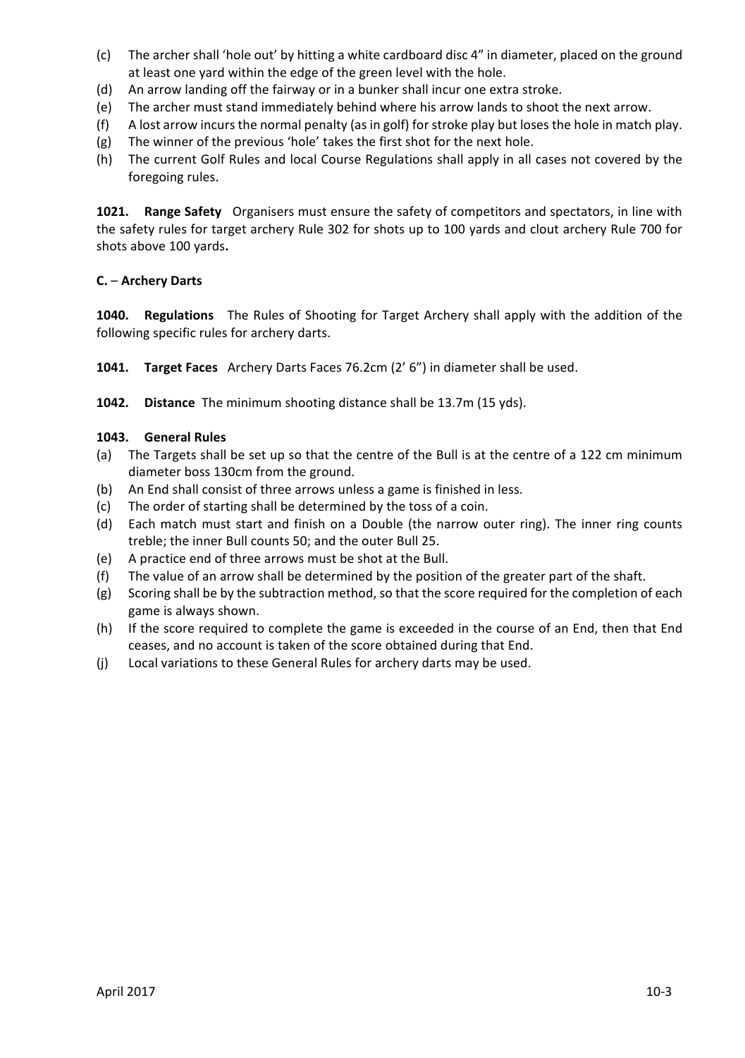(c) The archer shall 'hole out' by hitting a white cardboard disc 4" in diameter, placed on the ground at least one yard within the edge of the green level with the hole.

(d) An arrow landing off the fairway or in a bunker shall incur one extra stroke.

(e) The archer must stand immediately behind where his arrow lands to shoot the next arrow.

(f) A lost arrow incurs the normal penalty (as in golf) for stroke play but loses the hole in match play.

(g) The winner of the previous 'hole' takes the first shot for the next hole.

(h) The current Golf Rules and local Course Regulations shall apply in all cases not covered by the foregoing rules.

**1021. Range Safety** Organisers must ensure the safety of competitors and spectators, in line with the safety rules for target archery Rule 302 for shots up to 100 yards and clout archery Rule 700 for shots above 100 yards**.**

### C. – Archery Darts

**1040. Regulations** The Rules of Shooting for Target Archery shall apply with the addition of the following specific rules for archery darts.

**1041. Target Faces** Archery Darts Faces 76.2cm (2' 6") in diameter shall be used.

**1042. Distance** The minimum shooting distance shall be 13.7m (15 yds).

**1043. General Rules**

(a) The Targets shall be set up so that the centre of the Bull is at the centre of a 122 cm minimum diameter boss 130cm from the ground.

(b) An End shall consist of three arrows unless a game is finished in less.

(c) The order of starting shall be determined by the toss of a coin.

(d) Each match must start and finish on a Double (the narrow outer ring). The inner ring counts treble; the inner Bull counts 50; and the outer Bull 25.

(e) A practice end of three arrows must be shot at the Bull.

(f) The value of an arrow shall be determined by the position of the greater part of the shaft.

(g) Scoring shall be by the subtraction method, so that the score required for the completion of each game is always shown.

(h) If the score required to complete the game is exceeded in the course of an End, then that End ceases, and no account is taken of the score obtained during that End.

(j) Local variations to these General Rules for archery darts may be used.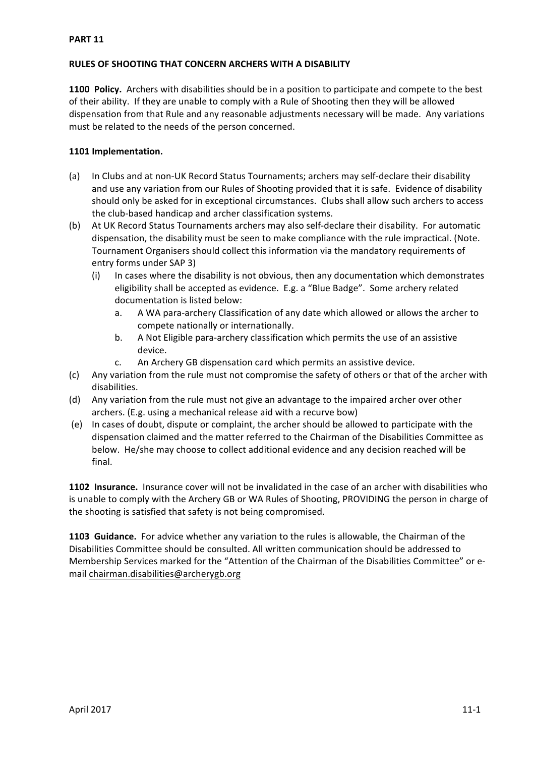## PART 11

### RULES OF SHOOTING THAT CONCERN ARCHERS WITH A DISABILITY

**1100 Policy.** Archers with disabilities should be in a position to participate and compete to the best of their ability. If they are unable to comply with a Rule of Shooting then they will be allowed dispensation from that Rule and any reasonable adjustments necessary will be made. Any variations must be related to the needs of the person concerned.

**1101 Implementation.**

(a) In Clubs and at non-UK Record Status Tournaments; archers may self-declare their disability and use any variation from our Rules of Shooting provided that it is safe. Evidence of disability should only be asked for in exceptional circumstances. Clubs shall allow such archers to access the club-based handicap and archer classification systems.

(b) At UK Record Status Tournaments archers may also self-declare their disability. For automatic dispensation, the disability must be seen to make compliance with the rule impractical. (Note. Tournament Organisers should collect this information via the mandatory requirements of entry forms under SAP 3)

   (i) In cases where the disability is not obvious, then any documentation which demonstrates eligibility shall be accepted as evidence. E.g. a "Blue Badge". Some archery related documentation is listed below:

      a. A WA para-archery Classification of any date which allowed or allows the archer to compete nationally or internationally.

      b. A Not Eligible para-archery classification which permits the use of an assistive device.

      c. An Archery GB dispensation card which permits an assistive device.

(c) Any variation from the rule must not compromise the safety of others or that of the archer with disabilities.

(d) Any variation from the rule must not give an advantage to the impaired archer over other archers. (E.g. using a mechanical release aid with a recurve bow)

(e) In cases of doubt, dispute or complaint, the archer should be allowed to participate with the dispensation claimed and the matter referred to the Chairman of the Disabilities Committee as below. He/she may choose to collect additional evidence and any decision reached will be final.

**1102 Insurance.** Insurance cover will not be invalidated in the case of an archer with disabilities who is unable to comply with the Archery GB or WA Rules of Shooting, PROVIDING the person in charge of the shooting is satisfied that safety is not being compromised.

**1103 Guidance.** For advice whether any variation to the rules is allowable, the Chairman of the Disabilities Committee should be consulted. All written communication should be addressed to Membership Services marked for the "Attention of the Chairman of the Disabilities Committee" or e-mail chairman.disabilities@archerygb.org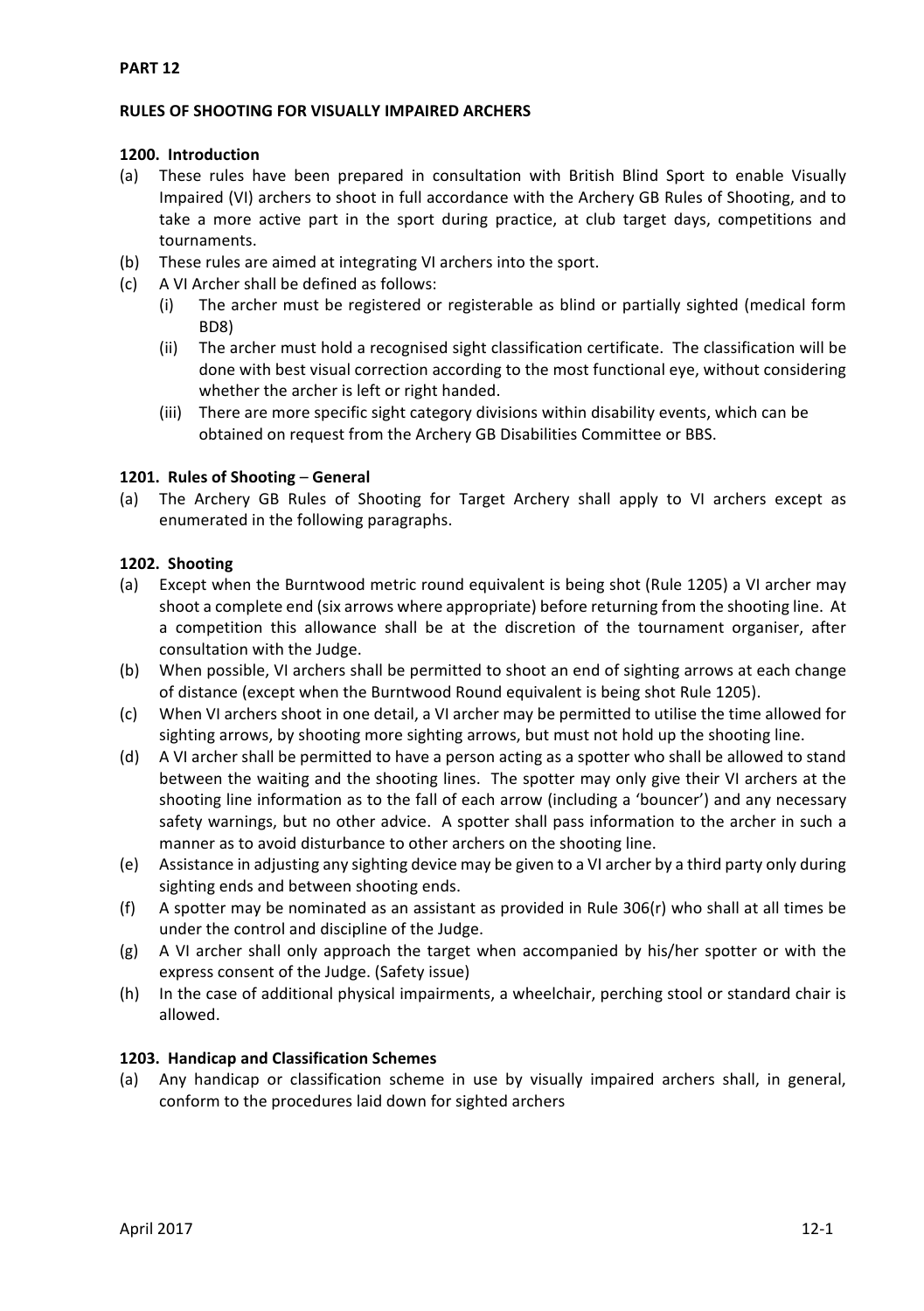**PART 12**

**RULES OF SHOOTING FOR VISUALLY IMPAIRED ARCHERS**

**1200. Introduction**

(a) These rules have been prepared in consultation with British Blind Sport to enable Visually Impaired (VI) archers to shoot in full accordance with the Archery GB Rules of Shooting, and to take a more active part in the sport during practice, at club target days, competitions and tournaments.

(b) These rules are aimed at integrating VI archers into the sport.

(c) A VI Archer shall be defined as follows:

   (i) The archer must be registered or registerable as blind or partially sighted (medical form BD8)

   (ii) The archer must hold a recognised sight classification certificate. The classification will be done with best visual correction according to the most functional eye, without considering whether the archer is left or right handed.

   (iii) There are more specific sight category divisions within disability events, which can be obtained on request from the Archery GB Disabilities Committee or BBS.

**1201. Rules of Shooting – General**

(a) The Archery GB Rules of Shooting for Target Archery shall apply to VI archers except as enumerated in the following paragraphs.

**1202. Shooting**

(a) Except when the Burntwood metric round equivalent is being shot (Rule 1205) a VI archer may shoot a complete end (six arrows where appropriate) before returning from the shooting line. At a competition this allowance shall be at the discretion of the tournament organiser, after consultation with the Judge.

(b) When possible, VI archers shall be permitted to shoot an end of sighting arrows at each change of distance (except when the Burntwood Round equivalent is being shot Rule 1205).

(c) When VI archers shoot in one detail, a VI archer may be permitted to utilise the time allowed for sighting arrows, by shooting more sighting arrows, but must not hold up the shooting line.

(d) A VI archer shall be permitted to have a person acting as a spotter who shall be allowed to stand between the waiting and the shooting lines. The spotter may only give their VI archers at the shooting line information as to the fall of each arrow (including a 'bouncer') and any necessary safety warnings, but no other advice. A spotter shall pass information to the archer in such a manner as to avoid disturbance to other archers on the shooting line.

(e) Assistance in adjusting any sighting device may be given to a VI archer by a third party only during sighting ends and between shooting ends.

(f) A spotter may be nominated as an assistant as provided in Rule 306(r) who shall at all times be under the control and discipline of the Judge.

(g) A VI archer shall only approach the target when accompanied by his/her spotter or with the express consent of the Judge. (Safety issue)

(h) In the case of additional physical impairments, a wheelchair, perching stool or standard chair is allowed.

**1203. Handicap and Classification Schemes**

(a) Any handicap or classification scheme in use by visually impaired archers shall, in general, conform to the procedures laid down for sighted archers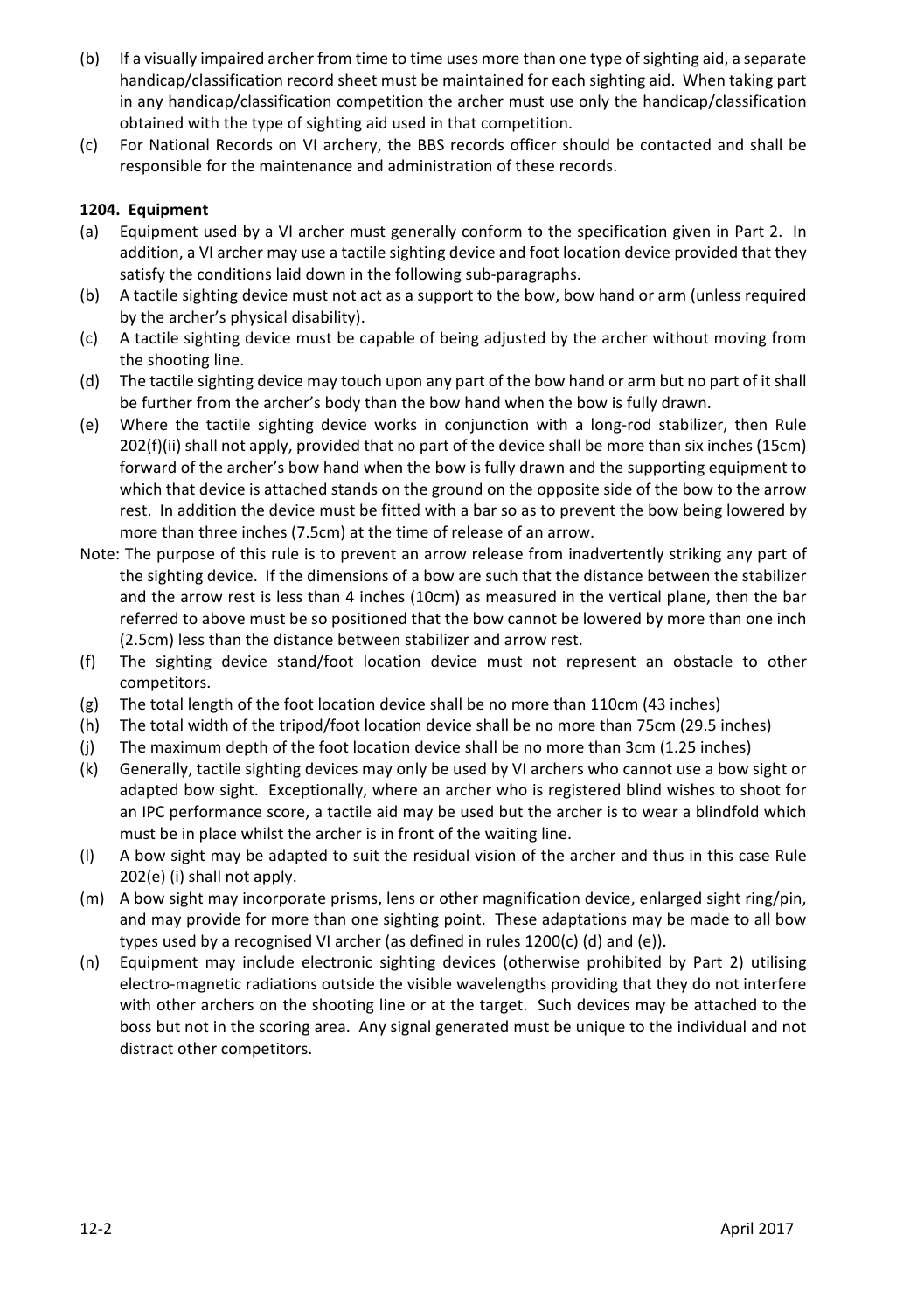(b) If a visually impaired archer from time to time uses more than one type of sighting aid, a separate handicap/classification record sheet must be maintained for each sighting aid. When taking part in any handicap/classification competition the archer must use only the handicap/classification obtained with the type of sighting aid used in that competition.

(c) For National Records on VI archery, the BBS records officer should be contacted and shall be responsible for the maintenance and administration of these records.

**1204. Equipment**

(a) Equipment used by a VI archer must generally conform to the specification given in Part 2. In addition, a VI archer may use a tactile sighting device and foot location device provided that they satisfy the conditions laid down in the following sub-paragraphs.

(b) A tactile sighting device must not act as a support to the bow, bow hand or arm (unless required by the archer's physical disability).

(c) A tactile sighting device must be capable of being adjusted by the archer without moving from the shooting line.

(d) The tactile sighting device may touch upon any part of the bow hand or arm but no part of it shall be further from the archer's body than the bow hand when the bow is fully drawn.

(e) Where the tactile sighting device works in conjunction with a long-rod stabilizer, then Rule 202(f)(ii) shall not apply, provided that no part of the device shall be more than six inches (15cm) forward of the archer's bow hand when the bow is fully drawn and the supporting equipment to which that device is attached stands on the ground on the opposite side of the bow to the arrow rest. In addition the device must be fitted with a bar so as to prevent the bow being lowered by more than three inches (7.5cm) at the time of release of an arrow.

Note: The purpose of this rule is to prevent an arrow release from inadvertently striking any part of the sighting device. If the dimensions of a bow are such that the distance between the stabilizer and the arrow rest is less than 4 inches (10cm) as measured in the vertical plane, then the bar referred to above must be so positioned that the bow cannot be lowered by more than one inch (2.5cm) less than the distance between stabilizer and arrow rest.

(f) The sighting device stand/foot location device must not represent an obstacle to other competitors.

(g) The total length of the foot location device shall be no more than 110cm (43 inches)

(h) The total width of the tripod/foot location device shall be no more than 75cm (29.5 inches)

(j) The maximum depth of the foot location device shall be no more than 3cm (1.25 inches)

(k) Generally, tactile sighting devices may only be used by VI archers who cannot use a bow sight or adapted bow sight. Exceptionally, where an archer who is registered blind wishes to shoot for an IPC performance score, a tactile aid may be used but the archer is to wear a blindfold which must be in place whilst the archer is in front of the waiting line.

(l) A bow sight may be adapted to suit the residual vision of the archer and thus in this case Rule 202(e) (i) shall not apply.

(m) A bow sight may incorporate prisms, lens or other magnification device, enlarged sight ring/pin, and may provide for more than one sighting point. These adaptations may be made to all bow types used by a recognised VI archer (as defined in rules 1200(c) (d) and (e)).

(n) Equipment may include electronic sighting devices (otherwise prohibited by Part 2) utilising electro-magnetic radiations outside the visible wavelengths providing that they do not interfere with other archers on the shooting line or at the target. Such devices may be attached to the boss but not in the scoring area. Any signal generated must be unique to the individual and not distract other competitors.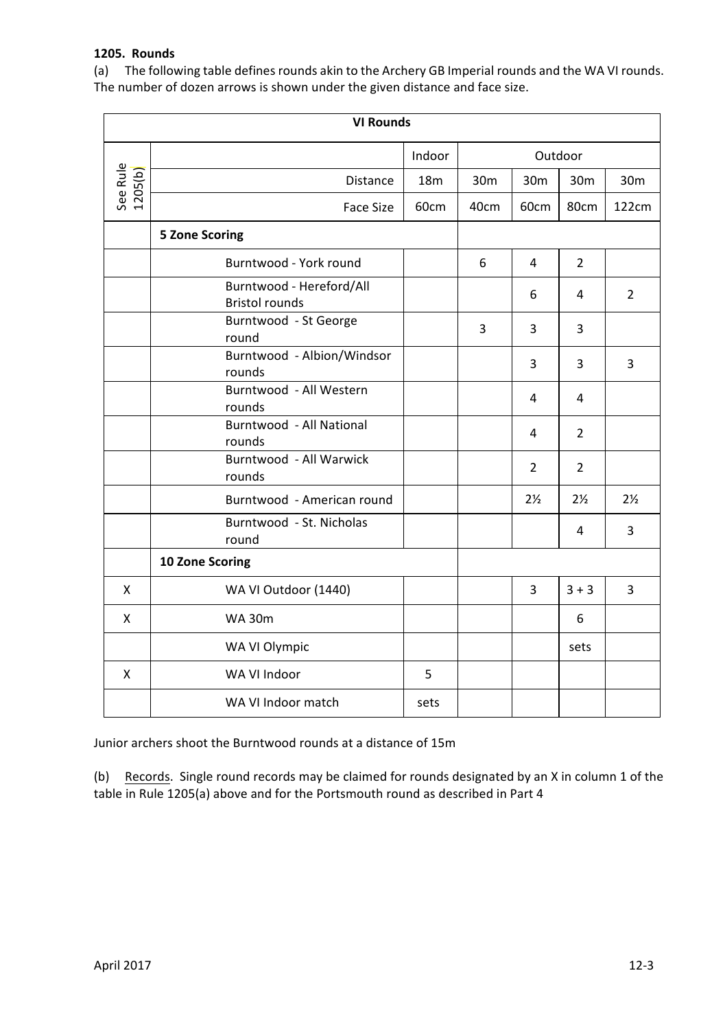**1205. Rounds**

(a) The following table defines rounds akin to the Archery GB Imperial rounds and the WA VI rounds. The number of dozen arrows is shown under the given distance and face size.

| VI Rounds | | | | | | |
|---|---|---|---|---|---|---|
| See Rule 1205(b) | | Indoor | Outdoor | | | |
| | Distance | 18m | 30m | 30m | 30m | 30m |
| | Face Size | 60cm | 40cm | 60cm | 80cm | 122cm |
| | **5 Zone Scoring** | | | | | |
| | Burntwood - York round | | 6 | 4 | 2 | |
| | Burntwood - Hereford/All Bristol rounds | | | 6 | 4 | 2 |
| | Burntwood - St George round | | 3 | 3 | 3 | |
| | Burntwood - Albion/Windsor rounds | | | 3 | 3 | 3 |
| | Burntwood - All Western rounds | | | 4 | 4 | |
| | Burntwood - All National rounds | | | 4 | 2 | |
| | Burntwood - All Warwick rounds | | | 2 | 2 | |
| | Burntwood - American round | | | 2½ | 2½ | 2½ |
| | Burntwood - St. Nicholas round | | | | 4 | 3 |
| | **10 Zone Scoring** | | | | | |
| X | WA VI Outdoor (1440) | | | 3 | 3 + 3 | 3 |
| X | WA 30m | | | | 6 | |
| | WA VI Olympic | | | | sets | |
| X | WA VI Indoor | 5 | | | | |
| | WA VI Indoor match | sets | | | | |

Junior archers shoot the Burntwood rounds at a distance of 15m

(b) Records. Single round records may be claimed for rounds designated by an X in column 1 of the table in Rule 1205(a) above and for the Portsmouth round as described in Part 4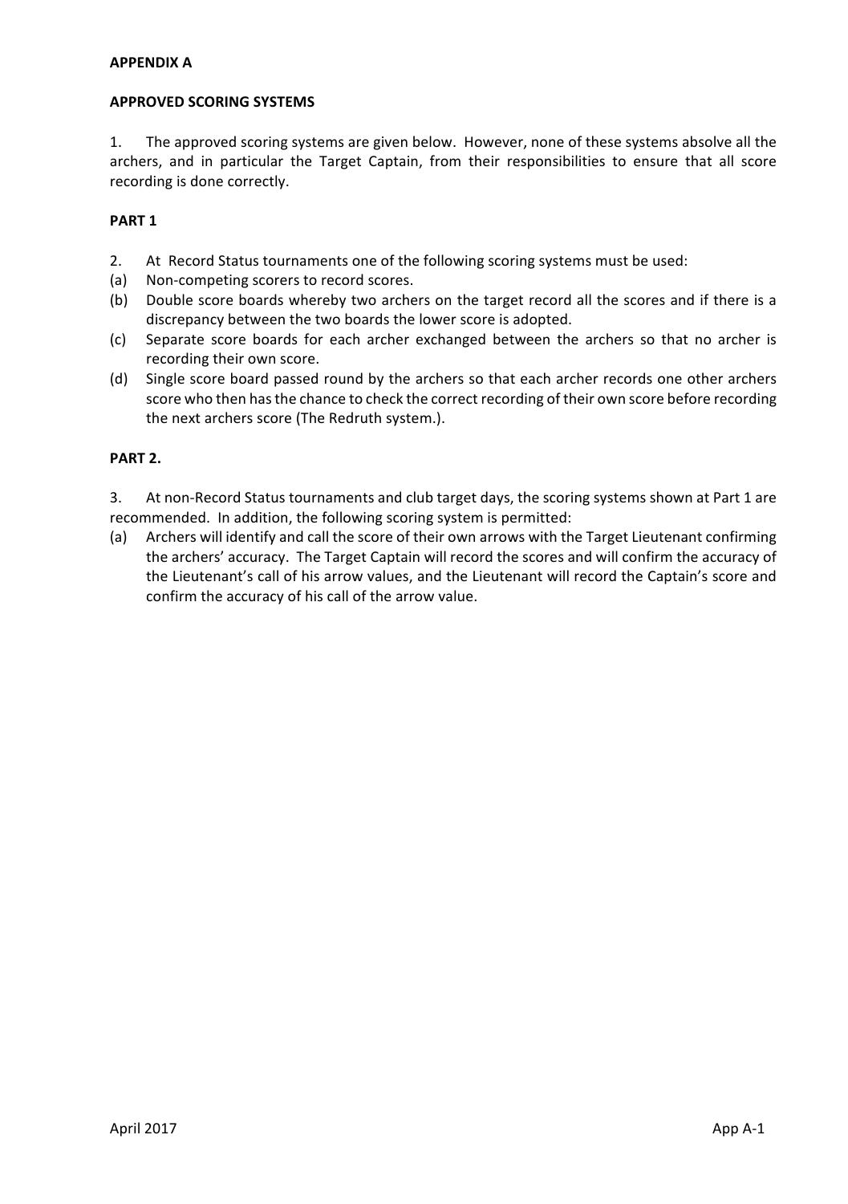**APPENDIX A**

**APPROVED SCORING SYSTEMS**

1. The approved scoring systems are given below. However, none of these systems absolve all the archers, and in particular the Target Captain, from their responsibilities to ensure that all score recording is done correctly.

**PART 1**

2. At Record Status tournaments one of the following scoring systems must be used:

(a) Non-competing scorers to record scores.

(b) Double score boards whereby two archers on the target record all the scores and if there is a discrepancy between the two boards the lower score is adopted.

(c) Separate score boards for each archer exchanged between the archers so that no archer is recording their own score.

(d) Single score board passed round by the archers so that each archer records one other archers score who then has the chance to check the correct recording of their own score before recording the next archers score (The Redruth system.).

**PART 2.**

3. At non-Record Status tournaments and club target days, the scoring systems shown at Part 1 are recommended. In addition, the following scoring system is permitted:

(a) Archers will identify and call the score of their own arrows with the Target Lieutenant confirming the archers' accuracy. The Target Captain will record the scores and will confirm the accuracy of the Lieutenant's call of his arrow values, and the Lieutenant will record the Captain's score and confirm the accuracy of his call of the arrow value.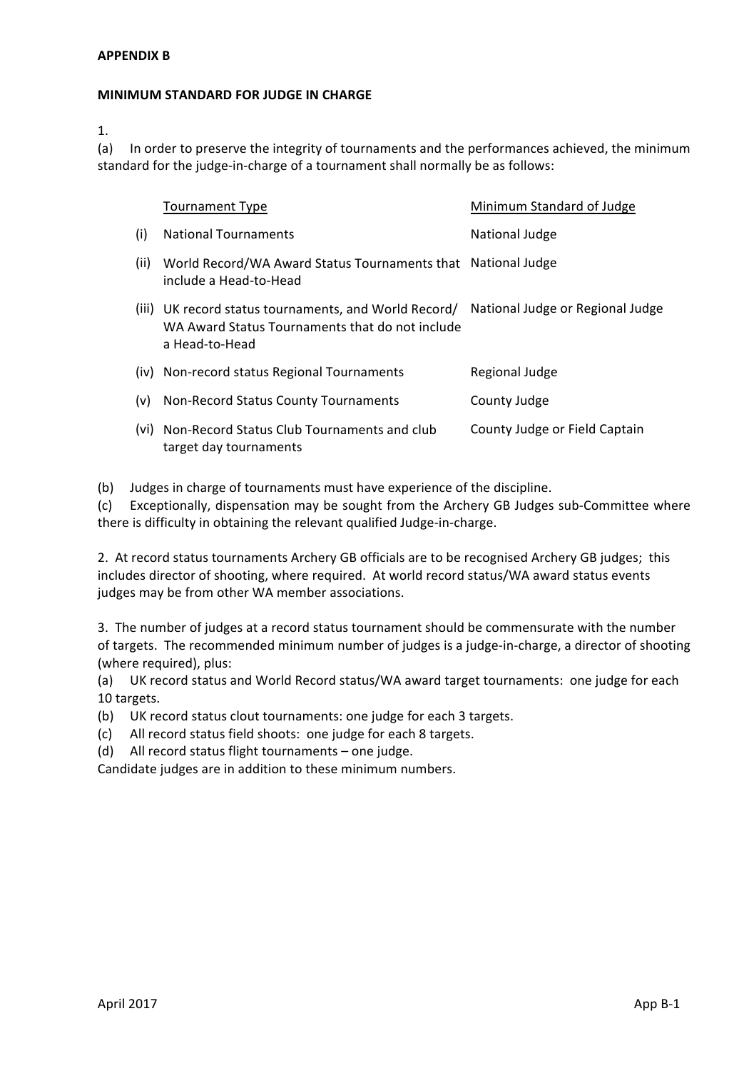**APPENDIX B**

**MINIMUM STANDARD FOR JUDGE IN CHARGE**

1.

(a) In order to preserve the integrity of tournaments and the performances achieved, the minimum standard for the judge-in-charge of a tournament shall normally be as follows:

| | Tournament Type | Minimum Standard of Judge |
|---|---|---|
| (i) | National Tournaments | National Judge |
| (ii) | World Record/WA Award Status Tournaments that include a Head-to-Head | National Judge |
| (iii) | UK record status tournaments, and World Record/ WA Award Status Tournaments that do not include a Head-to-Head | National Judge or Regional Judge |
| (iv) | Non-record status Regional Tournaments | Regional Judge |
| (v) | Non-Record Status County Tournaments | County Judge |
| (vi) | Non-Record Status Club Tournaments and club target day tournaments | County Judge or Field Captain |

(b) Judges in charge of tournaments must have experience of the discipline.

(c) Exceptionally, dispensation may be sought from the Archery GB Judges sub-Committee where there is difficulty in obtaining the relevant qualified Judge-in-charge.

2. At record status tournaments Archery GB officials are to be recognised Archery GB judges; this includes director of shooting, where required. At world record status/WA award status events judges may be from other WA member associations.

3. The number of judges at a record status tournament should be commensurate with the number of targets. The recommended minimum number of judges is a judge-in-charge, a director of shooting (where required), plus:

(a) UK record status and World Record status/WA award target tournaments: one judge for each 10 targets.

(b) UK record status clout tournaments: one judge for each 3 targets.

(c) All record status field shoots: one judge for each 8 targets.

(d) All record status flight tournaments – one judge.

Candidate judges are in addition to these minimum numbers.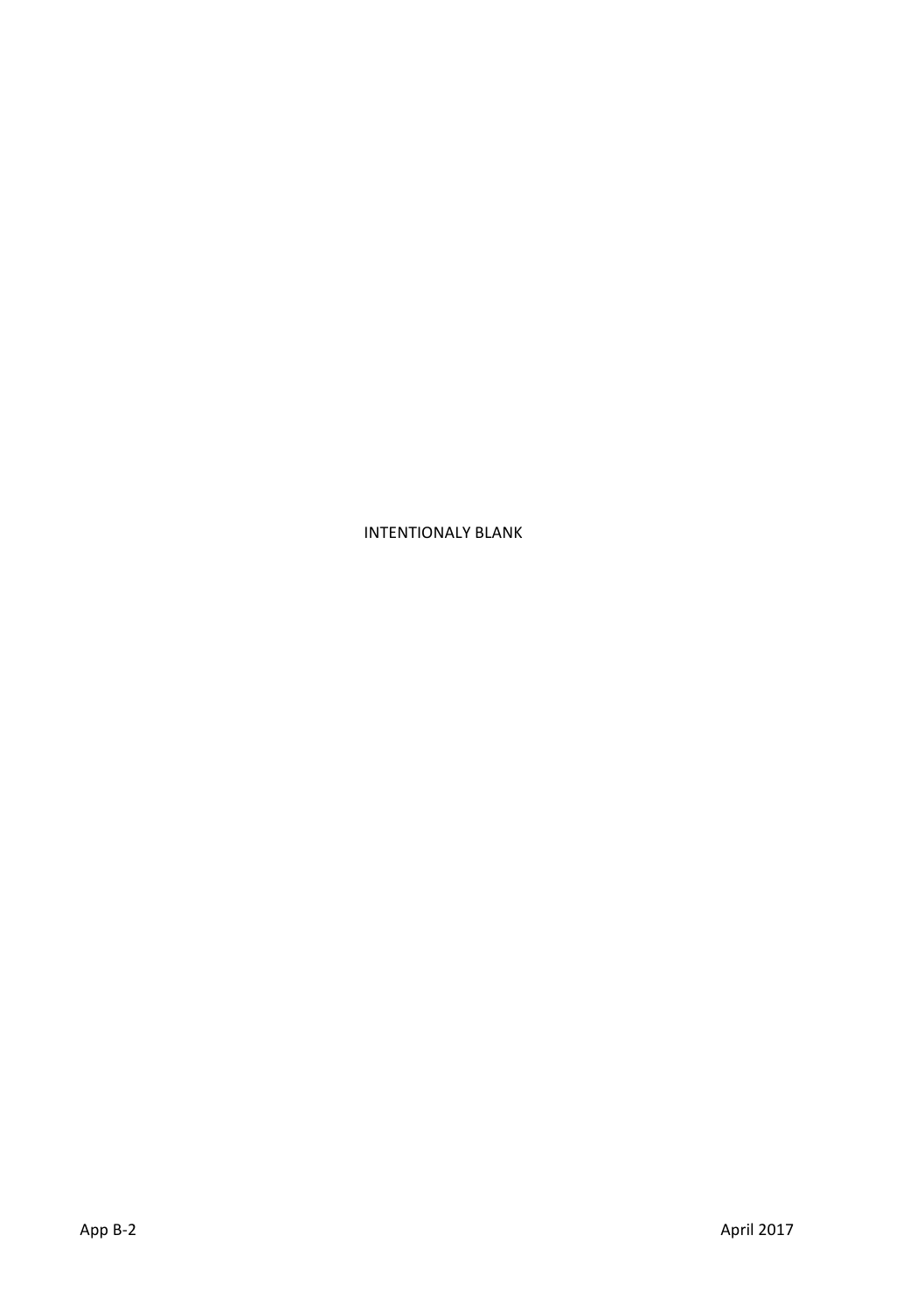INTENTIONALY BLANK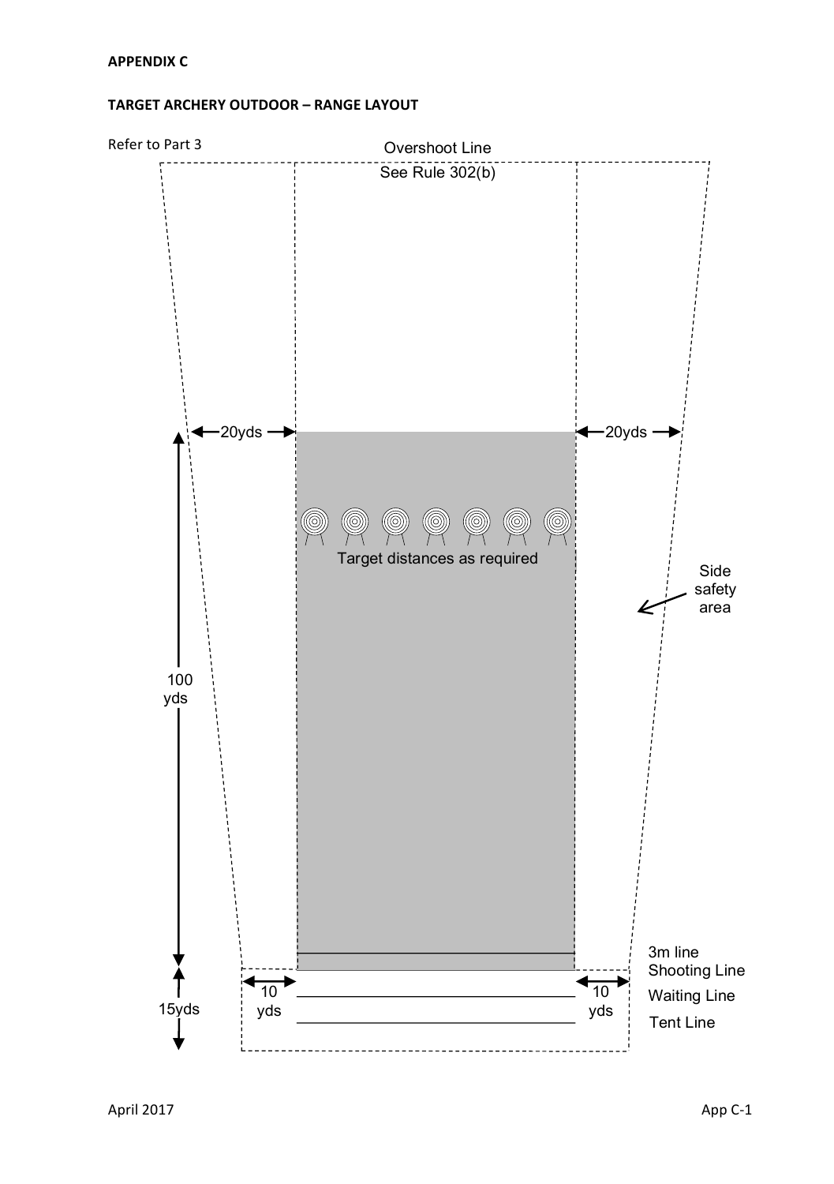**APPENDIX C**

**TARGET ARCHERY OUTDOOR – RANGE LAYOUT**

Refer to Part 3

Overshoot Line

See Rule 302(b)

20yds

20yds

Target distances as required

Side safety area

100 yds

15yds

10 yds

10 yds

3m line

Shooting Line

Waiting Line

Tent Line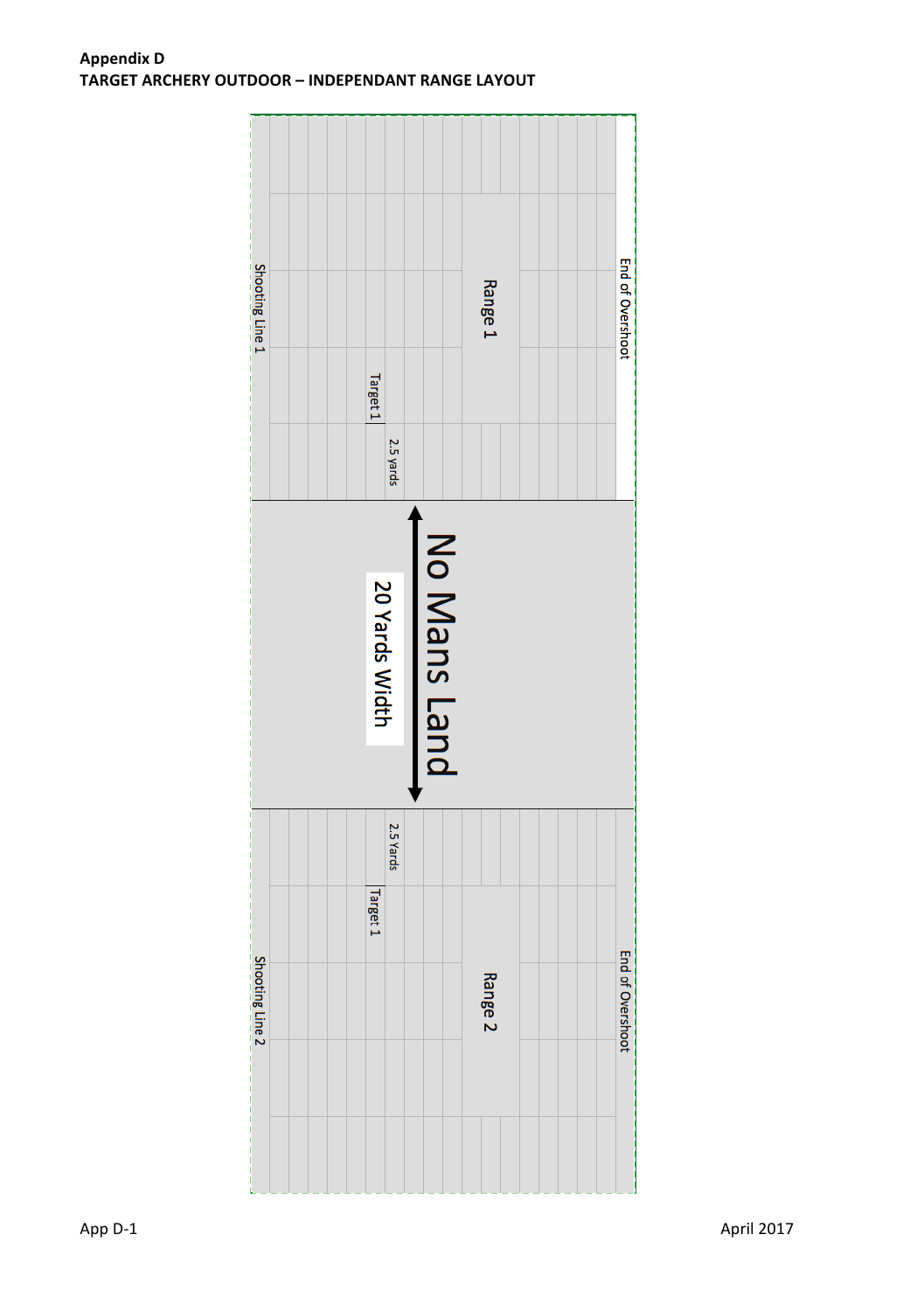**Appendix D**
**TARGET ARCHERY OUTDOOR – INDEPENDANT RANGE LAYOUT**

Shooting Line 1

Target 1

2.5 yards

Range 1

End of Overshoot

No Mans Land

20 Yards Width

2.5 Yards

Target 1

Shooting Line 2

Range 2

End of Overshoot

April 2017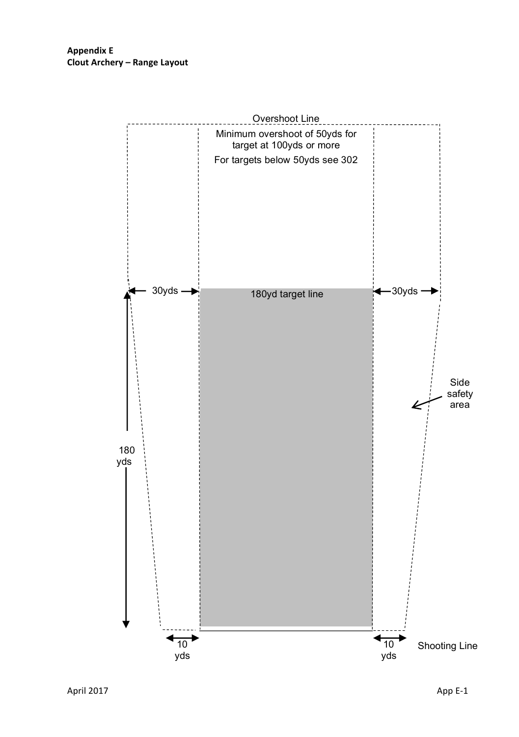**Appendix E**
**Clout Archery – Range Layout**

Overshoot Line

Minimum overshoot of 50yds for target at 100yds or more

For targets below 50yds see 302

30yds

180yd target line

30yds

Side safety area

180 yds

10 yds

10 yds

Shooting Line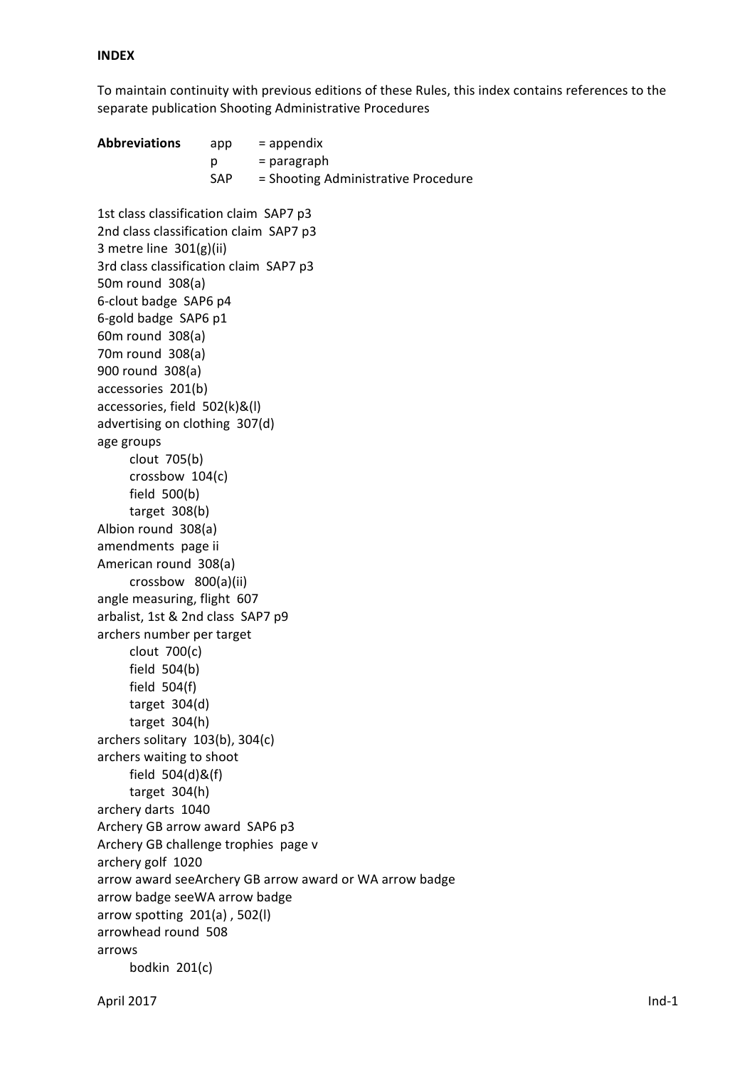**INDEX**

To maintain continuity with previous editions of these Rules, this index contains references to the separate publication Shooting Administrative Procedures

| **Abbreviations** | app | = appendix |
|---|---|---|
| | p | = paragraph |
| | SAP | = Shooting Administrative Procedure |

1st class classification claim  SAP7 p3
2nd class classification claim  SAP7 p3
3 metre line  301(g)(ii)
3rd class classification claim  SAP7 p3
50m round  308(a)
6-clout badge  SAP6 p4
6-gold badge  SAP6 p1
60m round  308(a)
70m round  308(a)
900 round  308(a)
accessories  201(b)
accessories, field  502(k)&(l)
advertising on clothing  307(d)
age groups
- clout  705(b)
- crossbow  104(c)
- field  500(b)
- target  308(b)

Albion round  308(a)
amendments  page ii
American round  308(a)
- crossbow   800(a)(ii)

angle measuring, flight  607
arbalist, 1st & 2nd class  SAP7 p9
archers number per target
- clout  700(c)
- field  504(b)
- field  504(f)
- target  304(d)
- target  304(h)

archers solitary  103(b), 304(c)
archers waiting to shoot
- field  504(d)&(f)
- target  304(h)

archery darts  1040
Archery GB arrow award  SAP6 p3
Archery GB challenge trophies  page v
archery golf  1020
arrow award seeArchery GB arrow award or WA arrow badge
arrow badge seeWA arrow badge
arrow spotting  201(a) , 502(l)
arrowhead round  508
arrows
- bodkin  201(c)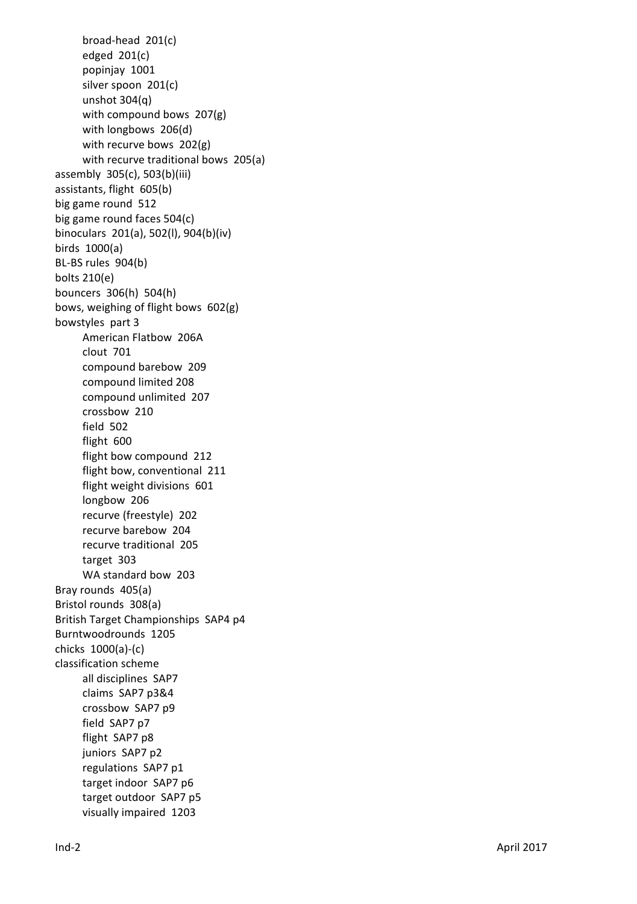- broad-head 201(c)
- edged 201(c)
- popinjay 1001
- silver spoon 201(c)
- unshot 304(q)
- with compound bows 207(g)
- with longbows 206(d)
- with recurve bows 202(g)
- with recurve traditional bows 205(a)

assembly 305(c), 503(b)(iii)
assistants, flight 605(b)
big game round 512
big game round faces 504(c)
binoculars 201(a), 502(l), 904(b)(iv)
birds 1000(a)
BL-BS rules 904(b)
bolts 210(e)
bouncers 306(h) 504(h)
bows, weighing of flight bows 602(g)
bowstyles part 3

- American Flatbow 206A
- clout 701
- compound barebow 209
- compound limited 208
- compound unlimited 207
- crossbow 210
- field 502
- flight 600
- flight bow compound 212
- flight bow, conventional 211
- flight weight divisions 601
- longbow 206
- recurve (freestyle) 202
- recurve barebow 204
- recurve traditional 205
- target 303
- WA standard bow 203

Bray rounds 405(a)
Bristol rounds 308(a)
British Target Championships SAP4 p4
Burntwoodrounds 1205
chicks 1000(a)-(c)
classification scheme

- all disciplines SAP7
- claims SAP7 p3&4
- crossbow SAP7 p9
- field SAP7 p7
- flight SAP7 p8
- juniors SAP7 p2
- regulations SAP7 p1
- target indoor SAP7 p6
- target outdoor SAP7 p5
- visually impaired 1203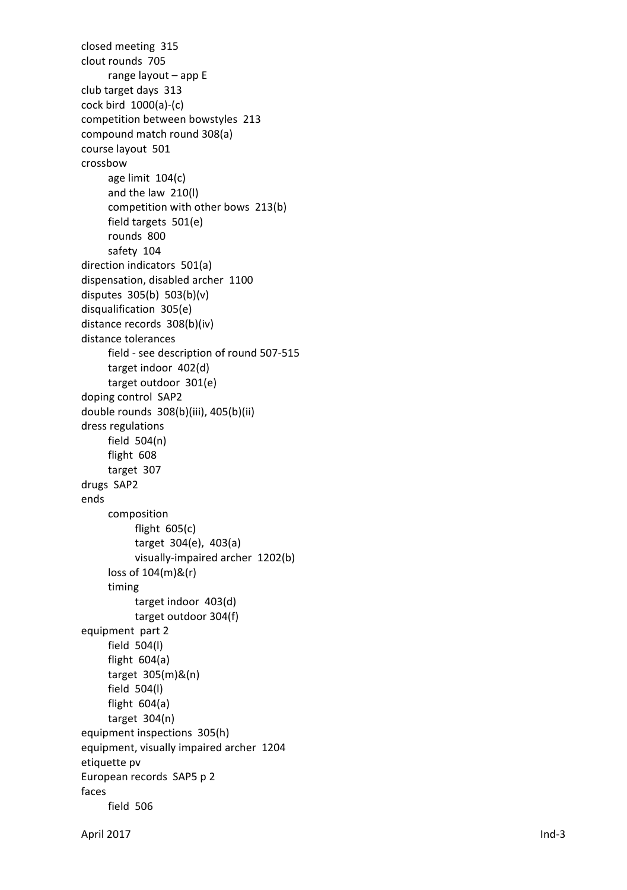closed meeting 315
clout rounds 705
    range layout – app E
club target days 313
cock bird 1000(a)-(c)
competition between bowstyles 213
compound match round 308(a)
course layout 501
crossbow
    age limit 104(c)
    and the law 210(l)
    competition with other bows 213(b)
    field targets 501(e)
    rounds 800
    safety 104
direction indicators 501(a)
dispensation, disabled archer 1100
disputes 305(b) 503(b)(v)
disqualification 305(e)
distance records 308(b)(iv)
distance tolerances
    field - see description of round 507-515
    target indoor 402(d)
    target outdoor 301(e)
doping control SAP2
double rounds 308(b)(iii), 405(b)(ii)
dress regulations
    field 504(n)
    flight 608
    target 307
drugs SAP2
ends
    composition
        flight 605(c)
        target 304(e), 403(a)
        visually-impaired archer 1202(b)
    loss of 104(m)&(r)
    timing
        target indoor 403(d)
        target outdoor 304(f)
equipment part 2
    field 504(l)
    flight 604(a)
    target 305(m)&(n)
    field 504(l)
    flight 604(a)
    target 304(n)
equipment inspections 305(h)
equipment, visually impaired archer 1204
etiquette pv
European records SAP5 p 2
faces
    field 506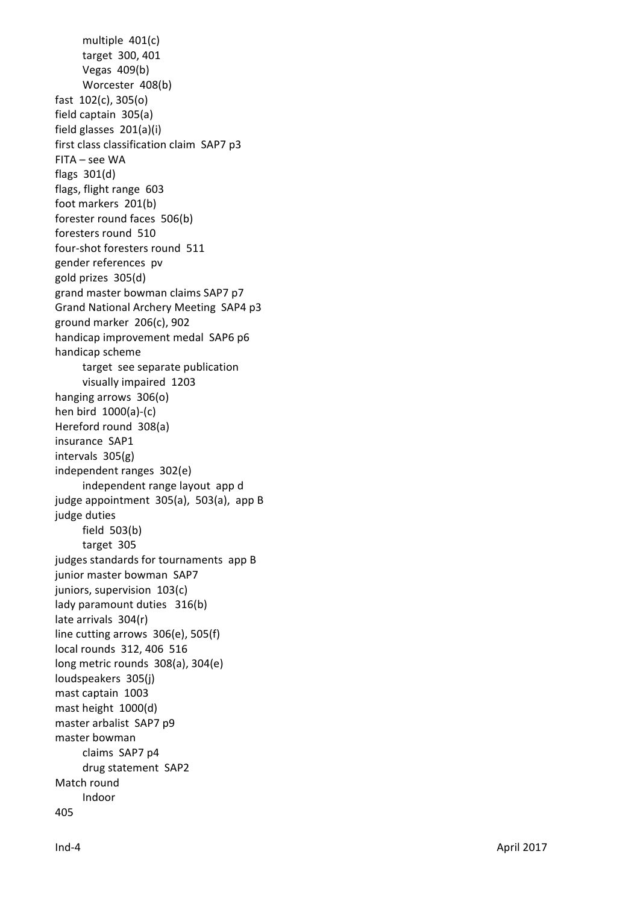- multiple 401(c)
- target 300, 401
- Vegas 409(b)
- Worcester 408(b)

fast 102(c), 305(o)
field captain 305(a)
field glasses 201(a)(i)
first class classification claim SAP7 p3
FITA – see WA
flags 301(d)
flags, flight range 603
foot markers 201(b)
forester round faces 506(b)
foresters round 510
four-shot foresters round 511
gender references pv
gold prizes 305(d)
grand master bowman claims SAP7 p7
Grand National Archery Meeting SAP4 p3
ground marker 206(c), 902
handicap improvement medal SAP6 p6
handicap scheme

- target see separate publication
- visually impaired 1203

hanging arrows 306(o)
hen bird 1000(a)-(c)
Hereford round 308(a)
insurance SAP1
intervals 305(g)
independent ranges 302(e)

- independent range layout app d

judge appointment 305(a), 503(a), app B
judge duties

- field 503(b)
- target 305

judges standards for tournaments app B
junior master bowman SAP7
juniors, supervision 103(c)
lady paramount duties 316(b)
late arrivals 304(r)
line cutting arrows 306(e), 505(f)
local rounds 312, 406 516
long metric rounds 308(a), 304(e)
loudspeakers 305(j)
mast captain 1003
mast height 1000(d)
master arbalist SAP7 p9
master bowman

- claims SAP7 p4
- drug statement SAP2

Match round

- Indoor

405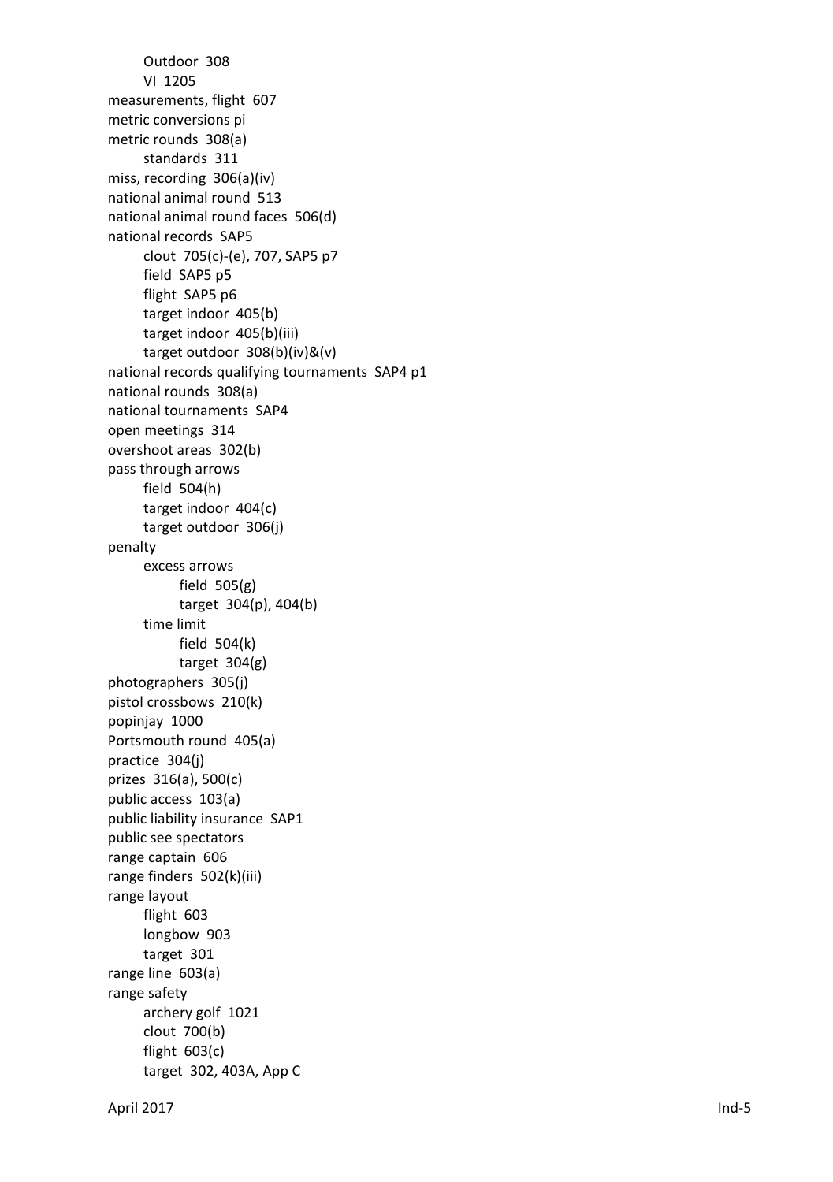Outdoor 308
VI 1205

measurements, flight 607
metric conversions pi
metric rounds 308(a)
standards 311
miss, recording 306(a)(iv)
national animal round 513
national animal round faces 506(d)
national records SAP5
clout 705(c)-(e), 707, SAP5 p7
field SAP5 p5
flight SAP5 p6
target indoor 405(b)
target indoor 405(b)(iii)
target outdoor 308(b)(iv)&(v)
national records qualifying tournaments SAP4 p1
national rounds 308(a)
national tournaments SAP4
open meetings 314
overshoot areas 302(b)
pass through arrows
field 504(h)
target indoor 404(c)
target outdoor 306(j)
penalty
excess arrows
field 505(g)
target 304(p), 404(b)
time limit
field 504(k)
target 304(g)
photographers 305(j)
pistol crossbows 210(k)
popinjay 1000
Portsmouth round 405(a)
practice 304(j)
prizes 316(a), 500(c)
public access 103(a)
public liability insurance SAP1
public see spectators
range captain 606
range finders 502(k)(iii)
range layout
flight 603
longbow 903
target 301
range line 603(a)
range safety
archery golf 1021
clout 700(b)
flight 603(c)
target 302, 403A, App C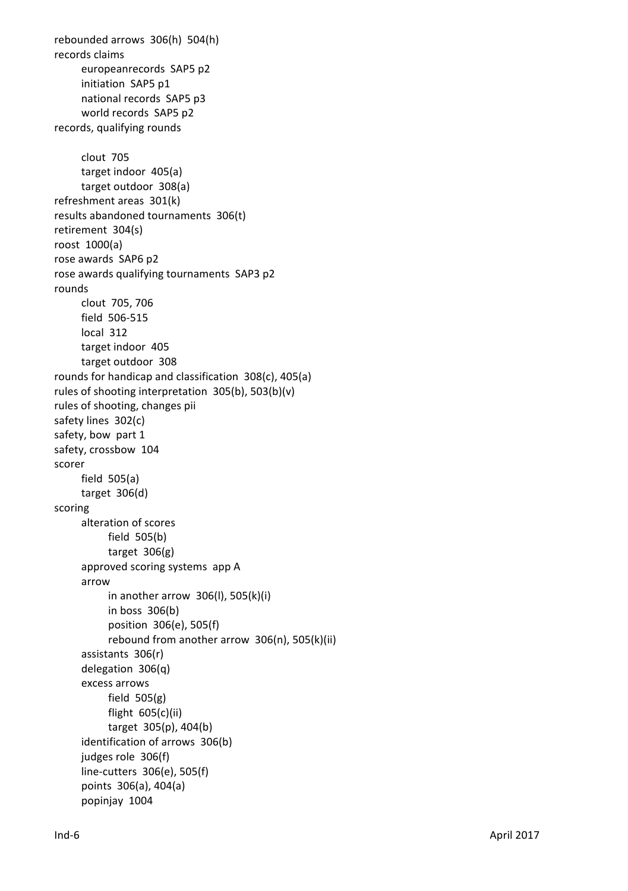rebounded arrows 306(h) 504(h)
records claims
- europeanrecords SAP5 p2
- initiation SAP5 p1
- national records SAP5 p3
- world records SAP5 p2

records, qualifying rounds
- clout 705
- target indoor 405(a)
- target outdoor 308(a)

refreshment areas 301(k)
results abandoned tournaments 306(t)
retirement 304(s)
roost 1000(a)
rose awards SAP6 p2
rose awards qualifying tournaments SAP3 p2
rounds
- clout 705, 706
- field 506-515
- local 312
- target indoor 405
- target outdoor 308

rounds for handicap and classification 308(c), 405(a)
rules of shooting interpretation 305(b), 503(b)(v)
rules of shooting, changes pii
safety lines 302(c)
safety, bow part 1
safety, crossbow 104
scorer
- field 505(a)
- target 306(d)

scoring
- alteration of scores
  - field 505(b)
  - target 306(g)
- approved scoring systems app A
- arrow
  - in another arrow 306(l), 505(k)(i)
  - in boss 306(b)
  - position 306(e), 505(f)
  - rebound from another arrow 306(n), 505(k)(ii)
- assistants 306(r)
- delegation 306(q)
- excess arrows
  - field 505(g)
  - flight 605(c)(ii)
  - target 305(p), 404(b)
- identification of arrows 306(b)
- judges role 306(f)
- line-cutters 306(e), 505(f)
- points 306(a), 404(a)
- popinjay 1004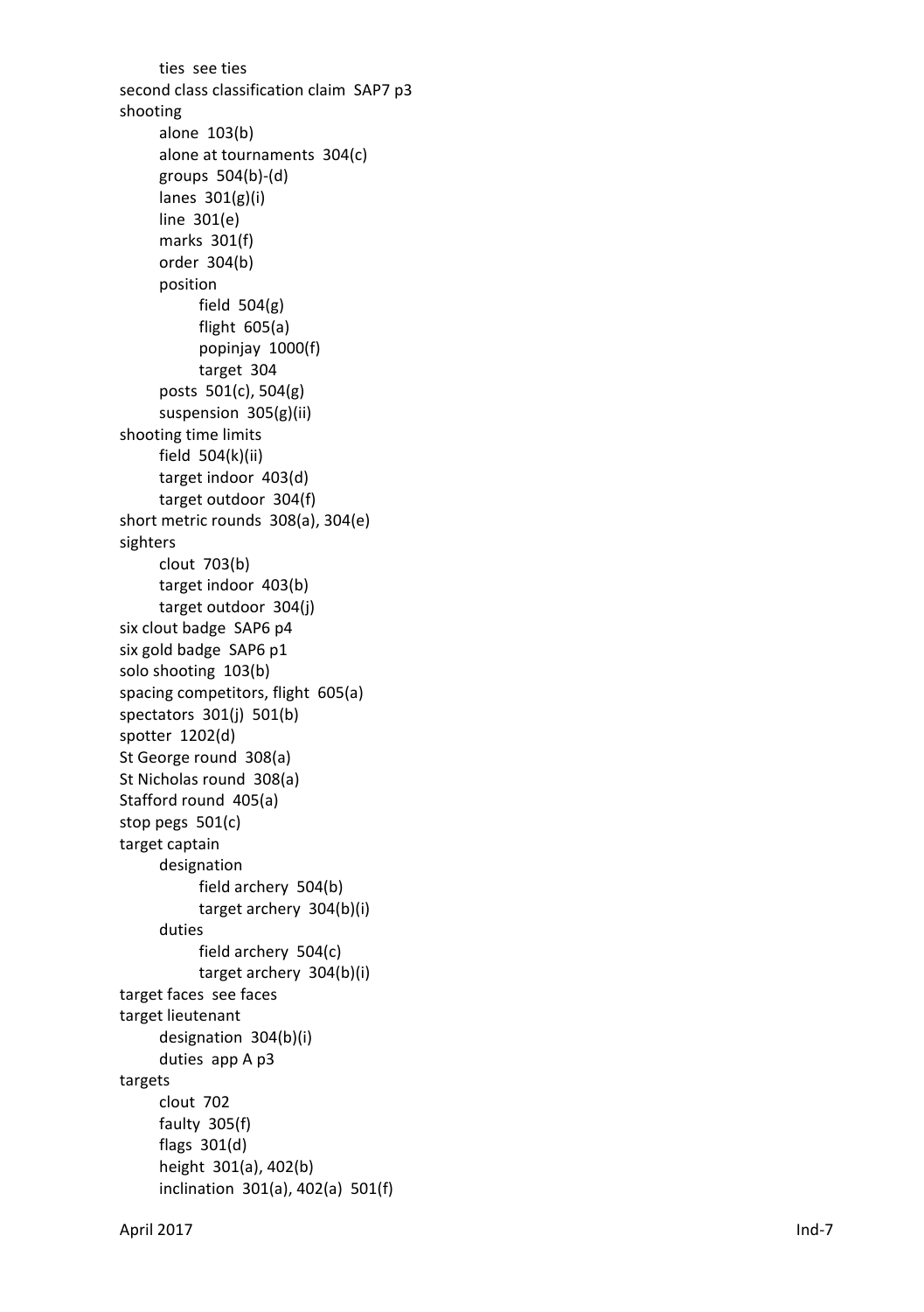- ties see ties

second class classification claim SAP7 p3

shooting
- alone 103(b)
- alone at tournaments 304(c)
- groups 504(b)-(d)
- lanes 301(g)(i)
- line 301(e)
- marks 301(f)
- order 304(b)
- position
  - field 504(g)
  - flight 605(a)
  - popinjay 1000(f)
  - target 304
- posts 501(c), 504(g)
- suspension 305(g)(ii)

shooting time limits
- field 504(k)(ii)
- target indoor 403(d)
- target outdoor 304(f)

short metric rounds 308(a), 304(e)

sighters
- clout 703(b)
- target indoor 403(b)
- target outdoor 304(j)

six clout badge SAP6 p4

six gold badge SAP6 p1

solo shooting 103(b)

spacing competitors, flight 605(a)

spectators 301(j) 501(b)

spotter 1202(d)

St George round 308(a)

St Nicholas round 308(a)

Stafford round 405(a)

stop pegs 501(c)

target captain
- designation
  - field archery 504(b)
  - target archery 304(b)(i)
- duties
  - field archery 504(c)
  - target archery 304(b)(i)

target faces see faces

target lieutenant
- designation 304(b)(i)
- duties app A p3

targets
- clout 702
- faulty 305(f)
- flags 301(d)
- height 301(a), 402(b)
- inclination 301(a), 402(a) 501(f)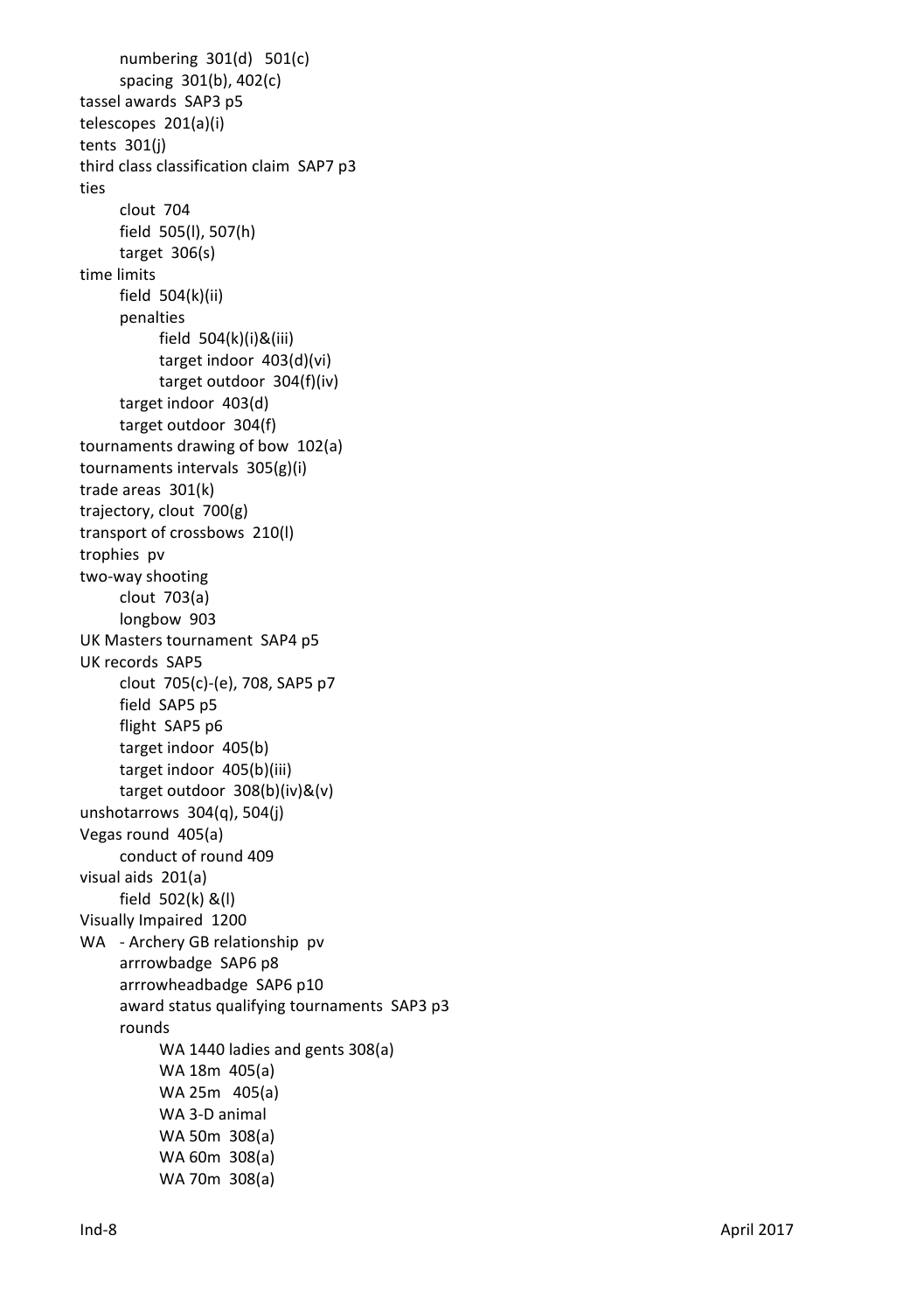- numbering 301(d) 501(c)
- spacing 301(b), 402(c)

tassel awards SAP3 p5
telescopes 201(a)(i)
tents 301(j)
third class classification claim SAP7 p3
ties
- clout 704
- field 505(l), 507(h)
- target 306(s)

time limits
- field 504(k)(ii)
- penalties
  - field 504(k)(i)&(iii)
  - target indoor 403(d)(vi)
  - target outdoor 304(f)(iv)
- target indoor 403(d)
- target outdoor 304(f)

tournaments drawing of bow 102(a)
tournaments intervals 305(g)(i)
trade areas 301(k)
trajectory, clout 700(g)
transport of crossbows 210(l)
trophies pv
two-way shooting
- clout 703(a)
- longbow 903

UK Masters tournament SAP4 p5
UK records SAP5
- clout 705(c)-(e), 708, SAP5 p7
- field SAP5 p5
- flight SAP5 p6
- target indoor 405(b)
- target indoor 405(b)(iii)
- target outdoor 308(b)(iv)&(v)

unshotarrows 304(q), 504(j)
Vegas round 405(a)
- conduct of round 409

visual aids 201(a)
- field 502(k) &(l)

Visually Impaired 1200
WA - Archery GB relationship pv
- arrrowbadge SAP6 p8
- arrrowheadbadge SAP6 p10
- award status qualifying tournaments SAP3 p3
- rounds
  - WA 1440 ladies and gents 308(a)
  - WA 18m 405(a)
  - WA 25m 405(a)
  - WA 3-D animal
  - WA 50m 308(a)
  - WA 60m 308(a)
  - WA 70m 308(a)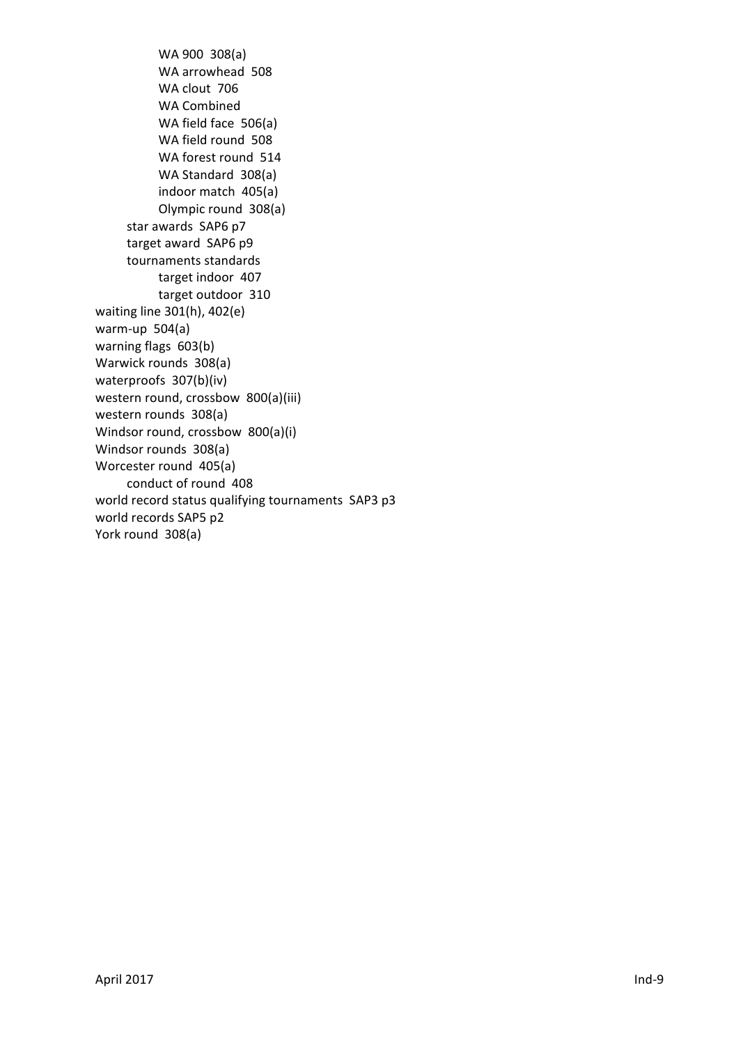- WA 900  308(a)
- WA arrowhead  508
- WA clout  706
- WA Combined
- WA field face  506(a)
- WA field round  508
- WA forest round  514
- WA Standard  308(a)
- indoor match  405(a)
- Olympic round  308(a)

star awards  SAP6 p7
target award  SAP6 p9
tournaments standards
- target indoor  407
- target outdoor  310

waiting line 301(h), 402(e)
warm-up  504(a)
warning flags  603(b)
Warwick rounds  308(a)
waterproofs  307(b)(iv)
western round, crossbow  800(a)(iii)
western rounds  308(a)
Windsor round, crossbow  800(a)(i)
Windsor rounds  308(a)
Worcester round  405(a)
- conduct of round  408

world record status qualifying tournaments  SAP3 p3
world records SAP5 p2
York round  308(a)